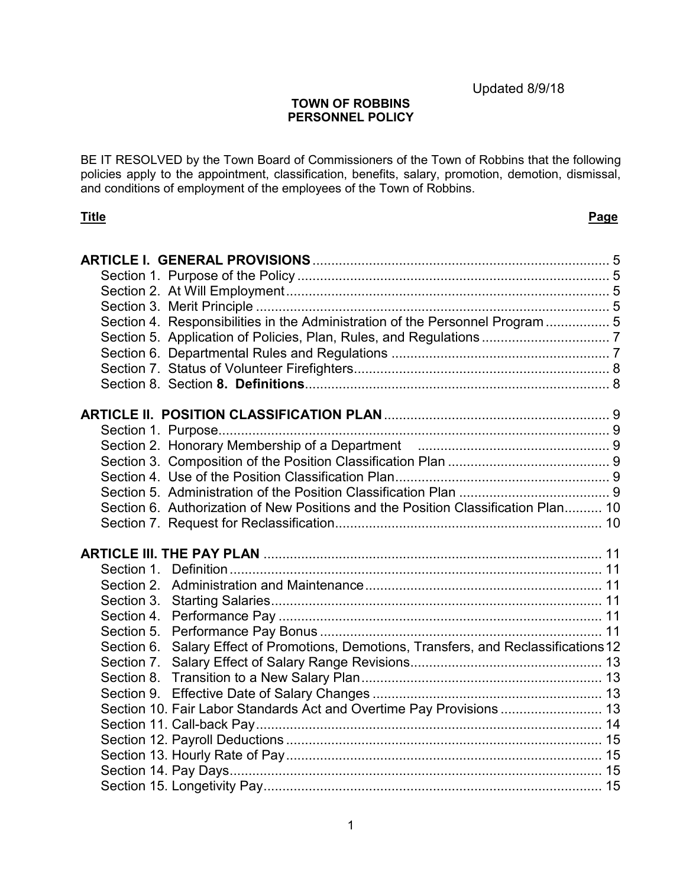Updated 8/9/18

**TOWN OF ROBBINS**
**PERSONNEL POLICY**

BE IT RESOLVED by the Town Board of Commissioners of the Town of Robbins that the following policies apply to the appointment, classification, benefits, salary, promotion, demotion, dismissal, and conditions of employment of the employees of the Town of Robbins.

| <u>**Title**</u> | <u>**Page**</u> |
|---|---|
| **ARTICLE I. GENERAL PROVISIONS** | 5 |
| Section 1. Purpose of the Policy | 5 |
| Section 2. At Will Employment | 5 |
| Section 3. Merit Principle | 5 |
| Section 4. Responsibilities in the Administration of the Personnel Program | 5 |
| Section 5. Application of Policies, Plan, Rules, and Regulations | 7 |
| Section 6. Departmental Rules and Regulations | 7 |
| Section 7. Status of Volunteer Firefighters | 8 |
| Section 8. Section **8. Definitions** | 8 |
| **ARTICLE II. POSITION CLASSIFICATION PLAN** | 9 |
| Section 1. Purpose | 9 |
| Section 2. Honorary Membership of a Department | 9 |
| Section 3. Composition of the Position Classification Plan | 9 |
| Section 4. Use of the Position Classification Plan | 9 |
| Section 5. Administration of the Position Classification Plan | 9 |
| Section 6. Authorization of New Positions and the Position Classification Plan | 10 |
| Section 7. Request for Reclassification | 10 |
| **ARTICLE III. THE PAY PLAN** | 11 |
| Section 1. Definition | 11 |
| Section 2. Administration and Maintenance | 11 |
| Section 3. Starting Salaries | 11 |
| Section 4. Performance Pay | 11 |
| Section 5. Performance Pay Bonus | 11 |
| Section 6. Salary Effect of Promotions, Demotions, Transfers, and Reclassifications | 12 |
| Section 7. Salary Effect of Salary Range Revisions | 13 |
| Section 8. Transition to a New Salary Plan | 13 |
| Section 9. Effective Date of Salary Changes | 13 |
| Section 10. Fair Labor Standards Act and Overtime Pay Provisions | 13 |
| Section 11. Call-back Pay | 14 |
| Section 12. Payroll Deductions | 15 |
| Section 13. Hourly Rate of Pay | 15 |
| Section 14. Pay Days | 15 |
| Section 15. Longetivity Pay | 15 |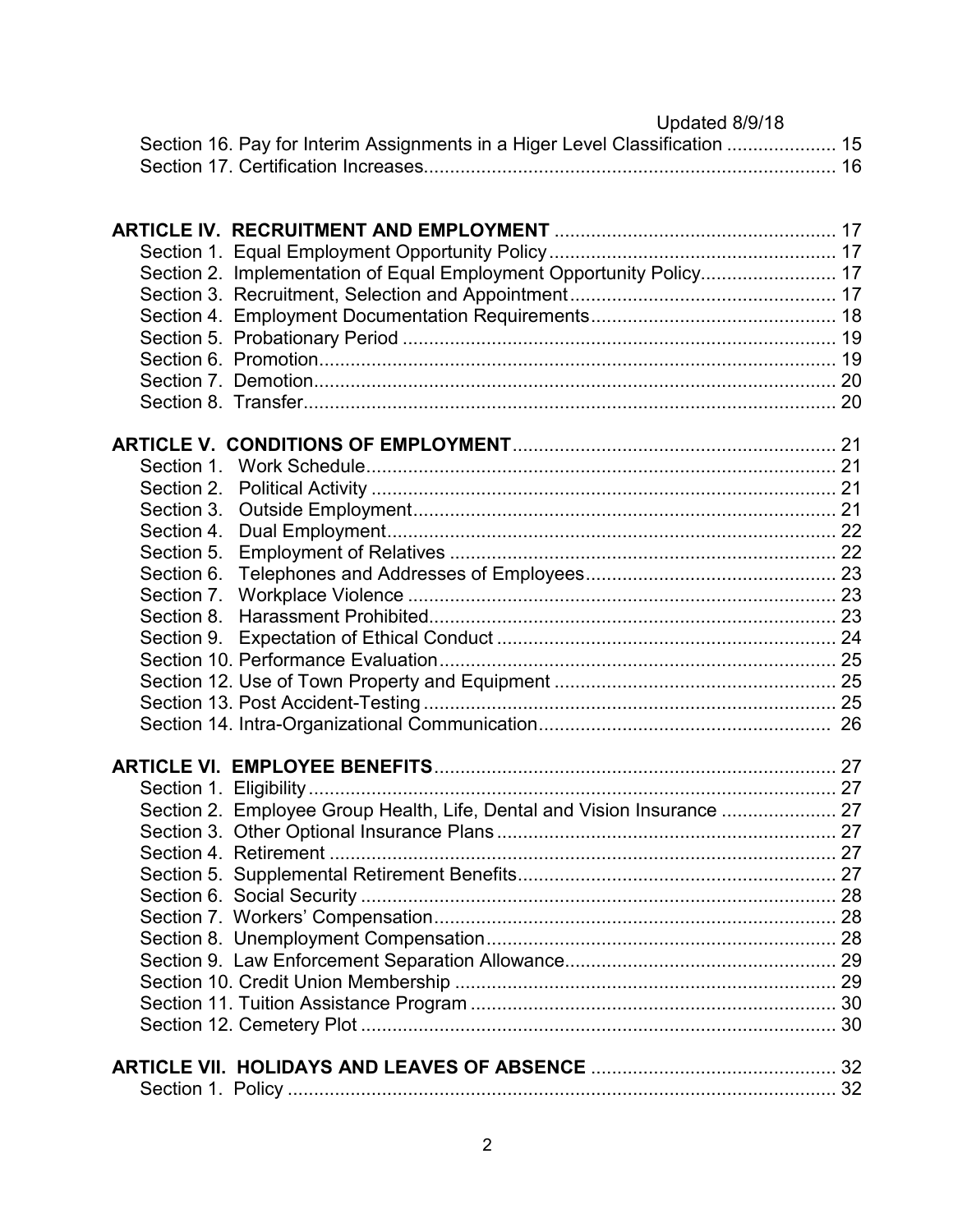Updated 8/9/18

Section 16. Pay for Interim Assignments in a Higer Level Classification ..................... 15
Section 17. Certification Increases............................................................................... 16

**ARTICLE IV. RECRUITMENT AND EMPLOYMENT** ..................................................... 17
Section 1. Equal Employment Opportunity Policy....................................................... 17
Section 2. Implementation of Equal Employment Opportunity Policy.......................... 17
Section 3. Recruitment, Selection and Appointment................................................... 17
Section 4. Employment Documentation Requirements............................................... 18
Section 5. Probationary Period ................................................................................... 19
Section 6. Promotion.................................................................................................. 19
Section 7. Demotion................................................................................................... 20
Section 8. Transfer..................................................................................................... 20

**ARTICLE V. CONDITIONS OF EMPLOYMENT**............................................................. 21
Section 1. Work Schedule.......................................................................................... 21
Section 2. Political Activity ......................................................................................... 21
Section 3. Outside Employment................................................................................. 21
Section 4. Dual Employment...................................................................................... 22
Section 5. Employment of Relatives .......................................................................... 22
Section 6. Telephones and Addresses of Employees................................................ 23
Section 7. Workplace Violence .................................................................................. 23
Section 8. Harassment Prohibited.............................................................................. 23
Section 9. Expectation of Ethical Conduct ................................................................. 24
Section 10. Performance Evaluation........................................................................... 25
Section 12. Use of Town Property and Equipment ...................................................... 25
Section 13. Post Accident-Testing ............................................................................... 25
Section 14. Intra-Organizational Communication........................................................ 26

**ARTICLE VI. EMPLOYEE BENEFITS**............................................................................ 27
Section 1. Eligibility ..................................................................................................... 27
Section 2. Employee Group Health, Life, Dental and Vision Insurance ...................... 27
Section 3. Other Optional Insurance Plans ................................................................. 27
Section 4. Retirement ................................................................................................. 27
Section 5. Supplemental Retirement Benefits............................................................. 27
Section 6. Social Security ........................................................................................... 28
Section 7. Workers' Compensation............................................................................. 28
Section 8. Unemployment Compensation................................................................... 28
Section 9. Law Enforcement Separation Allowance.................................................... 29
Section 10. Credit Union Membership ......................................................................... 29
Section 11. Tuition Assistance Program ...................................................................... 30
Section 12. Cemetery Plot ........................................................................................... 30

**ARTICLE VII. HOLIDAYS AND LEAVES OF ABSENCE** .............................................. 32
Section 1. Policy ......................................................................................................... 32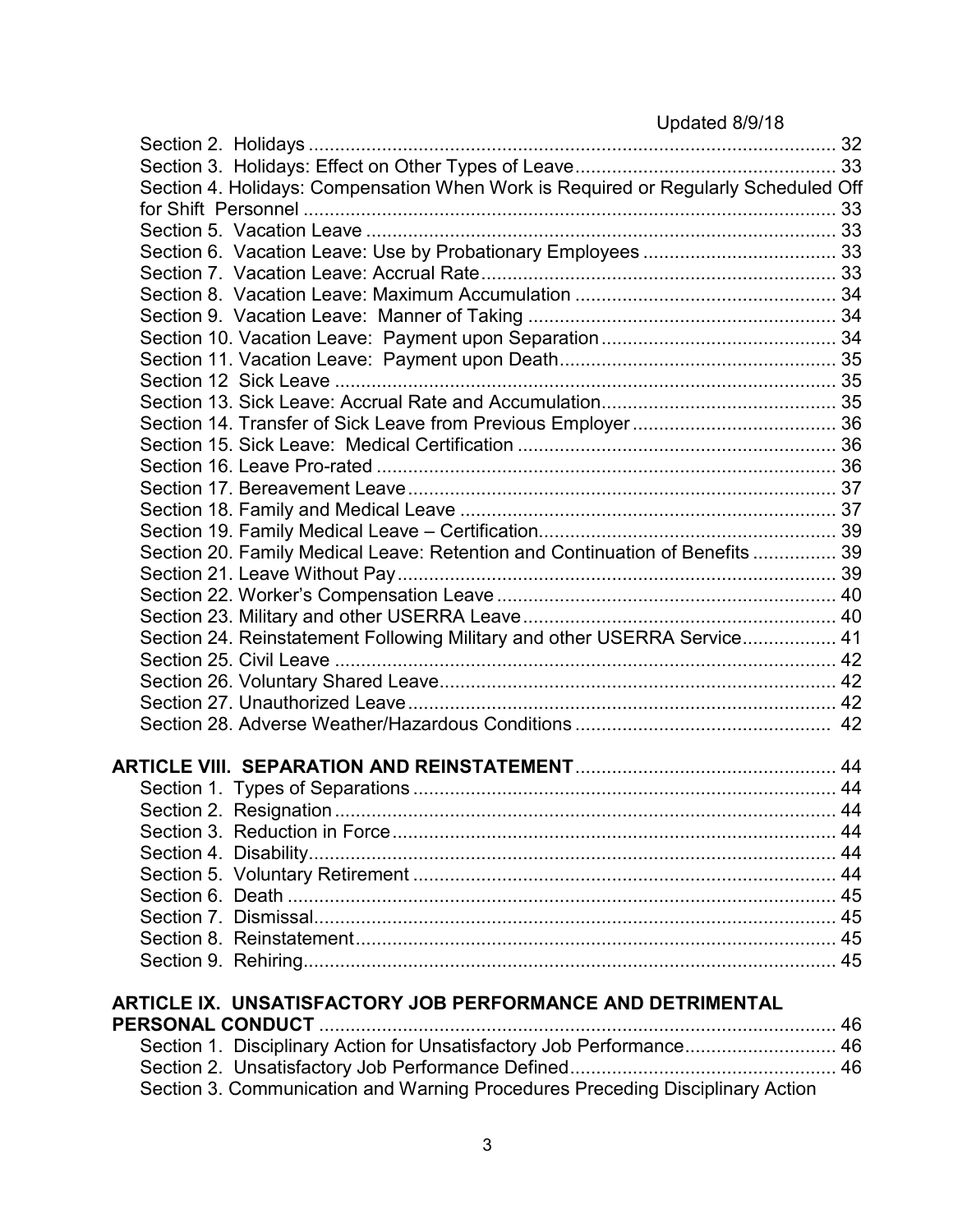Updated 8/9/18

Section 2. Holidays ..................................................................................................... 32
Section 3. Holidays: Effect on Other Types of Leave.................................................. 33
Section 4. Holidays: Compensation When Work is Required or Regularly Scheduled Off for Shift Personnel ...................................................................................................... 33
Section 5. Vacation Leave ............................................................................................ 33
Section 6. Vacation Leave: Use by Probationary Employees ...................................... 33
Section 7. Vacation Leave: Accrual Rate...................................................................... 33
Section 8. Vacation Leave: Maximum Accumulation ................................................... 34
Section 9. Vacation Leave: Manner of Taking ............................................................ 34
Section 10. Vacation Leave: Payment upon Separation.............................................. 34
Section 11. Vacation Leave: Payment upon Death...................................................... 35
Section 12 Sick Leave .................................................................................................. 35
Section 13. Sick Leave: Accrual Rate and Accumulation............................................. 35
Section 14. Transfer of Sick Leave from Previous Employer........................................ 36
Section 15. Sick Leave: Medical Certification .............................................................. 36
Section 16. Leave Pro-rated ......................................................................................... 36
Section 17. Bereavement Leave ................................................................................... 37
Section 18. Family and Medical Leave ......................................................................... 37
Section 19. Family Medical Leave – Certification.......................................................... 39
Section 20. Family Medical Leave: Retention and Continuation of Benefits ................ 39
Section 21. Leave Without Pay..................................................................................... 39
Section 22. Worker's Compensation Leave.................................................................. 40
Section 23. Military and other USERRA Leave............................................................. 40
Section 24. Reinstatement Following Military and other USERRA Service.................. 41
Section 25. Civil Leave ................................................................................................. 42
Section 26. Voluntary Shared Leave............................................................................. 42
Section 27. Unauthorized Leave................................................................................... 42
Section 28. Adverse Weather/Hazardous Conditions .................................................. 42

**ARTICLE VIII. SEPARATION AND REINSTATEMENT**.................................................. 44
Section 1. Types of Separations .................................................................................. 44
Section 2. Resignation ................................................................................................. 44
Section 3. Reduction in Force...................................................................................... 44
Section 4. Disability...................................................................................................... 44
Section 5. Voluntary Retirement .................................................................................. 44
Section 6. Death .......................................................................................................... 45
Section 7. Dismissal..................................................................................................... 45
Section 8. Reinstatement............................................................................................. 45
Section 9. Rehiring....................................................................................................... 45

**ARTICLE IX. UNSATISFACTORY JOB PERFORMANCE AND DETRIMENTAL PERSONAL CONDUCT** .................................................................................................... 46
Section 1. Disciplinary Action for Unsatisfactory Job Performance............................. 46
Section 2. Unsatisfactory Job Performance Defined................................................... 46
Section 3. Communication and Warning Procedures Preceding Disciplinary Action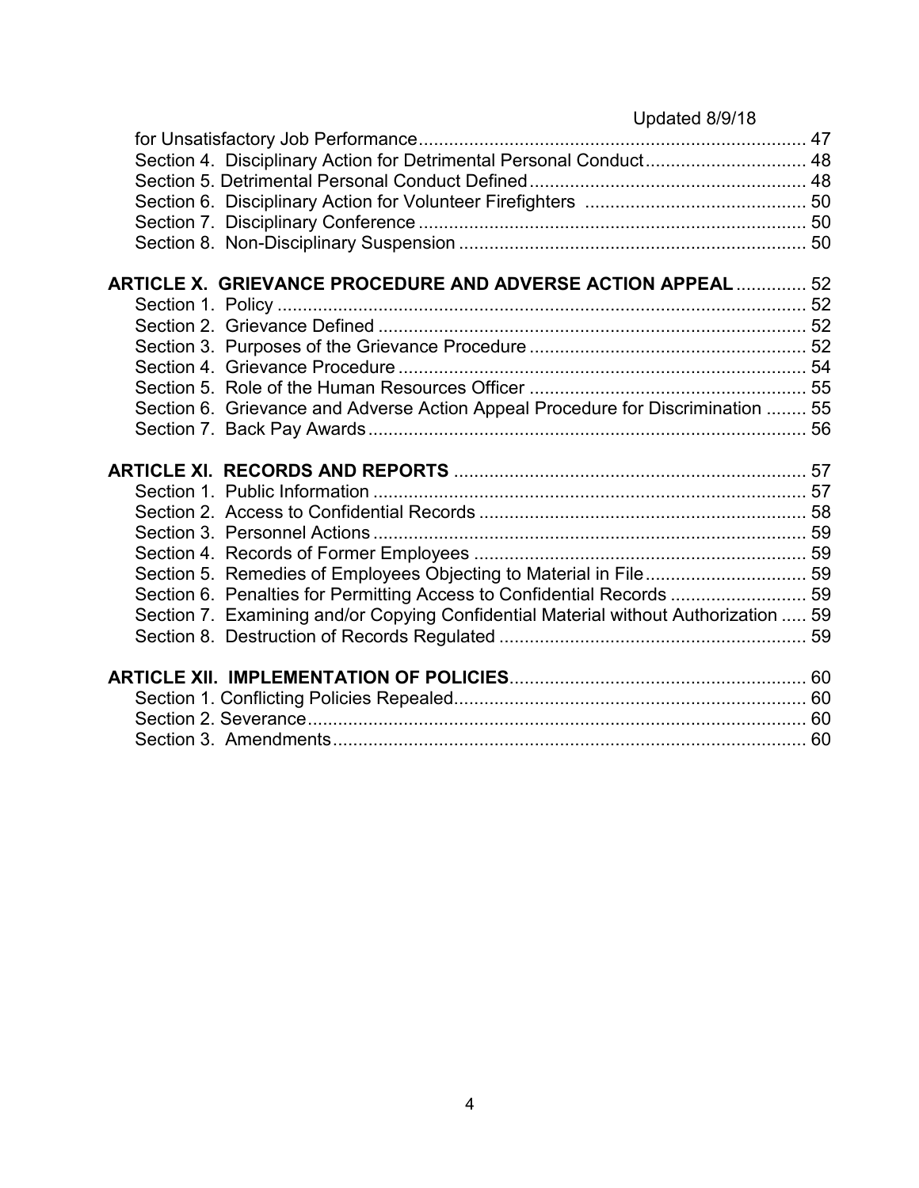Updated 8/9/18

for Unsatisfactory Job Performance ..... 47
Section 4. Disciplinary Action for Detrimental Personal Conduct ..... 48
Section 5. Detrimental Personal Conduct Defined ..... 48
Section 6. Disciplinary Action for Volunteer Firefighters ..... 50
Section 7. Disciplinary Conference ..... 50
Section 8. Non-Disciplinary Suspension ..... 50

**ARTICLE X. GRIEVANCE PROCEDURE AND ADVERSE ACTION APPEAL** ..... 52
Section 1. Policy ..... 52
Section 2. Grievance Defined ..... 52
Section 3. Purposes of the Grievance Procedure ..... 52
Section 4. Grievance Procedure ..... 54
Section 5. Role of the Human Resources Officer ..... 55
Section 6. Grievance and Adverse Action Appeal Procedure for Discrimination ..... 55
Section 7. Back Pay Awards ..... 56

**ARTICLE XI. RECORDS AND REPORTS** ..... 57
Section 1. Public Information ..... 57
Section 2. Access to Confidential Records ..... 58
Section 3. Personnel Actions ..... 59
Section 4. Records of Former Employees ..... 59
Section 5. Remedies of Employees Objecting to Material in File ..... 59
Section 6. Penalties for Permitting Access to Confidential Records ..... 59
Section 7. Examining and/or Copying Confidential Material without Authorization ..... 59
Section 8. Destruction of Records Regulated ..... 59

**ARTICLE XII. IMPLEMENTATION OF POLICIES** ..... 60
Section 1. Conflicting Policies Repealed ..... 60
Section 2. Severance ..... 60
Section 3. Amendments ..... 60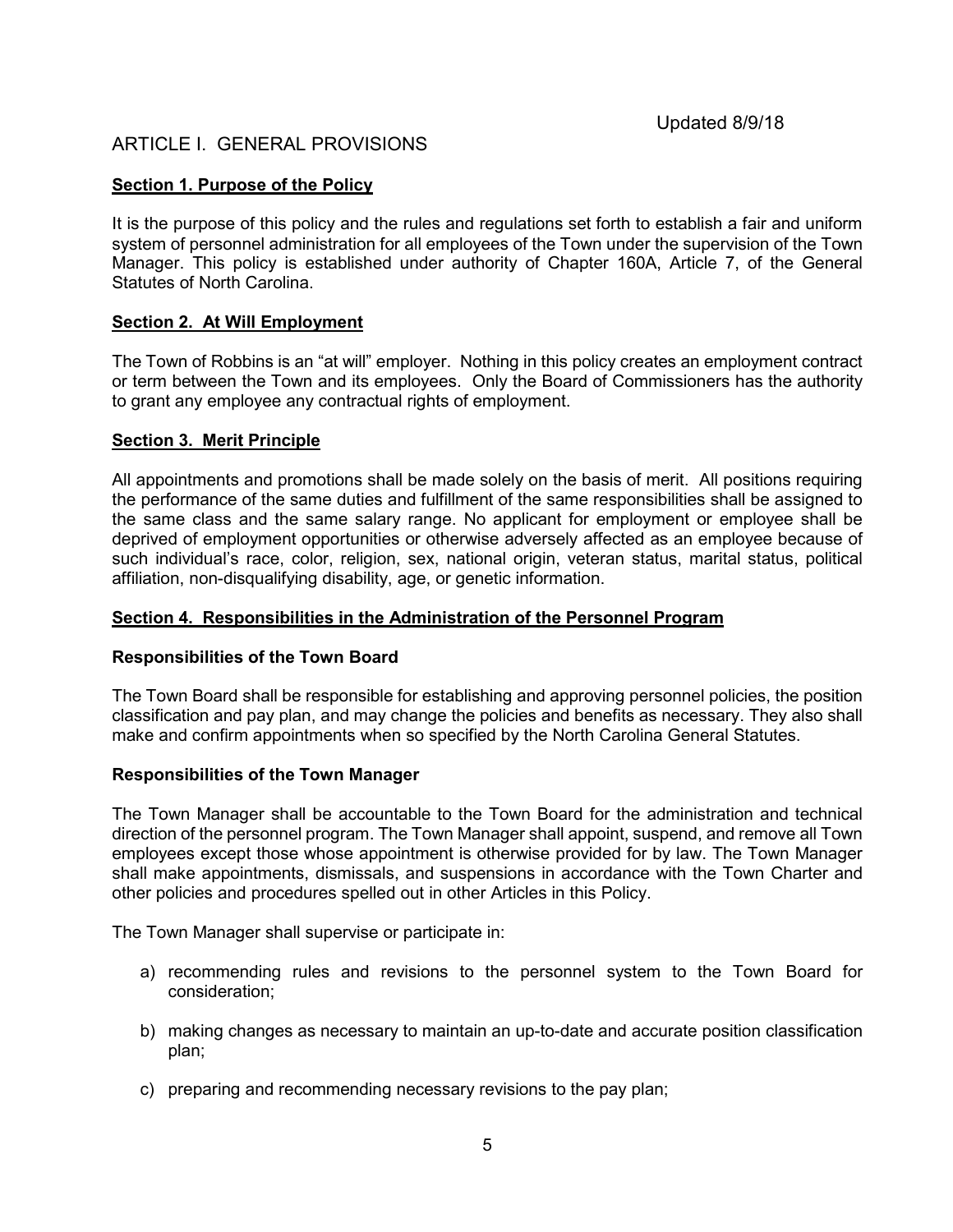Updated 8/9/18

# ARTICLE I. GENERAL PROVISIONS

## Section 1. Purpose of the Policy

It is the purpose of this policy and the rules and regulations set forth to establish a fair and uniform system of personnel administration for all employees of the Town under the supervision of the Town Manager. This policy is established under authority of Chapter 160A, Article 7, of the General Statutes of North Carolina.

## Section 2. At Will Employment

The Town of Robbins is an "at will" employer. Nothing in this policy creates an employment contract or term between the Town and its employees. Only the Board of Commissioners has the authority to grant any employee any contractual rights of employment.

## Section 3. Merit Principle

All appointments and promotions shall be made solely on the basis of merit. All positions requiring the performance of the same duties and fulfillment of the same responsibilities shall be assigned to the same class and the same salary range. No applicant for employment or employee shall be deprived of employment opportunities or otherwise adversely affected as an employee because of such individual's race, color, religion, sex, national origin, veteran status, marital status, political affiliation, non-disqualifying disability, age, or genetic information.

## Section 4. Responsibilities in the Administration of the Personnel Program

### Responsibilities of the Town Board

The Town Board shall be responsible for establishing and approving personnel policies, the position classification and pay plan, and may change the policies and benefits as necessary. They also shall make and confirm appointments when so specified by the North Carolina General Statutes.

### Responsibilities of the Town Manager

The Town Manager shall be accountable to the Town Board for the administration and technical direction of the personnel program. The Town Manager shall appoint, suspend, and remove all Town employees except those whose appointment is otherwise provided for by law. The Town Manager shall make appointments, dismissals, and suspensions in accordance with the Town Charter and other policies and procedures spelled out in other Articles in this Policy.

The Town Manager shall supervise or participate in:

a) recommending rules and revisions to the personnel system to the Town Board for consideration;

b) making changes as necessary to maintain an up-to-date and accurate position classification plan;

c) preparing and recommending necessary revisions to the pay plan;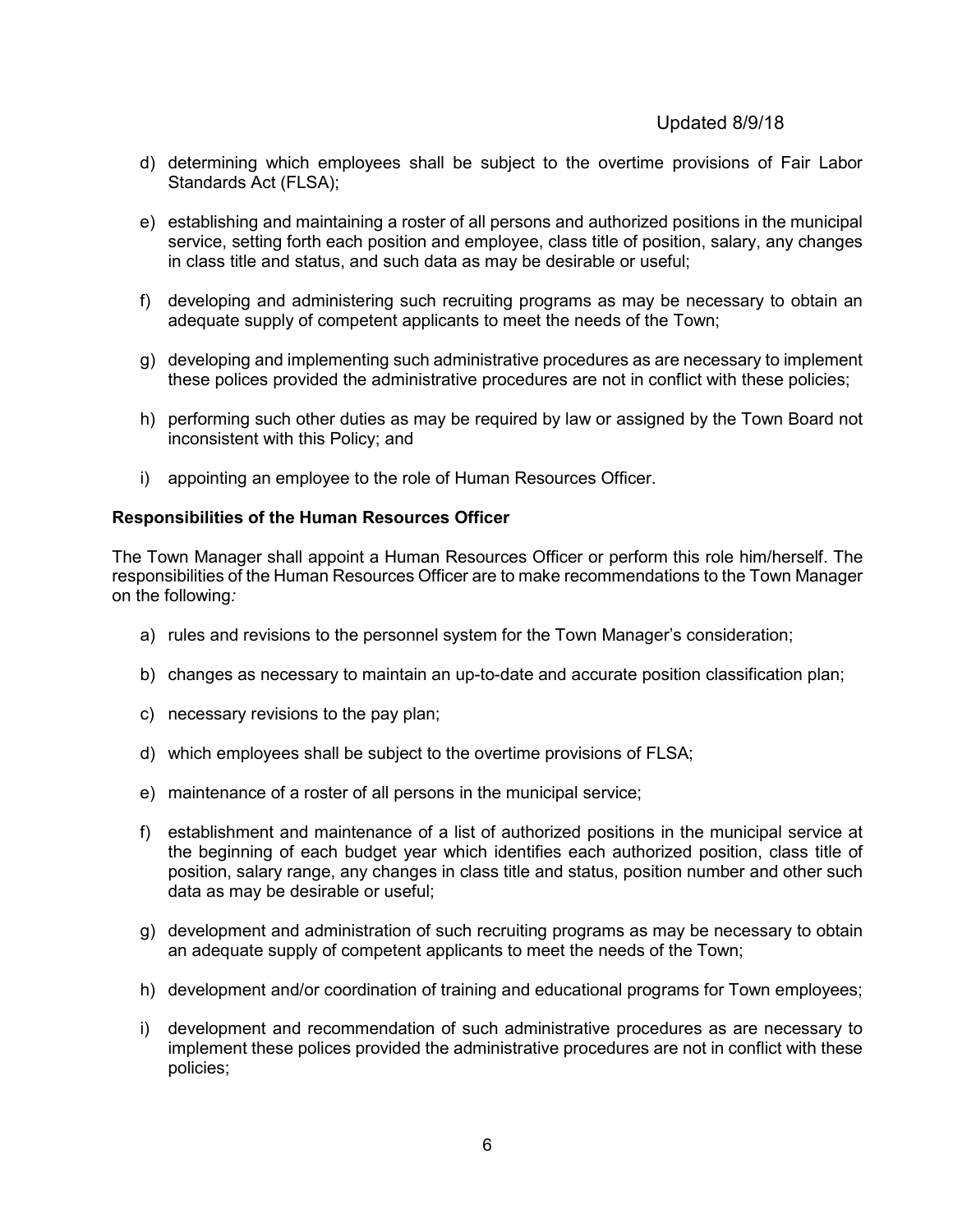Updated 8/9/18

d) determining which employees shall be subject to the overtime provisions of Fair Labor Standards Act (FLSA);

e) establishing and maintaining a roster of all persons and authorized positions in the municipal service, setting forth each position and employee, class title of position, salary, any changes in class title and status, and such data as may be desirable or useful;

f) developing and administering such recruiting programs as may be necessary to obtain an adequate supply of competent applicants to meet the needs of the Town;

g) developing and implementing such administrative procedures as are necessary to implement these polices provided the administrative procedures are not in conflict with these policies;

h) performing such other duties as may be required by law or assigned by the Town Board not inconsistent with this Policy; and

i) appointing an employee to the role of Human Resources Officer.

**Responsibilities of the Human Resources Officer**

The Town Manager shall appoint a Human Resources Officer or perform this role him/herself. The responsibilities of the Human Resources Officer are to make recommendations to the Town Manager on the following*:*

a) rules and revisions to the personnel system for the Town Manager's consideration;

b) changes as necessary to maintain an up-to-date and accurate position classification plan;

c) necessary revisions to the pay plan;

d) which employees shall be subject to the overtime provisions of FLSA;

e) maintenance of a roster of all persons in the municipal service;

f) establishment and maintenance of a list of authorized positions in the municipal service at the beginning of each budget year which identifies each authorized position, class title of position, salary range, any changes in class title and status, position number and other such data as may be desirable or useful;

g) development and administration of such recruiting programs as may be necessary to obtain an adequate supply of competent applicants to meet the needs of the Town;

h) development and/or coordination of training and educational programs for Town employees;

i) development and recommendation of such administrative procedures as are necessary to implement these polices provided the administrative procedures are not in conflict with these policies;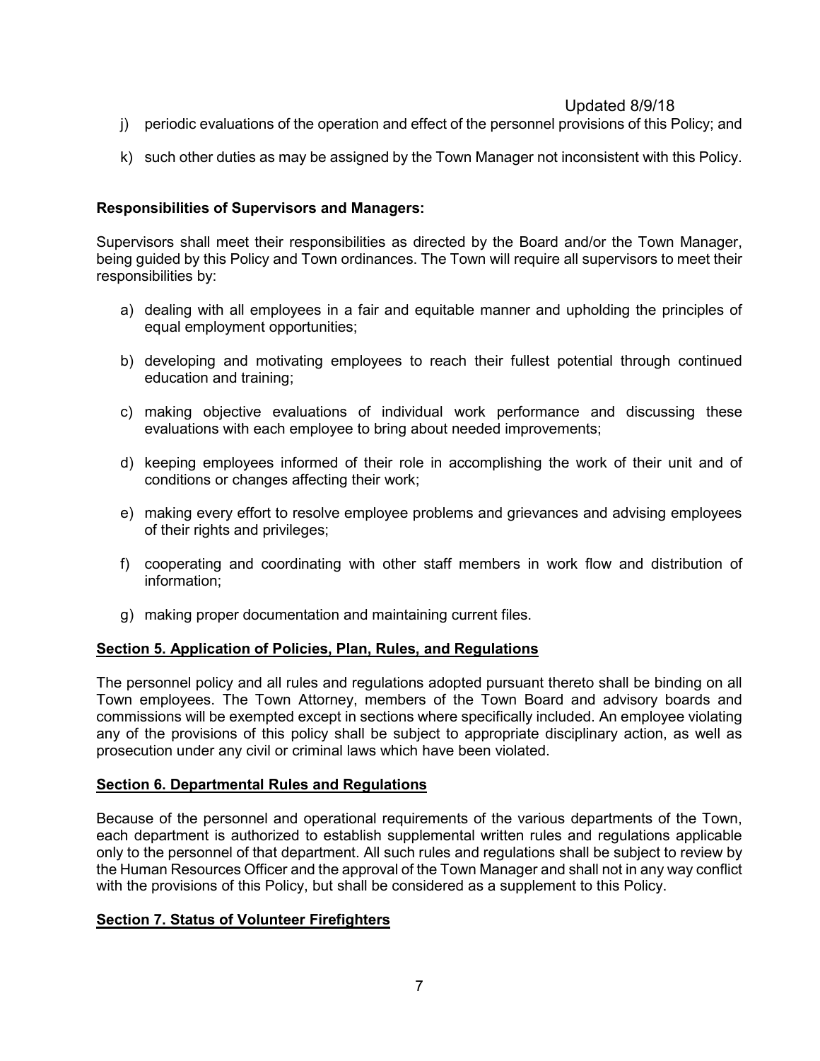j) periodic evaluations of the operation and effect of the personnel provisions of this Policy; and

k) such other duties as may be assigned by the Town Manager not inconsistent with this Policy.

**Responsibilities of Supervisors and Managers:**

Supervisors shall meet their responsibilities as directed by the Board and/or the Town Manager, being guided by this Policy and Town ordinances. The Town will require all supervisors to meet their responsibilities by:

a) dealing with all employees in a fair and equitable manner and upholding the principles of equal employment opportunities;

b) developing and motivating employees to reach their fullest potential through continued education and training;

c) making objective evaluations of individual work performance and discussing these evaluations with each employee to bring about needed improvements;

d) keeping employees informed of their role in accomplishing the work of their unit and of conditions or changes affecting their work;

e) making every effort to resolve employee problems and grievances and advising employees of their rights and privileges;

f) cooperating and coordinating with other staff members in work flow and distribution of information;

g) making proper documentation and maintaining current files.

## Section 5. Application of Policies, Plan, Rules, and Regulations

The personnel policy and all rules and regulations adopted pursuant thereto shall be binding on all Town employees. The Town Attorney, members of the Town Board and advisory boards and commissions will be exempted except in sections where specifically included. An employee violating any of the provisions of this policy shall be subject to appropriate disciplinary action, as well as prosecution under any civil or criminal laws which have been violated.

## Section 6. Departmental Rules and Regulations

Because of the personnel and operational requirements of the various departments of the Town, each department is authorized to establish supplemental written rules and regulations applicable only to the personnel of that department. All such rules and regulations shall be subject to review by the Human Resources Officer and the approval of the Town Manager and shall not in any way conflict with the provisions of this Policy, but shall be considered as a supplement to this Policy.

## Section 7. Status of Volunteer Firefighters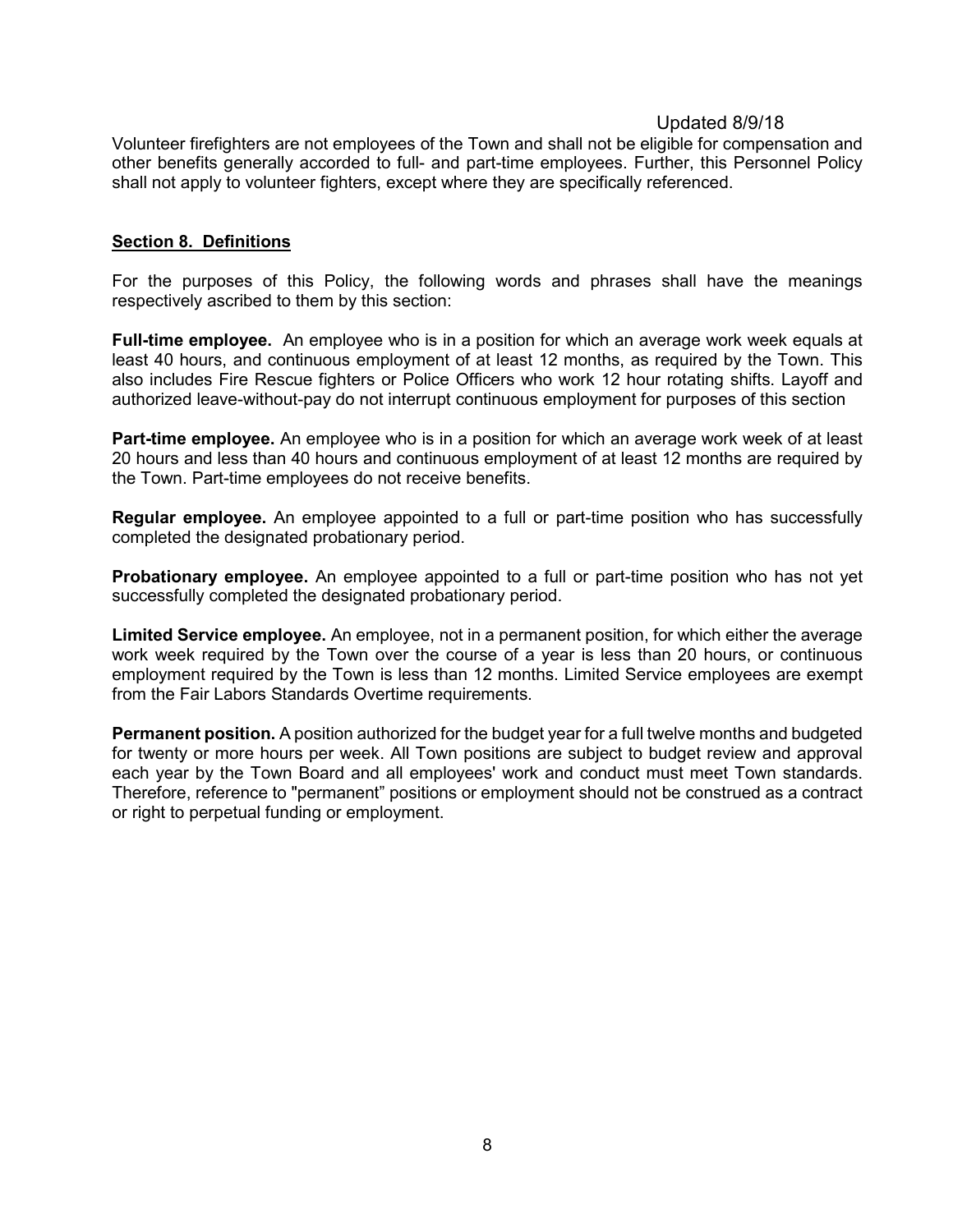Volunteer firefighters are not employees of the Town and shall not be eligible for compensation and other benefits generally accorded to full- and part-time employees. Further, this Personnel Policy shall not apply to volunteer fighters, except where they are specifically referenced.

## Section 8. Definitions

For the purposes of this Policy, the following words and phrases shall have the meanings respectively ascribed to them by this section:

**Full-time employee.** An employee who is in a position for which an average work week equals at least 40 hours, and continuous employment of at least 12 months, as required by the Town. This also includes Fire Rescue fighters or Police Officers who work 12 hour rotating shifts. Layoff and authorized leave-without-pay do not interrupt continuous employment for purposes of this section

**Part-time employee.** An employee who is in a position for which an average work week of at least 20 hours and less than 40 hours and continuous employment of at least 12 months are required by the Town. Part-time employees do not receive benefits.

**Regular employee.** An employee appointed to a full or part-time position who has successfully completed the designated probationary period.

**Probationary employee.** An employee appointed to a full or part-time position who has not yet successfully completed the designated probationary period.

**Limited Service employee.** An employee, not in a permanent position, for which either the average work week required by the Town over the course of a year is less than 20 hours, or continuous employment required by the Town is less than 12 months. Limited Service employees are exempt from the Fair Labors Standards Overtime requirements.

**Permanent position.** A position authorized for the budget year for a full twelve months and budgeted for twenty or more hours per week. All Town positions are subject to budget review and approval each year by the Town Board and all employees' work and conduct must meet Town standards. Therefore, reference to "permanent" positions or employment should not be construed as a contract or right to perpetual funding or employment.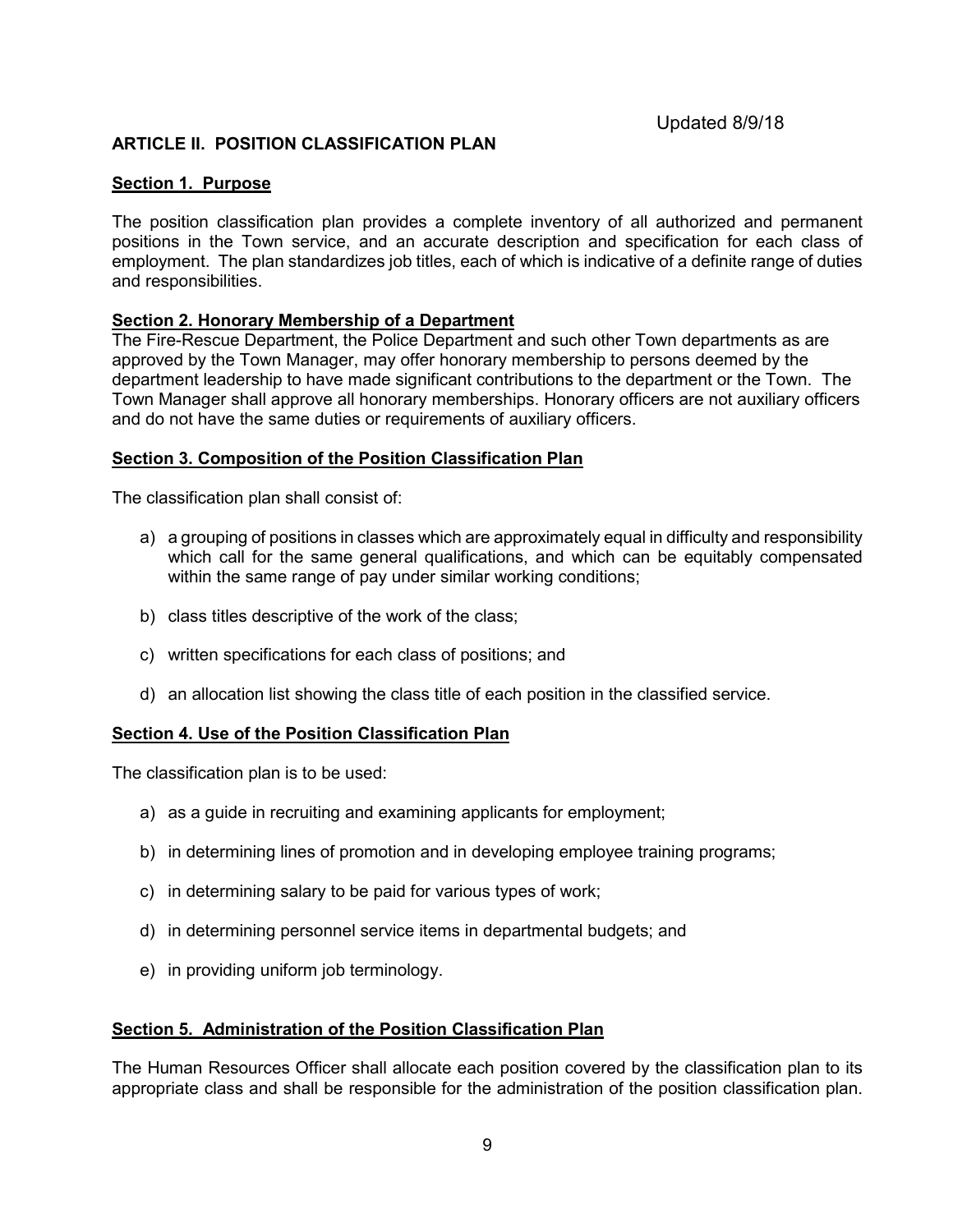Updated 8/9/18

## ARTICLE II. POSITION CLASSIFICATION PLAN

### Section 1. Purpose

The position classification plan provides a complete inventory of all authorized and permanent positions in the Town service, and an accurate description and specification for each class of employment. The plan standardizes job titles, each of which is indicative of a definite range of duties and responsibilities.

### Section 2. Honorary Membership of a Department

The Fire-Rescue Department, the Police Department and such other Town departments as are approved by the Town Manager, may offer honorary membership to persons deemed by the department leadership to have made significant contributions to the department or the Town. The Town Manager shall approve all honorary memberships. Honorary officers are not auxiliary officers and do not have the same duties or requirements of auxiliary officers.

### Section 3. Composition of the Position Classification Plan

The classification plan shall consist of:

a) a grouping of positions in classes which are approximately equal in difficulty and responsibility which call for the same general qualifications, and which can be equitably compensated within the same range of pay under similar working conditions;

b) class titles descriptive of the work of the class;

c) written specifications for each class of positions; and

d) an allocation list showing the class title of each position in the classified service.

### Section 4. Use of the Position Classification Plan

The classification plan is to be used:

a) as a guide in recruiting and examining applicants for employment;

b) in determining lines of promotion and in developing employee training programs;

c) in determining salary to be paid for various types of work;

d) in determining personnel service items in departmental budgets; and

e) in providing uniform job terminology.

### Section 5. Administration of the Position Classification Plan

The Human Resources Officer shall allocate each position covered by the classification plan to its appropriate class and shall be responsible for the administration of the position classification plan.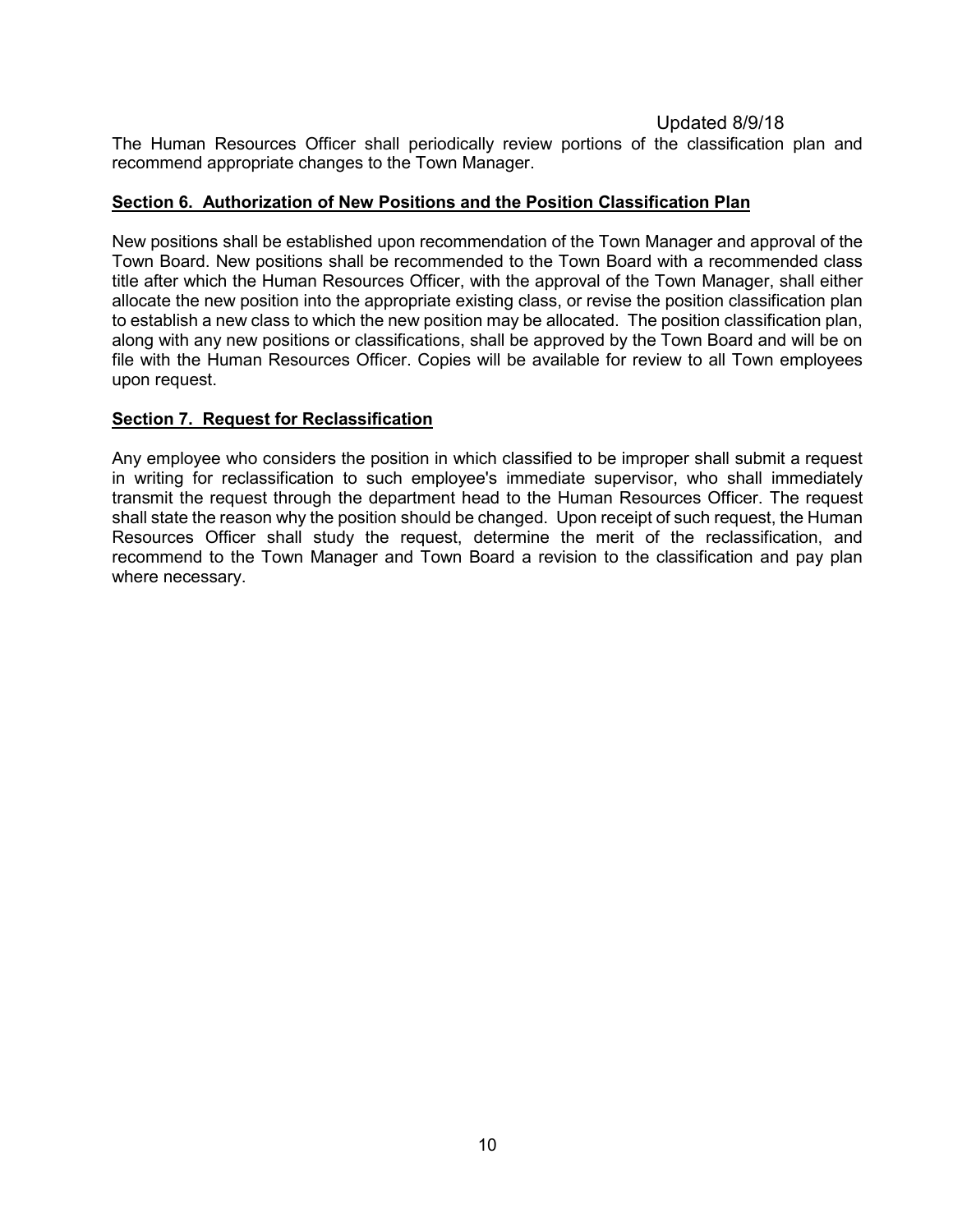The Human Resources Officer shall periodically review portions of the classification plan and recommend appropriate changes to the Town Manager.

## **Section 6. Authorization of New Positions and the Position Classification Plan**

New positions shall be established upon recommendation of the Town Manager and approval of the Town Board. New positions shall be recommended to the Town Board with a recommended class title after which the Human Resources Officer, with the approval of the Town Manager, shall either allocate the new position into the appropriate existing class, or revise the position classification plan to establish a new class to which the new position may be allocated. The position classification plan, along with any new positions or classifications, shall be approved by the Town Board and will be on file with the Human Resources Officer. Copies will be available for review to all Town employees upon request.

## **Section 7. Request for Reclassification**

Any employee who considers the position in which classified to be improper shall submit a request in writing for reclassification to such employee's immediate supervisor, who shall immediately transmit the request through the department head to the Human Resources Officer. The request shall state the reason why the position should be changed. Upon receipt of such request, the Human Resources Officer shall study the request, determine the merit of the reclassification, and recommend to the Town Manager and Town Board a revision to the classification and pay plan where necessary.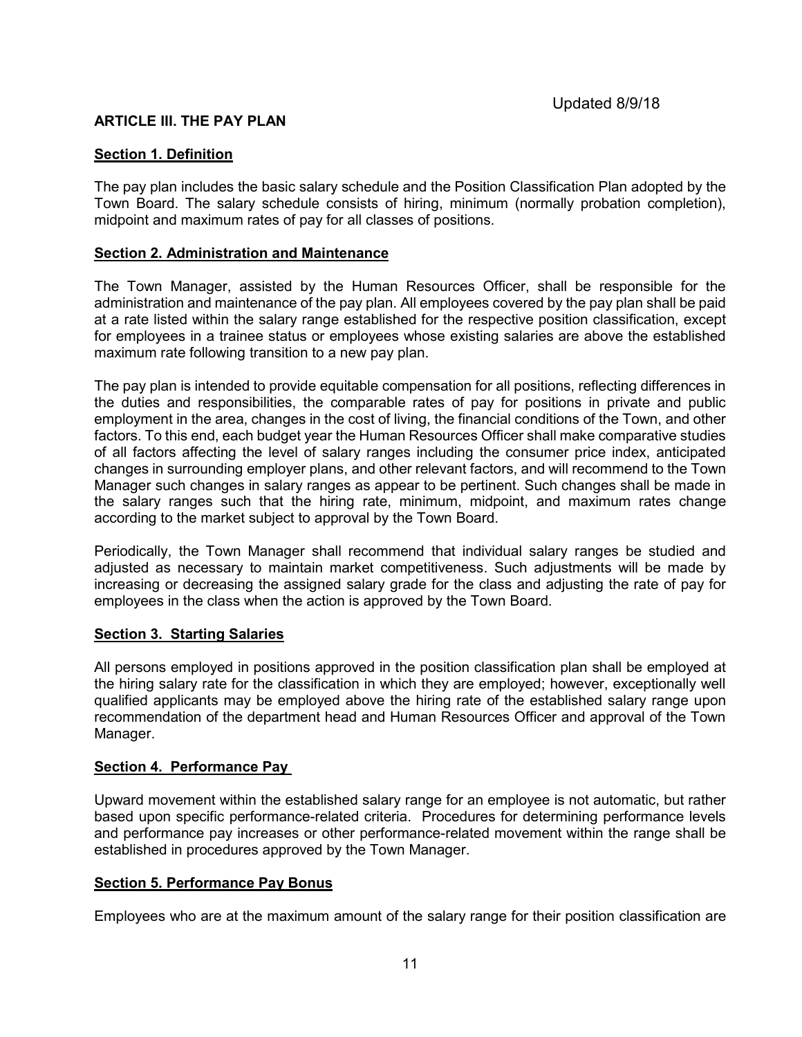Updated 8/9/18

## ARTICLE III. THE PAY PLAN

### Section 1. Definition

The pay plan includes the basic salary schedule and the Position Classification Plan adopted by the Town Board. The salary schedule consists of hiring, minimum (normally probation completion), midpoint and maximum rates of pay for all classes of positions.

### Section 2. Administration and Maintenance

The Town Manager, assisted by the Human Resources Officer, shall be responsible for the administration and maintenance of the pay plan. All employees covered by the pay plan shall be paid at a rate listed within the salary range established for the respective position classification, except for employees in a trainee status or employees whose existing salaries are above the established maximum rate following transition to a new pay plan.

The pay plan is intended to provide equitable compensation for all positions, reflecting differences in the duties and responsibilities, the comparable rates of pay for positions in private and public employment in the area, changes in the cost of living, the financial conditions of the Town, and other factors. To this end, each budget year the Human Resources Officer shall make comparative studies of all factors affecting the level of salary ranges including the consumer price index, anticipated changes in surrounding employer plans, and other relevant factors, and will recommend to the Town Manager such changes in salary ranges as appear to be pertinent. Such changes shall be made in the salary ranges such that the hiring rate, minimum, midpoint, and maximum rates change according to the market subject to approval by the Town Board.

Periodically, the Town Manager shall recommend that individual salary ranges be studied and adjusted as necessary to maintain market competitiveness. Such adjustments will be made by increasing or decreasing the assigned salary grade for the class and adjusting the rate of pay for employees in the class when the action is approved by the Town Board.

### Section 3. Starting Salaries

All persons employed in positions approved in the position classification plan shall be employed at the hiring salary rate for the classification in which they are employed; however, exceptionally well qualified applicants may be employed above the hiring rate of the established salary range upon recommendation of the department head and Human Resources Officer and approval of the Town Manager.

### Section 4. Performance Pay

Upward movement within the established salary range for an employee is not automatic, but rather based upon specific performance-related criteria. Procedures for determining performance levels and performance pay increases or other performance-related movement within the range shall be established in procedures approved by the Town Manager.

### Section 5. Performance Pay Bonus

Employees who are at the maximum amount of the salary range for their position classification are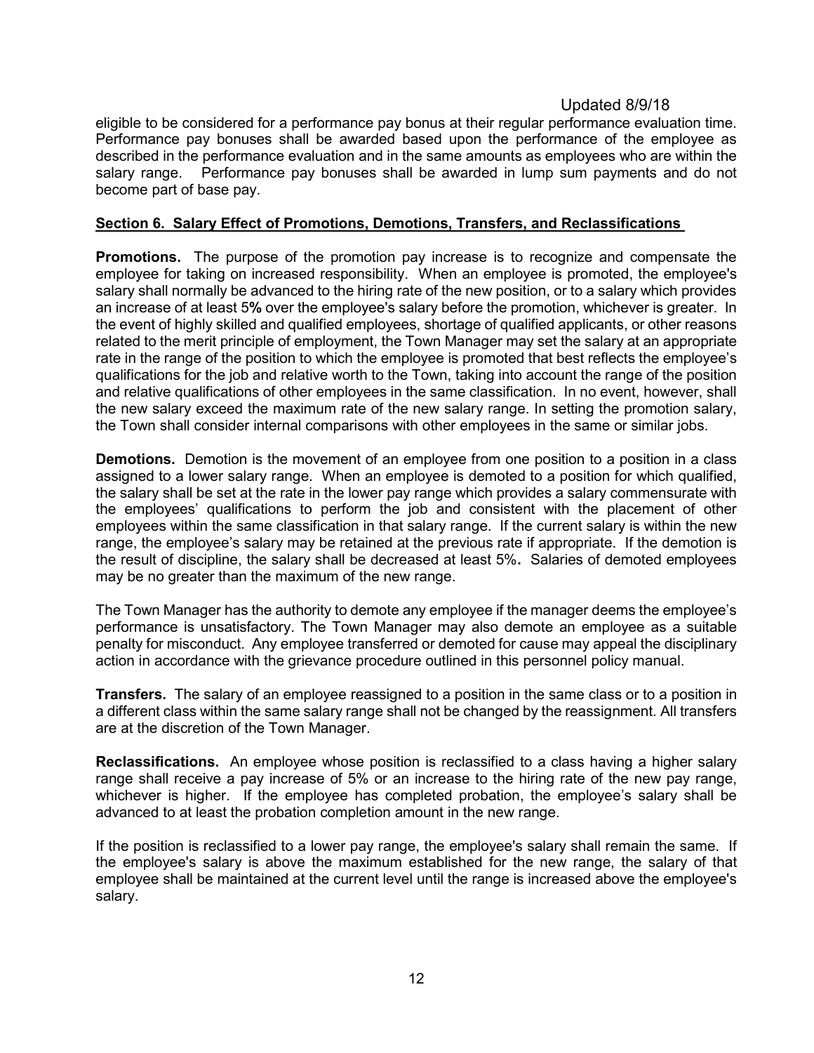eligible to be considered for a performance pay bonus at their regular performance evaluation time. Performance pay bonuses shall be awarded based upon the performance of the employee as described in the performance evaluation and in the same amounts as employees who are within the salary range. Performance pay bonuses shall be awarded in lump sum payments and do not become part of base pay.

**Section 6. Salary Effect of Promotions, Demotions, Transfers, and Reclassifications**

**Promotions.** The purpose of the promotion pay increase is to recognize and compensate the employee for taking on increased responsibility. When an employee is promoted, the employee's salary shall normally be advanced to the hiring rate of the new position, or to a salary which provides an increase of at least 5**%** over the employee's salary before the promotion, whichever is greater. In the event of highly skilled and qualified employees, shortage of qualified applicants, or other reasons related to the merit principle of employment, the Town Manager may set the salary at an appropriate rate in the range of the position to which the employee is promoted that best reflects the employee's qualifications for the job and relative worth to the Town, taking into account the range of the position and relative qualifications of other employees in the same classification. In no event, however, shall the new salary exceed the maximum rate of the new salary range. In setting the promotion salary, the Town shall consider internal comparisons with other employees in the same or similar jobs.

**Demotions.** Demotion is the movement of an employee from one position to a position in a class assigned to a lower salary range. When an employee is demoted to a position for which qualified, the salary shall be set at the rate in the lower pay range which provides a salary commensurate with the employees' qualifications to perform the job and consistent with the placement of other employees within the same classification in that salary range. If the current salary is within the new range, the employee's salary may be retained at the previous rate if appropriate. If the demotion is the result of discipline, the salary shall be decreased at least 5%**.** Salaries of demoted employees may be no greater than the maximum of the new range.

The Town Manager has the authority to demote any employee if the manager deems the employee's performance is unsatisfactory. The Town Manager may also demote an employee as a suitable penalty for misconduct. Any employee transferred or demoted for cause may appeal the disciplinary action in accordance with the grievance procedure outlined in this personnel policy manual.

**Transfers.** The salary of an employee reassigned to a position in the same class or to a position in a different class within the same salary range shall not be changed by the reassignment. All transfers are at the discretion of the Town Manager.

**Reclassifications.** An employee whose position is reclassified to a class having a higher salary range shall receive a pay increase of 5% or an increase to the hiring rate of the new pay range, whichever is higher. If the employee has completed probation, the employee's salary shall be advanced to at least the probation completion amount in the new range.

If the position is reclassified to a lower pay range, the employee's salary shall remain the same. If the employee's salary is above the maximum established for the new range, the salary of that employee shall be maintained at the current level until the range is increased above the employee's salary.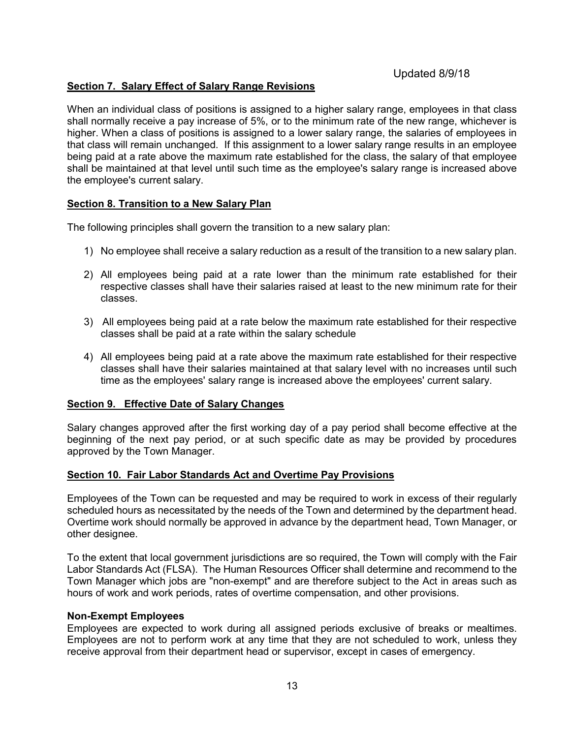Updated 8/9/18

## Section 7. Salary Effect of Salary Range Revisions

When an individual class of positions is assigned to a higher salary range, employees in that class shall normally receive a pay increase of 5%, or to the minimum rate of the new range, whichever is higher. When a class of positions is assigned to a lower salary range, the salaries of employees in that class will remain unchanged. If this assignment to a lower salary range results in an employee being paid at a rate above the maximum rate established for the class, the salary of that employee shall be maintained at that level until such time as the employee's salary range is increased above the employee's current salary.

## Section 8. Transition to a New Salary Plan

The following principles shall govern the transition to a new salary plan:

1) No employee shall receive a salary reduction as a result of the transition to a new salary plan.

2) All employees being paid at a rate lower than the minimum rate established for their respective classes shall have their salaries raised at least to the new minimum rate for their classes.

3) All employees being paid at a rate below the maximum rate established for their respective classes shall be paid at a rate within the salary schedule

4) All employees being paid at a rate above the maximum rate established for their respective classes shall have their salaries maintained at that salary level with no increases until such time as the employees' salary range is increased above the employees' current salary.

## Section 9. Effective Date of Salary Changes

Salary changes approved after the first working day of a pay period shall become effective at the beginning of the next pay period, or at such specific date as may be provided by procedures approved by the Town Manager.

## Section 10. Fair Labor Standards Act and Overtime Pay Provisions

Employees of the Town can be requested and may be required to work in excess of their regularly scheduled hours as necessitated by the needs of the Town and determined by the department head. Overtime work should normally be approved in advance by the department head, Town Manager, or other designee.

To the extent that local government jurisdictions are so required, the Town will comply with the Fair Labor Standards Act (FLSA). The Human Resources Officer shall determine and recommend to the Town Manager which jobs are "non-exempt" and are therefore subject to the Act in areas such as hours of work and work periods, rates of overtime compensation, and other provisions.

**Non-Exempt Employees**

Employees are expected to work during all assigned periods exclusive of breaks or mealtimes. Employees are not to perform work at any time that they are not scheduled to work, unless they receive approval from their department head or supervisor, except in cases of emergency.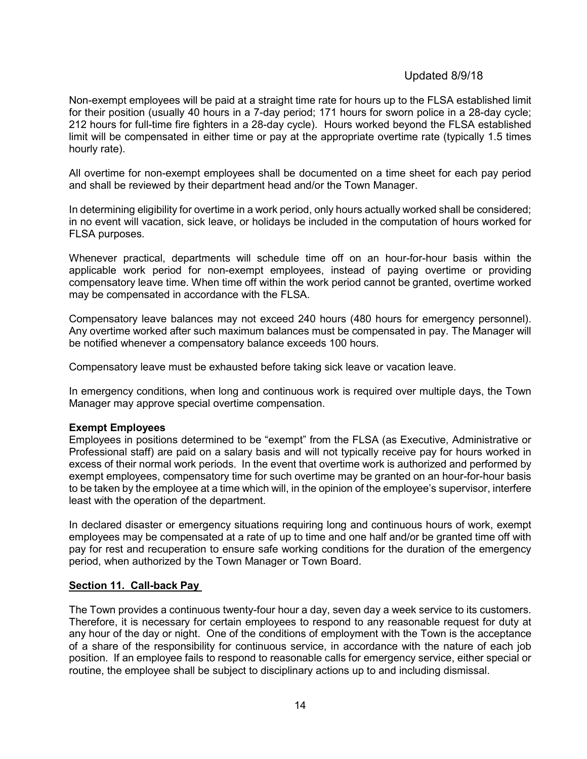Non-exempt employees will be paid at a straight time rate for hours up to the FLSA established limit for their position (usually 40 hours in a 7-day period; 171 hours for sworn police in a 28-day cycle; 212 hours for full-time fire fighters in a 28-day cycle). Hours worked beyond the FLSA established limit will be compensated in either time or pay at the appropriate overtime rate (typically 1.5 times hourly rate).

All overtime for non-exempt employees shall be documented on a time sheet for each pay period and shall be reviewed by their department head and/or the Town Manager.

In determining eligibility for overtime in a work period, only hours actually worked shall be considered; in no event will vacation, sick leave, or holidays be included in the computation of hours worked for FLSA purposes.

Whenever practical, departments will schedule time off on an hour-for-hour basis within the applicable work period for non-exempt employees, instead of paying overtime or providing compensatory leave time. When time off within the work period cannot be granted, overtime worked may be compensated in accordance with the FLSA.

Compensatory leave balances may not exceed 240 hours (480 hours for emergency personnel). Any overtime worked after such maximum balances must be compensated in pay. The Manager will be notified whenever a compensatory balance exceeds 100 hours.

Compensatory leave must be exhausted before taking sick leave or vacation leave.

In emergency conditions, when long and continuous work is required over multiple days, the Town Manager may approve special overtime compensation.

**Exempt Employees**

Employees in positions determined to be "exempt" from the FLSA (as Executive, Administrative or Professional staff) are paid on a salary basis and will not typically receive pay for hours worked in excess of their normal work periods. In the event that overtime work is authorized and performed by exempt employees, compensatory time for such overtime may be granted on an hour-for-hour basis to be taken by the employee at a time which will, in the opinion of the employee's supervisor, interfere least with the operation of the department.

In declared disaster or emergency situations requiring long and continuous hours of work, exempt employees may be compensated at a rate of up to time and one half and/or be granted time off with pay for rest and recuperation to ensure safe working conditions for the duration of the emergency period, when authorized by the Town Manager or Town Board.

## Section 11. Call-back Pay

The Town provides a continuous twenty-four hour a day, seven day a week service to its customers. Therefore, it is necessary for certain employees to respond to any reasonable request for duty at any hour of the day or night. One of the conditions of employment with the Town is the acceptance of a share of the responsibility for continuous service, in accordance with the nature of each job position. If an employee fails to respond to reasonable calls for emergency service, either special or routine, the employee shall be subject to disciplinary actions up to and including dismissal.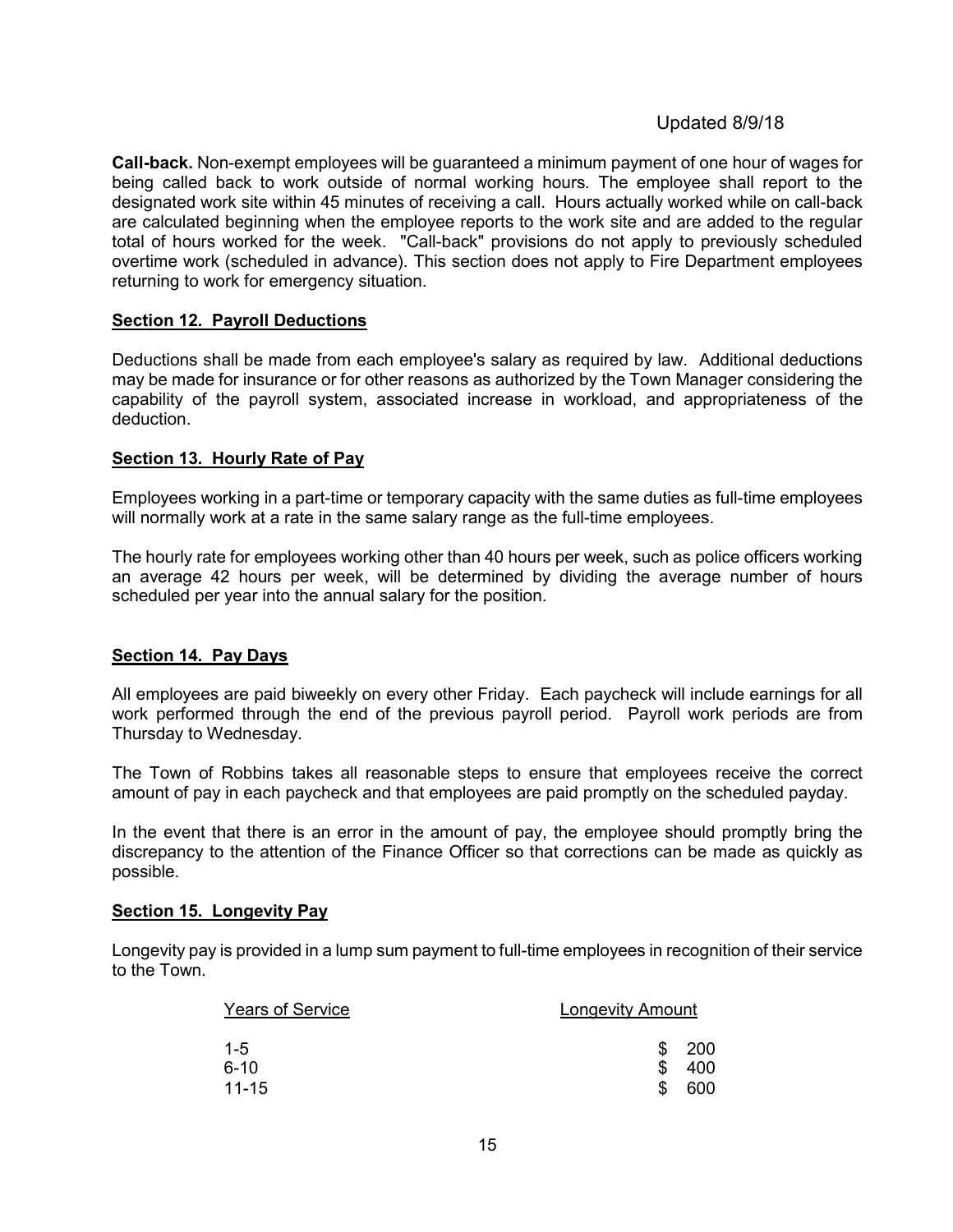Updated 8/9/18

**Call-back.** Non-exempt employees will be guaranteed a minimum payment of one hour of wages for being called back to work outside of normal working hours. The employee shall report to the designated work site within 45 minutes of receiving a call. Hours actually worked while on call-back are calculated beginning when the employee reports to the work site and are added to the regular total of hours worked for the week. "Call-back" provisions do not apply to previously scheduled overtime work (scheduled in advance). This section does not apply to Fire Department employees returning to work for emergency situation.

## Section 12. Payroll Deductions

Deductions shall be made from each employee's salary as required by law. Additional deductions may be made for insurance or for other reasons as authorized by the Town Manager considering the capability of the payroll system, associated increase in workload, and appropriateness of the deduction.

## Section 13. Hourly Rate of Pay

Employees working in a part-time or temporary capacity with the same duties as full-time employees will normally work at a rate in the same salary range as the full-time employees.

The hourly rate for employees working other than 40 hours per week, such as police officers working an average 42 hours per week, will be determined by dividing the average number of hours scheduled per year into the annual salary for the position.

## Section 14. Pay Days

All employees are paid biweekly on every other Friday. Each paycheck will include earnings for all work performed through the end of the previous payroll period. Payroll work periods are from Thursday to Wednesday.

The Town of Robbins takes all reasonable steps to ensure that employees receive the correct amount of pay in each paycheck and that employees are paid promptly on the scheduled payday.

In the event that there is an error in the amount of pay, the employee should promptly bring the discrepancy to the attention of the Finance Officer so that corrections can be made as quickly as possible.

## Section 15. Longevity Pay

Longevity pay is provided in a lump sum payment to full-time employees in recognition of their service to the Town.

| Years of Service | Longevity Amount |
|---|---|
| 1-5 | $ 200 |
| 6-10 | $ 400 |
| 11-15 | $ 600 |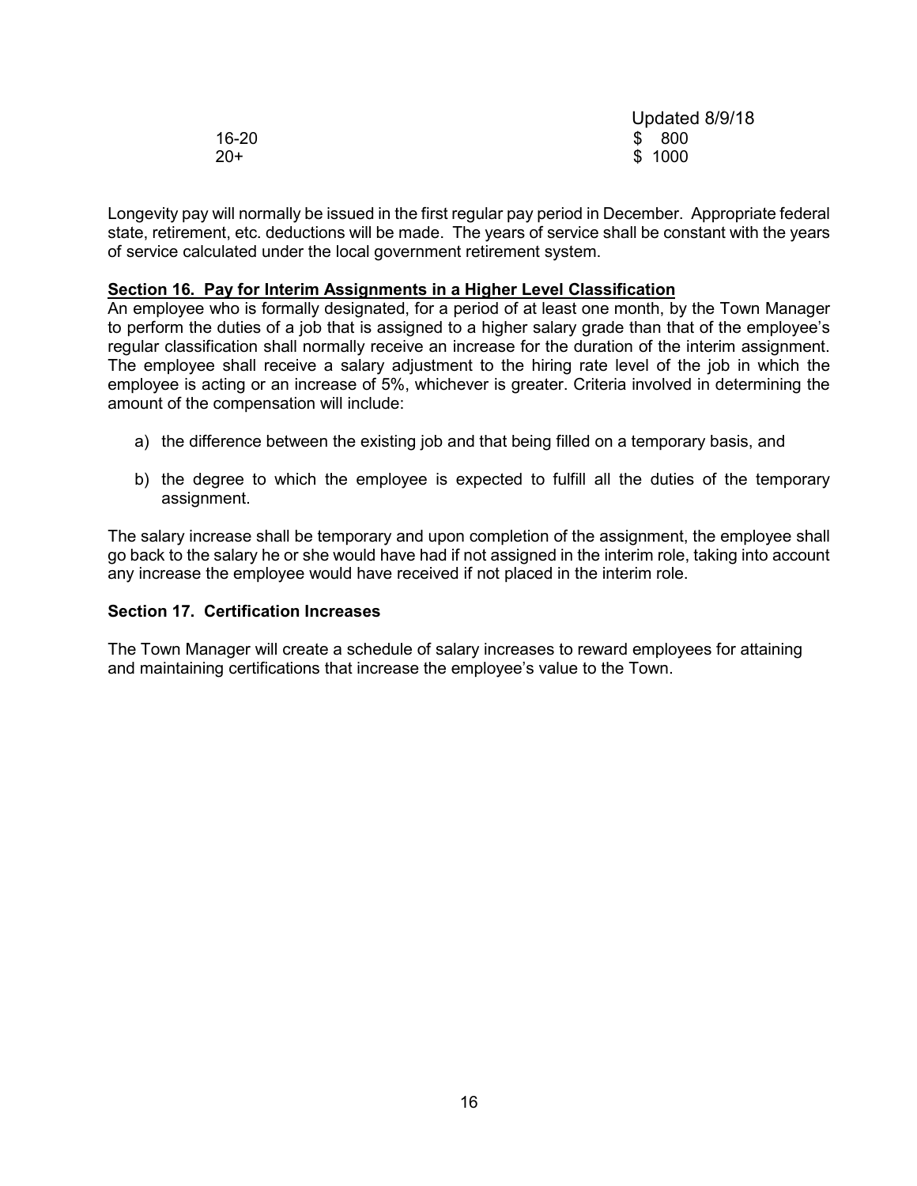| | |
|---|---|
| 16-20 | $ 800 |
| 20+ | $ 1000 |

Longevity pay will normally be issued in the first regular pay period in December. Appropriate federal state, retirement, etc. deductions will be made. The years of service shall be constant with the years of service calculated under the local government retirement system.

**Section 16. Pay for Interim Assignments in a Higher Level Classification**

An employee who is formally designated, for a period of at least one month, by the Town Manager to perform the duties of a job that is assigned to a higher salary grade than that of the employee's regular classification shall normally receive an increase for the duration of the interim assignment. The employee shall receive a salary adjustment to the hiring rate level of the job in which the employee is acting or an increase of 5%, whichever is greater. Criteria involved in determining the amount of the compensation will include:

a) the difference between the existing job and that being filled on a temporary basis, and

b) the degree to which the employee is expected to fulfill all the duties of the temporary assignment.

The salary increase shall be temporary and upon completion of the assignment, the employee shall go back to the salary he or she would have had if not assigned in the interim role, taking into account any increase the employee would have received if not placed in the interim role.

**Section 17. Certification Increases**

The Town Manager will create a schedule of salary increases to reward employees for attaining and maintaining certifications that increase the employee's value to the Town.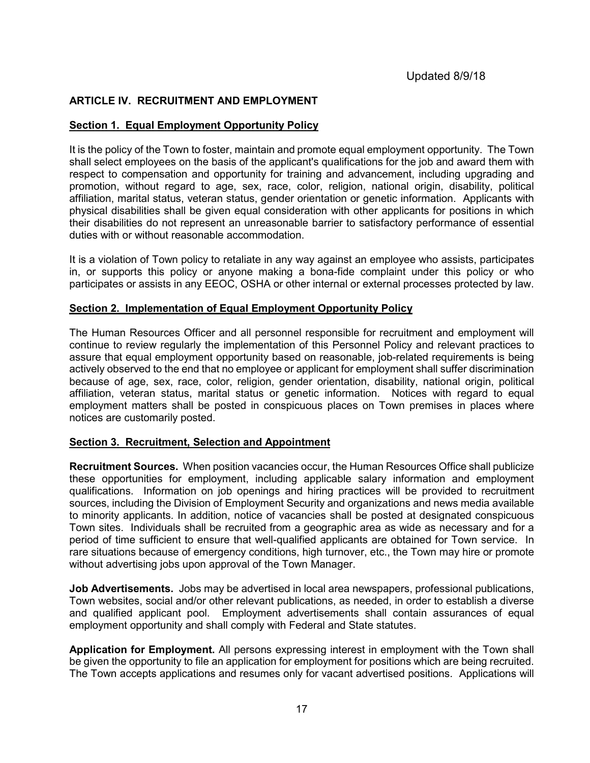Updated 8/9/18

## ARTICLE IV. RECRUITMENT AND EMPLOYMENT

### Section 1. Equal Employment Opportunity Policy

It is the policy of the Town to foster, maintain and promote equal employment opportunity. The Town shall select employees on the basis of the applicant's qualifications for the job and award them with respect to compensation and opportunity for training and advancement, including upgrading and promotion, without regard to age, sex, race, color, religion, national origin, disability, political affiliation, marital status, veteran status, gender orientation or genetic information. Applicants with physical disabilities shall be given equal consideration with other applicants for positions in which their disabilities do not represent an unreasonable barrier to satisfactory performance of essential duties with or without reasonable accommodation.

It is a violation of Town policy to retaliate in any way against an employee who assists, participates in, or supports this policy or anyone making a bona-fide complaint under this policy or who participates or assists in any EEOC, OSHA or other internal or external processes protected by law.

### Section 2. Implementation of Equal Employment Opportunity Policy

The Human Resources Officer and all personnel responsible for recruitment and employment will continue to review regularly the implementation of this Personnel Policy and relevant practices to assure that equal employment opportunity based on reasonable, job-related requirements is being actively observed to the end that no employee or applicant for employment shall suffer discrimination because of age, sex, race, color, religion, gender orientation, disability, national origin, political affiliation, veteran status, marital status or genetic information. Notices with regard to equal employment matters shall be posted in conspicuous places on Town premises in places where notices are customarily posted.

### Section 3. Recruitment, Selection and Appointment

**Recruitment Sources.** When position vacancies occur, the Human Resources Office shall publicize these opportunities for employment, including applicable salary information and employment qualifications. Information on job openings and hiring practices will be provided to recruitment sources, including the Division of Employment Security and organizations and news media available to minority applicants. In addition, notice of vacancies shall be posted at designated conspicuous Town sites. Individuals shall be recruited from a geographic area as wide as necessary and for a period of time sufficient to ensure that well-qualified applicants are obtained for Town service. In rare situations because of emergency conditions, high turnover, etc., the Town may hire or promote without advertising jobs upon approval of the Town Manager.

**Job Advertisements.** Jobs may be advertised in local area newspapers, professional publications, Town websites, social and/or other relevant publications, as needed, in order to establish a diverse and qualified applicant pool. Employment advertisements shall contain assurances of equal employment opportunity and shall comply with Federal and State statutes.

**Application for Employment.** All persons expressing interest in employment with the Town shall be given the opportunity to file an application for employment for positions which are being recruited. The Town accepts applications and resumes only for vacant advertised positions. Applications will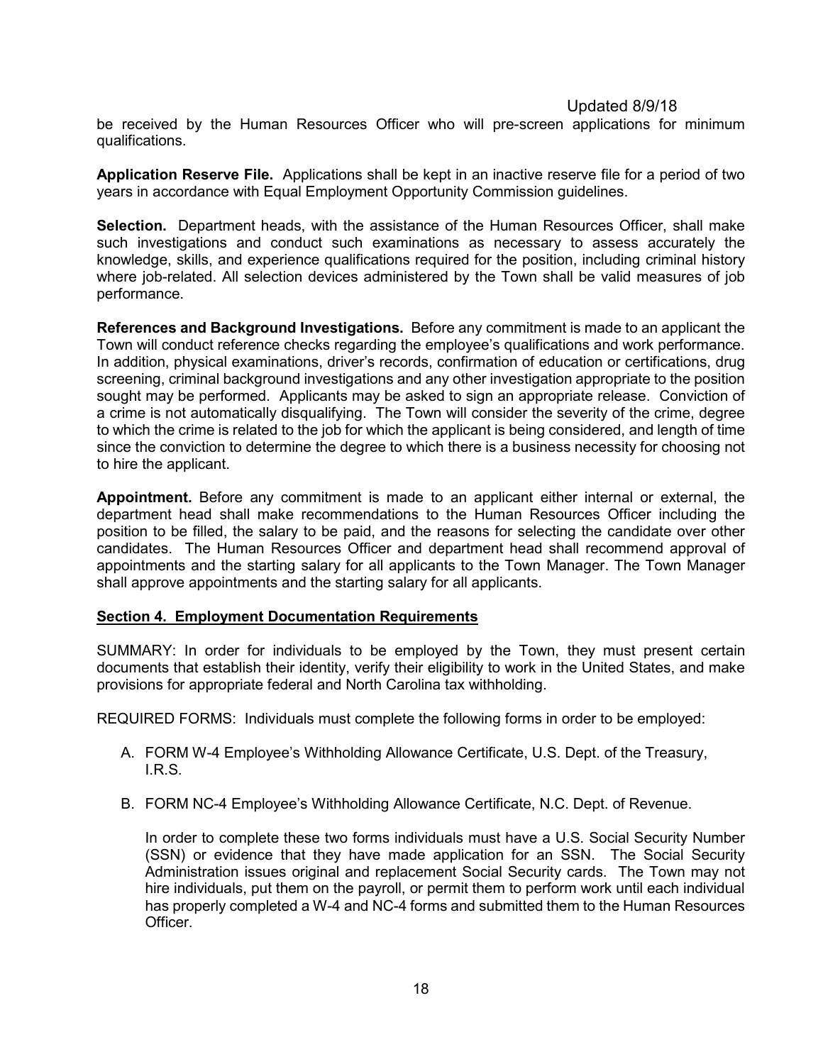be received by the Human Resources Officer who will pre-screen applications for minimum qualifications.

**Application Reserve File.** Applications shall be kept in an inactive reserve file for a period of two years in accordance with Equal Employment Opportunity Commission guidelines.

**Selection.** Department heads, with the assistance of the Human Resources Officer, shall make such investigations and conduct such examinations as necessary to assess accurately the knowledge, skills, and experience qualifications required for the position, including criminal history where job-related. All selection devices administered by the Town shall be valid measures of job performance.

**References and Background Investigations.** Before any commitment is made to an applicant the Town will conduct reference checks regarding the employee's qualifications and work performance. In addition, physical examinations, driver's records, confirmation of education or certifications, drug screening, criminal background investigations and any other investigation appropriate to the position sought may be performed. Applicants may be asked to sign an appropriate release. Conviction of a crime is not automatically disqualifying. The Town will consider the severity of the crime, degree to which the crime is related to the job for which the applicant is being considered, and length of time since the conviction to determine the degree to which there is a business necessity for choosing not to hire the applicant.

**Appointment.** Before any commitment is made to an applicant either internal or external, the department head shall make recommendations to the Human Resources Officer including the position to be filled, the salary to be paid, and the reasons for selecting the candidate over other candidates. The Human Resources Officer and department head shall recommend approval of appointments and the starting salary for all applicants to the Town Manager. The Town Manager shall approve appointments and the starting salary for all applicants.

## Section 4. Employment Documentation Requirements

SUMMARY: In order for individuals to be employed by the Town, they must present certain documents that establish their identity, verify their eligibility to work in the United States, and make provisions for appropriate federal and North Carolina tax withholding.

REQUIRED FORMS: Individuals must complete the following forms in order to be employed:

A. FORM W-4 Employee's Withholding Allowance Certificate, U.S. Dept. of the Treasury, I.R.S.

B. FORM NC-4 Employee's Withholding Allowance Certificate, N.C. Dept. of Revenue.

   In order to complete these two forms individuals must have a U.S. Social Security Number (SSN) or evidence that they have made application for an SSN. The Social Security Administration issues original and replacement Social Security cards. The Town may not hire individuals, put them on the payroll, or permit them to perform work until each individual has properly completed a W-4 and NC-4 forms and submitted them to the Human Resources Officer.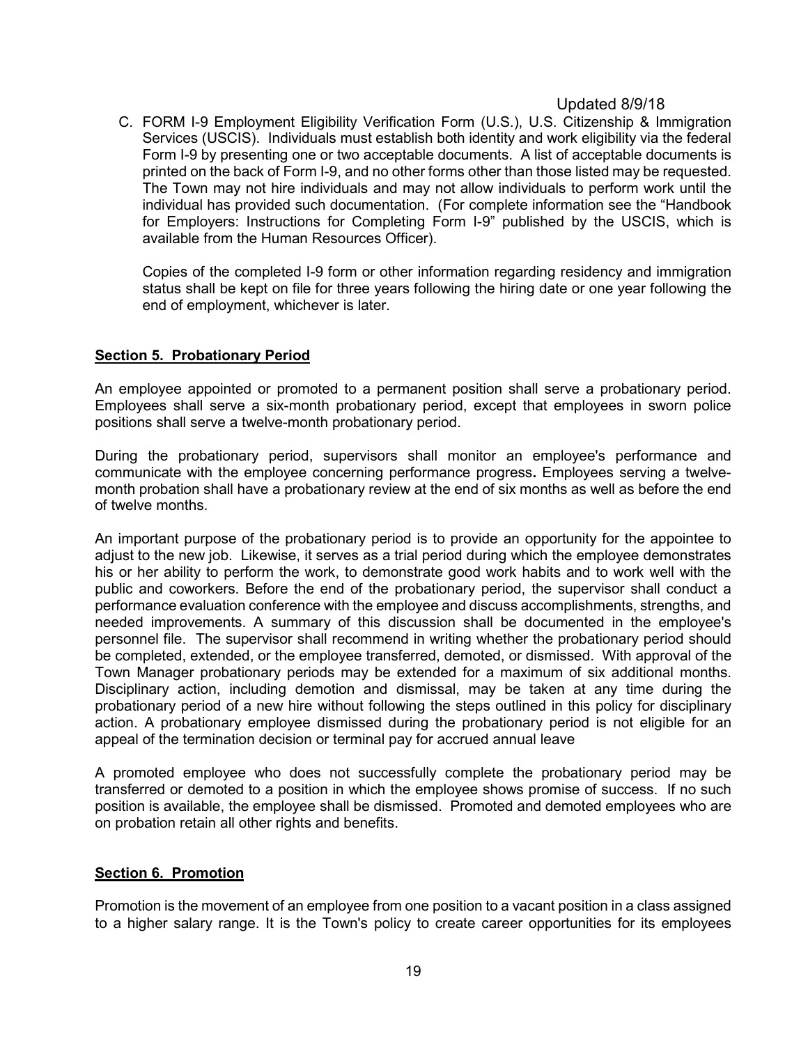Updated 8/9/18

C. FORM I-9 Employment Eligibility Verification Form (U.S.), U.S. Citizenship & Immigration Services (USCIS). Individuals must establish both identity and work eligibility via the federal Form I-9 by presenting one or two acceptable documents. A list of acceptable documents is printed on the back of Form I-9, and no other forms other than those listed may be requested. The Town may not hire individuals and may not allow individuals to perform work until the individual has provided such documentation. (For complete information see the "Handbook for Employers: Instructions for Completing Form I-9" published by the USCIS, which is available from the Human Resources Officer).

   Copies of the completed I-9 form or other information regarding residency and immigration status shall be kept on file for three years following the hiring date or one year following the end of employment, whichever is later.

## Section 5. Probationary Period

An employee appointed or promoted to a permanent position shall serve a probationary period. Employees shall serve a six-month probationary period, except that employees in sworn police positions shall serve a twelve-month probationary period.

During the probationary period, supervisors shall monitor an employee's performance and communicate with the employee concerning performance progress**.** Employees serving a twelve-month probation shall have a probationary review at the end of six months as well as before the end of twelve months.

An important purpose of the probationary period is to provide an opportunity for the appointee to adjust to the new job. Likewise, it serves as a trial period during which the employee demonstrates his or her ability to perform the work, to demonstrate good work habits and to work well with the public and coworkers. Before the end of the probationary period, the supervisor shall conduct a performance evaluation conference with the employee and discuss accomplishments, strengths, and needed improvements. A summary of this discussion shall be documented in the employee's personnel file. The supervisor shall recommend in writing whether the probationary period should be completed, extended, or the employee transferred, demoted, or dismissed. With approval of the Town Manager probationary periods may be extended for a maximum of six additional months. Disciplinary action, including demotion and dismissal, may be taken at any time during the probationary period of a new hire without following the steps outlined in this policy for disciplinary action. A probationary employee dismissed during the probationary period is not eligible for an appeal of the termination decision or terminal pay for accrued annual leave

A promoted employee who does not successfully complete the probationary period may be transferred or demoted to a position in which the employee shows promise of success. If no such position is available, the employee shall be dismissed. Promoted and demoted employees who are on probation retain all other rights and benefits.

## Section 6. Promotion

Promotion is the movement of an employee from one position to a vacant position in a class assigned to a higher salary range. It is the Town's policy to create career opportunities for its employees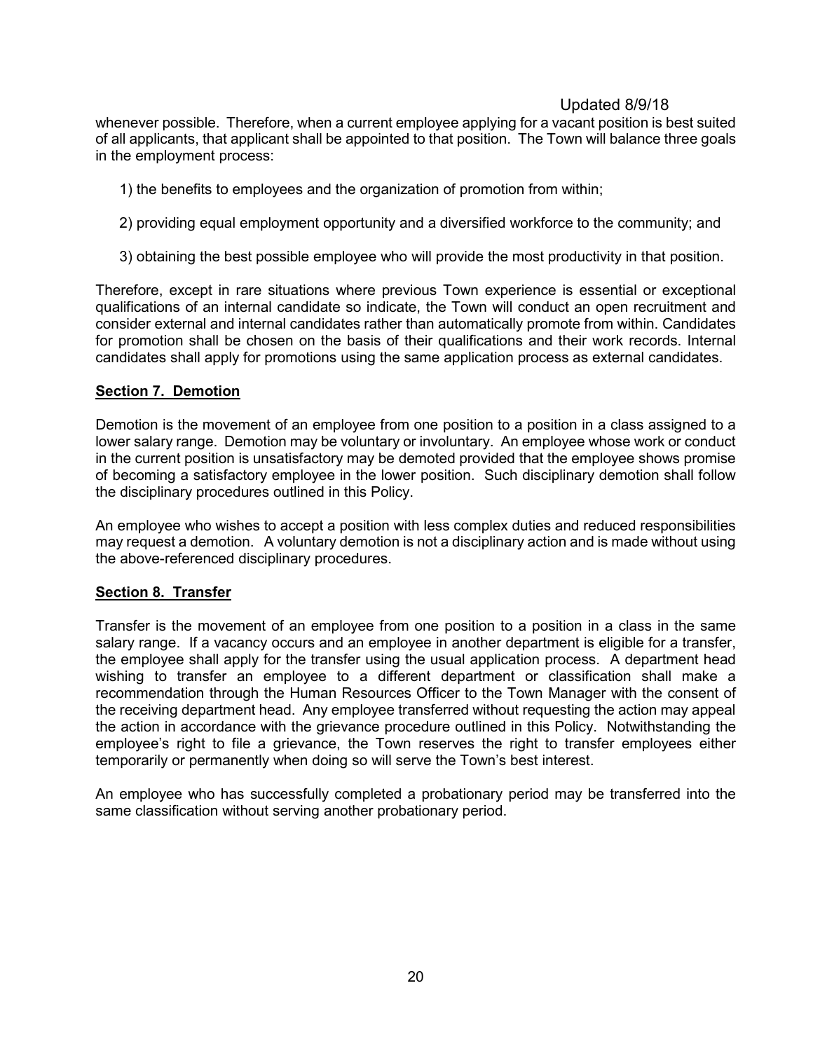whenever possible. Therefore, when a current employee applying for a vacant position is best suited of all applicants, that applicant shall be appointed to that position. The Town will balance three goals in the employment process:

1) the benefits to employees and the organization of promotion from within;

2) providing equal employment opportunity and a diversified workforce to the community; and

3) obtaining the best possible employee who will provide the most productivity in that position.

Therefore, except in rare situations where previous Town experience is essential or exceptional qualifications of an internal candidate so indicate, the Town will conduct an open recruitment and consider external and internal candidates rather than automatically promote from within. Candidates for promotion shall be chosen on the basis of their qualifications and their work records. Internal candidates shall apply for promotions using the same application process as external candidates.

## Section 7. Demotion

Demotion is the movement of an employee from one position to a position in a class assigned to a lower salary range. Demotion may be voluntary or involuntary. An employee whose work or conduct in the current position is unsatisfactory may be demoted provided that the employee shows promise of becoming a satisfactory employee in the lower position. Such disciplinary demotion shall follow the disciplinary procedures outlined in this Policy.

An employee who wishes to accept a position with less complex duties and reduced responsibilities may request a demotion. A voluntary demotion is not a disciplinary action and is made without using the above-referenced disciplinary procedures.

## Section 8. Transfer

Transfer is the movement of an employee from one position to a position in a class in the same salary range. If a vacancy occurs and an employee in another department is eligible for a transfer, the employee shall apply for the transfer using the usual application process. A department head wishing to transfer an employee to a different department or classification shall make a recommendation through the Human Resources Officer to the Town Manager with the consent of the receiving department head. Any employee transferred without requesting the action may appeal the action in accordance with the grievance procedure outlined in this Policy. Notwithstanding the employee's right to file a grievance, the Town reserves the right to transfer employees either temporarily or permanently when doing so will serve the Town's best interest.

An employee who has successfully completed a probationary period may be transferred into the same classification without serving another probationary period.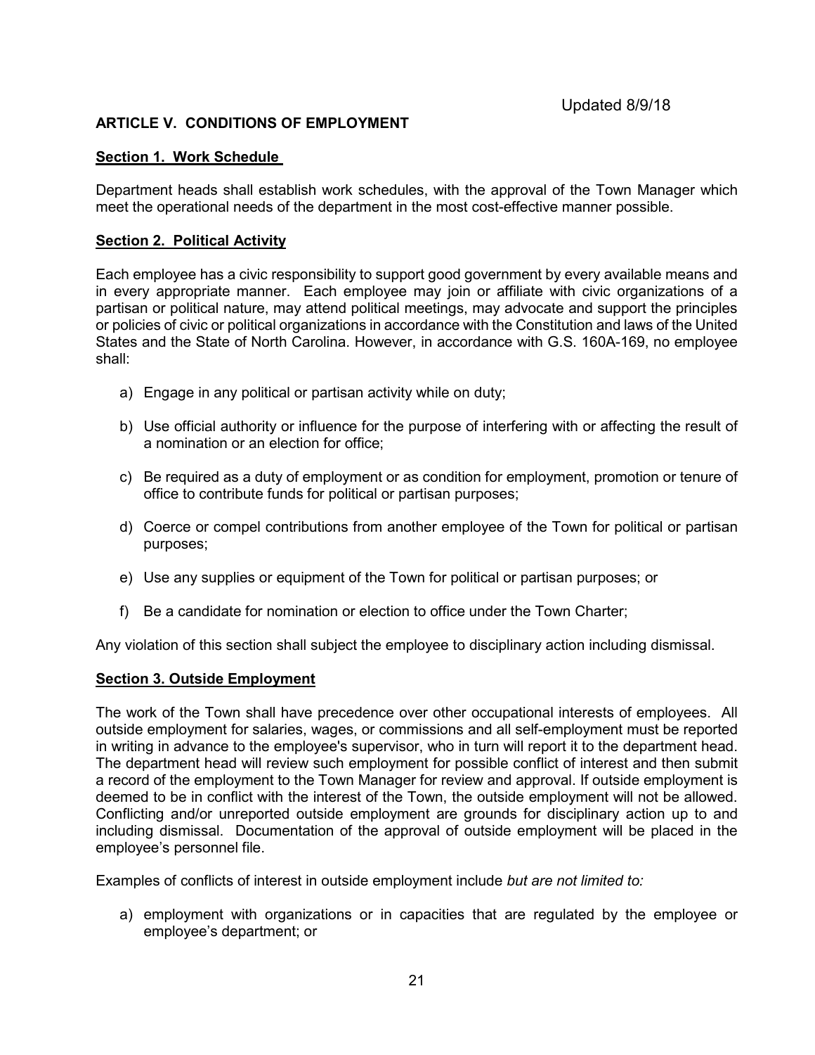Updated 8/9/18

## ARTICLE V. CONDITIONS OF EMPLOYMENT

### Section 1. Work Schedule

Department heads shall establish work schedules, with the approval of the Town Manager which meet the operational needs of the department in the most cost-effective manner possible.

### Section 2. Political Activity

Each employee has a civic responsibility to support good government by every available means and in every appropriate manner. Each employee may join or affiliate with civic organizations of a partisan or political nature, may attend political meetings, may advocate and support the principles or policies of civic or political organizations in accordance with the Constitution and laws of the United States and the State of North Carolina. However, in accordance with G.S. 160A-169, no employee shall:

a) Engage in any political or partisan activity while on duty;

b) Use official authority or influence for the purpose of interfering with or affecting the result of a nomination or an election for office;

c) Be required as a duty of employment or as condition for employment, promotion or tenure of office to contribute funds for political or partisan purposes;

d) Coerce or compel contributions from another employee of the Town for political or partisan purposes;

e) Use any supplies or equipment of the Town for political or partisan purposes; or

f) Be a candidate for nomination or election to office under the Town Charter;

Any violation of this section shall subject the employee to disciplinary action including dismissal.

### Section 3. Outside Employment

The work of the Town shall have precedence over other occupational interests of employees. All outside employment for salaries, wages, or commissions and all self-employment must be reported in writing in advance to the employee's supervisor, who in turn will report it to the department head. The department head will review such employment for possible conflict of interest and then submit a record of the employment to the Town Manager for review and approval. If outside employment is deemed to be in conflict with the interest of the Town, the outside employment will not be allowed. Conflicting and/or unreported outside employment are grounds for disciplinary action up to and including dismissal. Documentation of the approval of outside employment will be placed in the employee's personnel file.

Examples of conflicts of interest in outside employment include *but are not limited to:*

a) employment with organizations or in capacities that are regulated by the employee or employee's department; or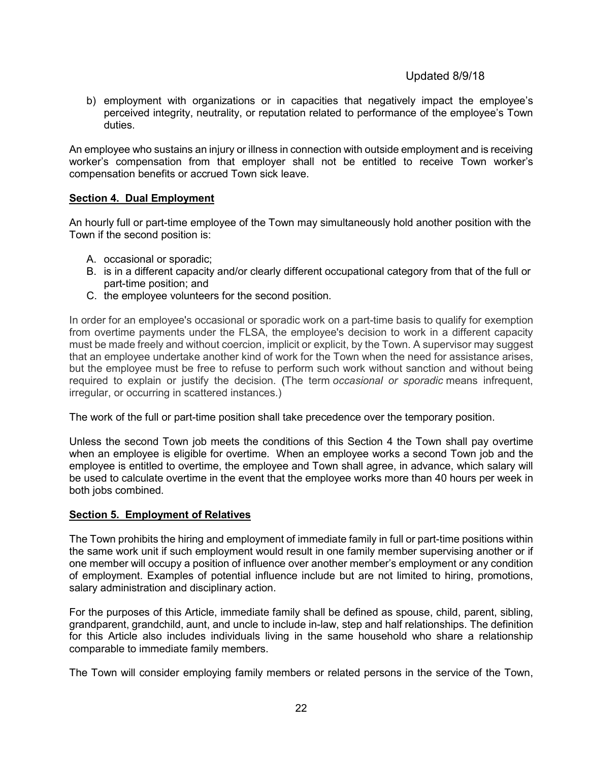b) employment with organizations or in capacities that negatively impact the employee's perceived integrity, neutrality, or reputation related to performance of the employee's Town duties.

An employee who sustains an injury or illness in connection with outside employment and is receiving worker's compensation from that employer shall not be entitled to receive Town worker's compensation benefits or accrued Town sick leave.

**Section 4. Dual Employment**

An hourly full or part-time employee of the Town may simultaneously hold another position with the Town if the second position is:

A. occasional or sporadic;
B. is in a different capacity and/or clearly different occupational category from that of the full or part-time position; and
C. the employee volunteers for the second position.

In order for an employee's occasional or sporadic work on a part-time basis to qualify for exemption from overtime payments under the FLSA, the employee's decision to work in a different capacity must be made freely and without coercion, implicit or explicit, by the Town. A supervisor may suggest that an employee undertake another kind of work for the Town when the need for assistance arises, but the employee must be free to refuse to perform such work without sanction and without being required to explain or justify the decision. (The term *occasional or sporadic* means infrequent, irregular, or occurring in scattered instances.)

The work of the full or part-time position shall take precedence over the temporary position.

Unless the second Town job meets the conditions of this Section 4 the Town shall pay overtime when an employee is eligible for overtime. When an employee works a second Town job and the employee is entitled to overtime, the employee and Town shall agree, in advance, which salary will be used to calculate overtime in the event that the employee works more than 40 hours per week in both jobs combined.

**Section 5. Employment of Relatives**

The Town prohibits the hiring and employment of immediate family in full or part-time positions within the same work unit if such employment would result in one family member supervising another or if one member will occupy a position of influence over another member's employment or any condition of employment. Examples of potential influence include but are not limited to hiring, promotions, salary administration and disciplinary action.

For the purposes of this Article, immediate family shall be defined as spouse, child, parent, sibling, grandparent, grandchild, aunt, and uncle to include in-law, step and half relationships. The definition for this Article also includes individuals living in the same household who share a relationship comparable to immediate family members.

The Town will consider employing family members or related persons in the service of the Town,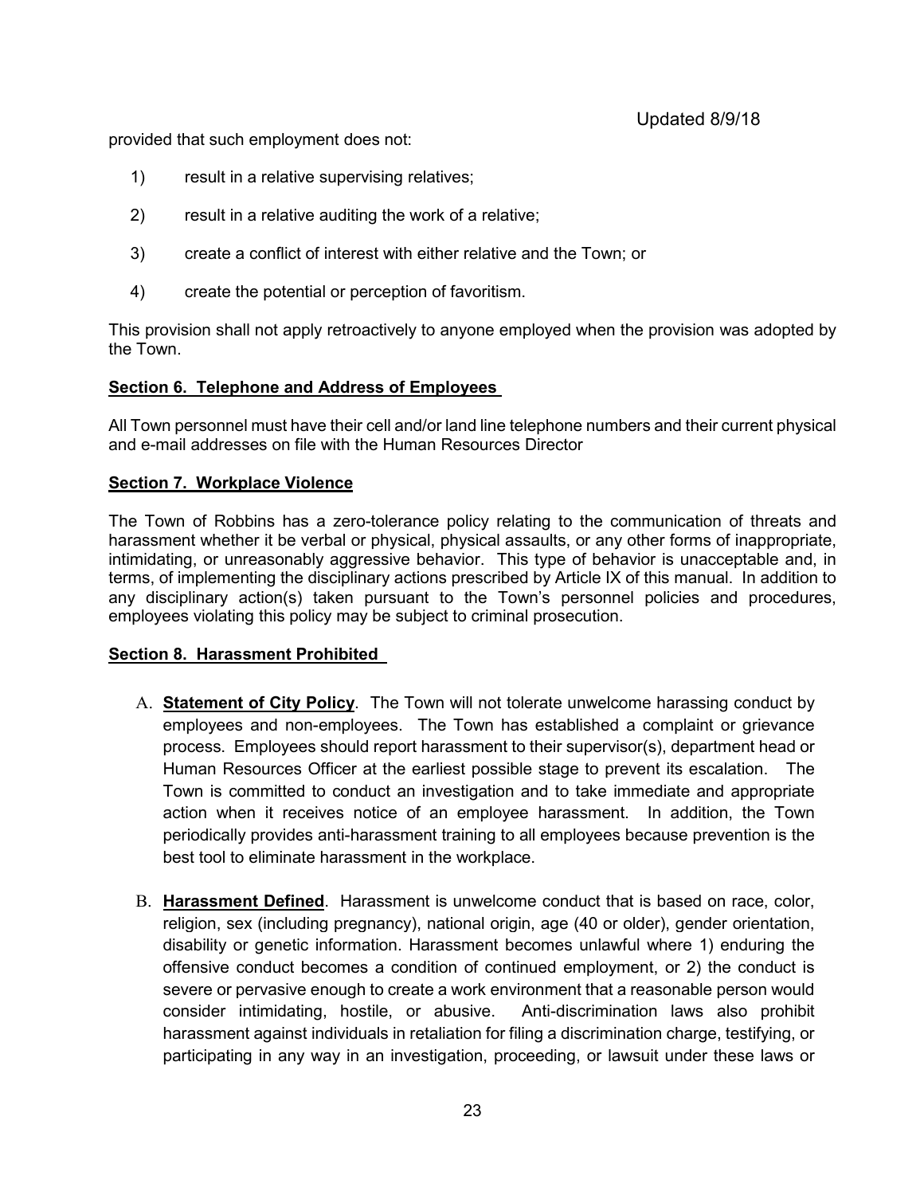provided that such employment does not:

1) result in a relative supervising relatives;

2) result in a relative auditing the work of a relative;

3) create a conflict of interest with either relative and the Town; or

4) create the potential or perception of favoritism.

This provision shall not apply retroactively to anyone employed when the provision was adopted by the Town.

**Section 6. Telephone and Address of Employees**

All Town personnel must have their cell and/or land line telephone numbers and their current physical and e-mail addresses on file with the Human Resources Director

**Section 7. Workplace Violence**

The Town of Robbins has a zero-tolerance policy relating to the communication of threats and harassment whether it be verbal or physical, physical assaults, or any other forms of inappropriate, intimidating, or unreasonably aggressive behavior. This type of behavior is unacceptable and, in terms, of implementing the disciplinary actions prescribed by Article IX of this manual. In addition to any disciplinary action(s) taken pursuant to the Town's personnel policies and procedures, employees violating this policy may be subject to criminal prosecution.

**Section 8. Harassment Prohibited**

A. **Statement of City Policy**. The Town will not tolerate unwelcome harassing conduct by employees and non-employees. The Town has established a complaint or grievance process. Employees should report harassment to their supervisor(s), department head or Human Resources Officer at the earliest possible stage to prevent its escalation. The Town is committed to conduct an investigation and to take immediate and appropriate action when it receives notice of an employee harassment. In addition, the Town periodically provides anti-harassment training to all employees because prevention is the best tool to eliminate harassment in the workplace.

B. **Harassment Defined**. Harassment is unwelcome conduct that is based on race, color, religion, sex (including pregnancy), national origin, age (40 or older), gender orientation, disability or genetic information. Harassment becomes unlawful where 1) enduring the offensive conduct becomes a condition of continued employment, or 2) the conduct is severe or pervasive enough to create a work environment that a reasonable person would consider intimidating, hostile, or abusive. Anti-discrimination laws also prohibit harassment against individuals in retaliation for filing a discrimination charge, testifying, or participating in any way in an investigation, proceeding, or lawsuit under these laws or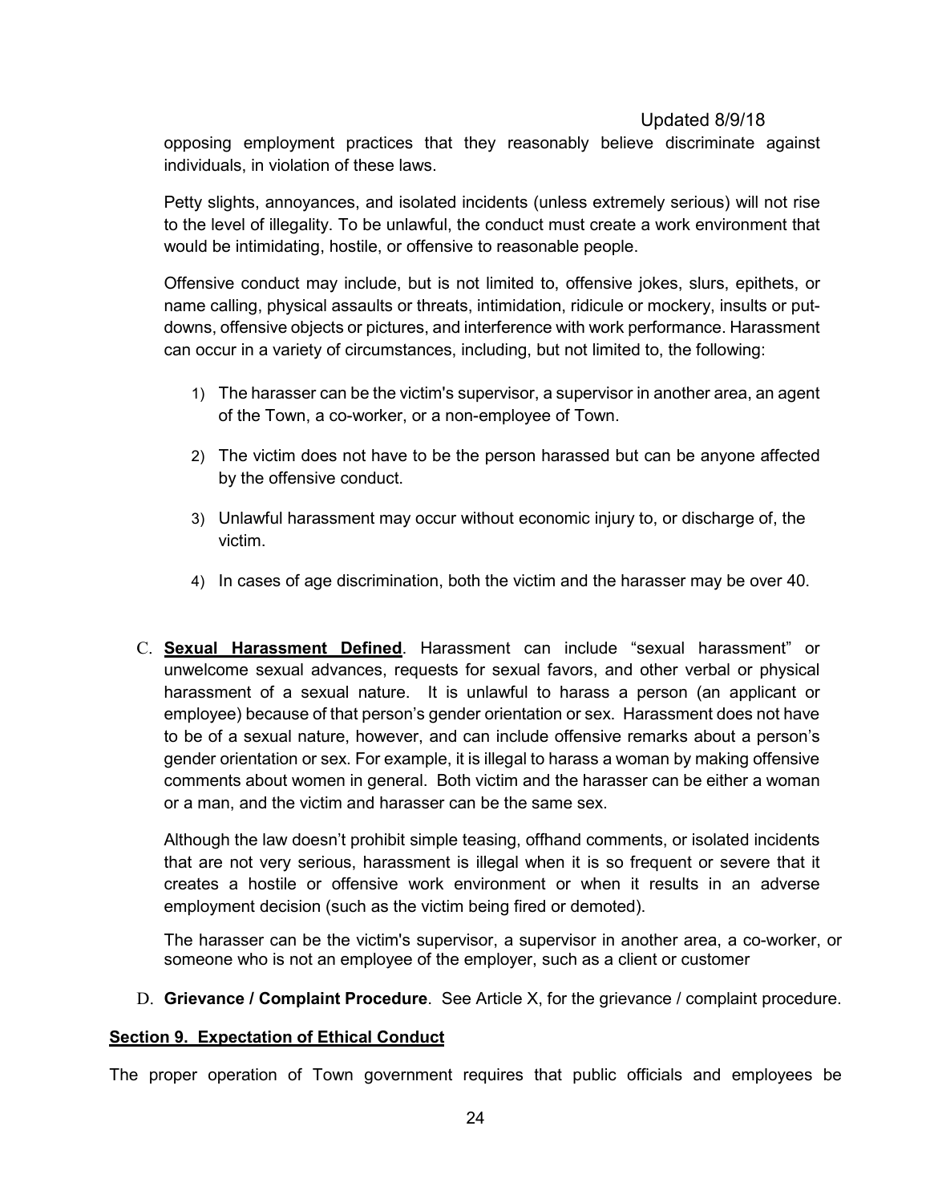opposing employment practices that they reasonably believe discriminate against individuals, in violation of these laws.

Petty slights, annoyances, and isolated incidents (unless extremely serious) will not rise to the level of illegality. To be unlawful, the conduct must create a work environment that would be intimidating, hostile, or offensive to reasonable people.

Offensive conduct may include, but is not limited to, offensive jokes, slurs, epithets, or name calling, physical assaults or threats, intimidation, ridicule or mockery, insults or put-downs, offensive objects or pictures, and interference with work performance. Harassment can occur in a variety of circumstances, including, but not limited to, the following:

1) The harasser can be the victim's supervisor, a supervisor in another area, an agent of the Town, a co-worker, or a non-employee of Town.

2) The victim does not have to be the person harassed but can be anyone affected by the offensive conduct.

3) Unlawful harassment may occur without economic injury to, or discharge of, the victim.

4) In cases of age discrimination, both the victim and the harasser may be over 40.

C. **Sexual Harassment Defined**. Harassment can include "sexual harassment" or unwelcome sexual advances, requests for sexual favors, and other verbal or physical harassment of a sexual nature. It is unlawful to harass a person (an applicant or employee) because of that person's gender orientation or sex. Harassment does not have to be of a sexual nature, however, and can include offensive remarks about a person's gender orientation or sex. For example, it is illegal to harass a woman by making offensive comments about women in general. Both victim and the harasser can be either a woman or a man, and the victim and harasser can be the same sex.

Although the law doesn't prohibit simple teasing, offhand comments, or isolated incidents that are not very serious, harassment is illegal when it is so frequent or severe that it creates a hostile or offensive work environment or when it results in an adverse employment decision (such as the victim being fired or demoted).

The harasser can be the victim's supervisor, a supervisor in another area, a co-worker, or someone who is not an employee of the employer, such as a client or customer

D. **Grievance / Complaint Procedure**. See Article X, for the grievance / complaint procedure.

**Section 9. Expectation of Ethical Conduct**

The proper operation of Town government requires that public officials and employees be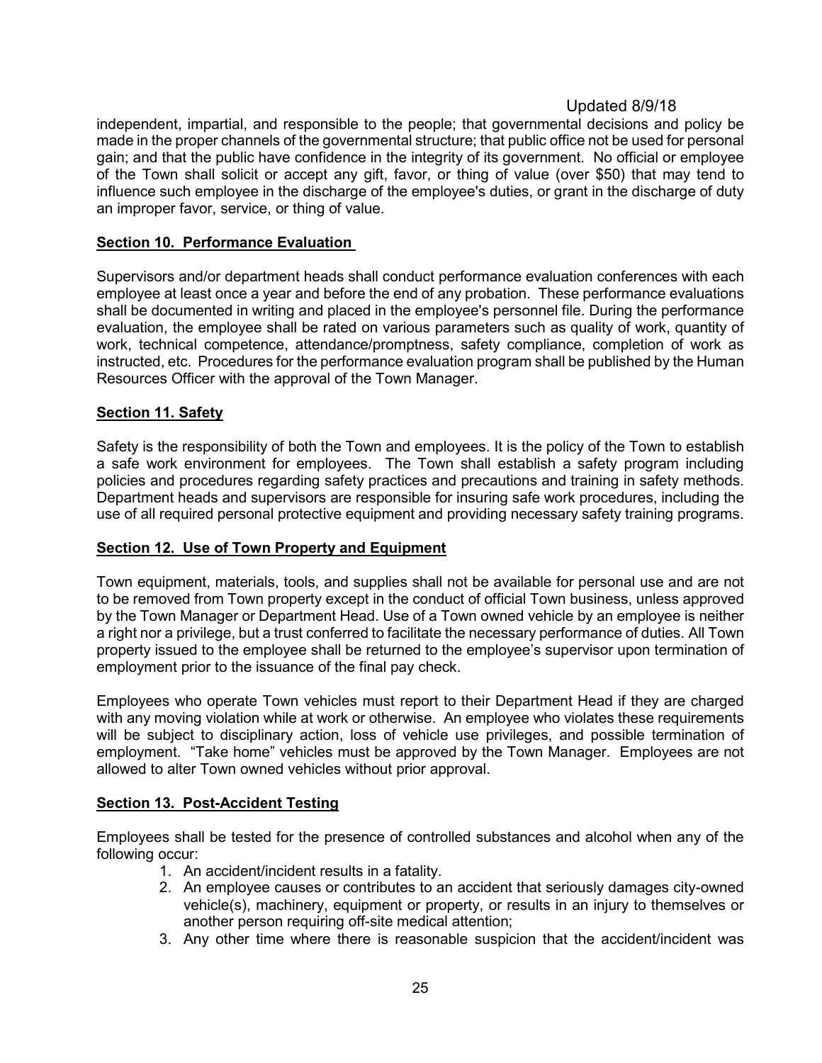independent, impartial, and responsible to the people; that governmental decisions and policy be made in the proper channels of the governmental structure; that public office not be used for personal gain; and that the public have confidence in the integrity of its government. No official or employee of the Town shall solicit or accept any gift, favor, or thing of value (over $50) that may tend to influence such employee in the discharge of the employee's duties, or grant in the discharge of duty an improper favor, service, or thing of value.

**Section 10. Performance Evaluation**

Supervisors and/or department heads shall conduct performance evaluation conferences with each employee at least once a year and before the end of any probation. These performance evaluations shall be documented in writing and placed in the employee's personnel file. During the performance evaluation, the employee shall be rated on various parameters such as quality of work, quantity of work, technical competence, attendance/promptness, safety compliance, completion of work as instructed, etc. Procedures for the performance evaluation program shall be published by the Human Resources Officer with the approval of the Town Manager.

**Section 11. Safety**

Safety is the responsibility of both the Town and employees. It is the policy of the Town to establish a safe work environment for employees. The Town shall establish a safety program including policies and procedures regarding safety practices and precautions and training in safety methods. Department heads and supervisors are responsible for insuring safe work procedures, including the use of all required personal protective equipment and providing necessary safety training programs.

**Section 12. Use of Town Property and Equipment**

Town equipment, materials, tools, and supplies shall not be available for personal use and are not to be removed from Town property except in the conduct of official Town business, unless approved by the Town Manager or Department Head. Use of a Town owned vehicle by an employee is neither a right nor a privilege, but a trust conferred to facilitate the necessary performance of duties. All Town property issued to the employee shall be returned to the employee's supervisor upon termination of employment prior to the issuance of the final pay check.

Employees who operate Town vehicles must report to their Department Head if they are charged with any moving violation while at work or otherwise. An employee who violates these requirements will be subject to disciplinary action, loss of vehicle use privileges, and possible termination of employment. "Take home" vehicles must be approved by the Town Manager. Employees are not allowed to alter Town owned vehicles without prior approval.

**Section 13. Post-Accident Testing**

Employees shall be tested for the presence of controlled substances and alcohol when any of the following occur:

1. An accident/incident results in a fatality.
2. An employee causes or contributes to an accident that seriously damages city-owned vehicle(s), machinery, equipment or property, or results in an injury to themselves or another person requiring off-site medical attention;
3. Any other time where there is reasonable suspicion that the accident/incident was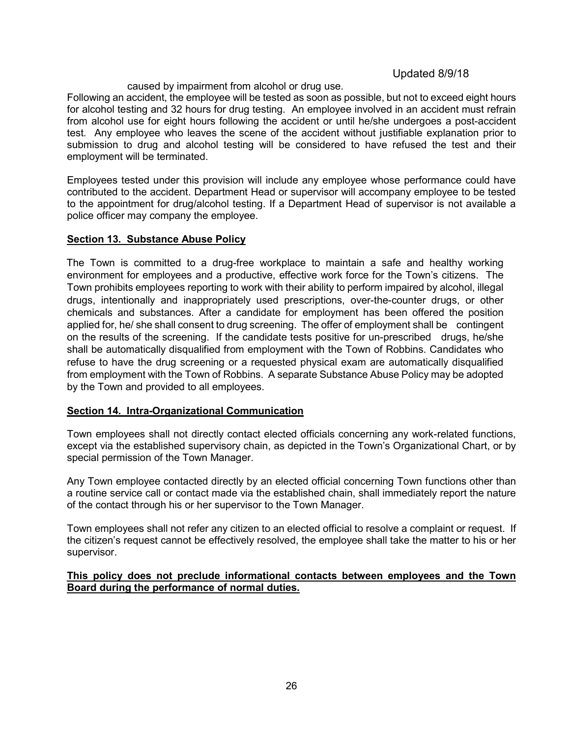caused by impairment from alcohol or drug use.

Following an accident, the employee will be tested as soon as possible, but not to exceed eight hours for alcohol testing and 32 hours for drug testing. An employee involved in an accident must refrain from alcohol use for eight hours following the accident or until he/she undergoes a post-accident test. Any employee who leaves the scene of the accident without justifiable explanation prior to submission to drug and alcohol testing will be considered to have refused the test and their employment will be terminated.

Employees tested under this provision will include any employee whose performance could have contributed to the accident. Department Head or supervisor will accompany employee to be tested to the appointment for drug/alcohol testing. If a Department Head of supervisor is not available a police officer may company the employee.

**Section 13. Substance Abuse Policy**

The Town is committed to a drug-free workplace to maintain a safe and healthy working environment for employees and a productive, effective work force for the Town's citizens. The Town prohibits employees reporting to work with their ability to perform impaired by alcohol, illegal drugs, intentionally and inappropriately used prescriptions, over-the-counter drugs, or other chemicals and substances. After a candidate for employment has been offered the position applied for, he/ she shall consent to drug screening. The offer of employment shall be contingent on the results of the screening. If the candidate tests positive for un-prescribed drugs, he/she shall be automatically disqualified from employment with the Town of Robbins. Candidates who refuse to have the drug screening or a requested physical exam are automatically disqualified from employment with the Town of Robbins. A separate Substance Abuse Policy may be adopted by the Town and provided to all employees.

**Section 14. Intra-Organizational Communication**

Town employees shall not directly contact elected officials concerning any work-related functions, except via the established supervisory chain, as depicted in the Town's Organizational Chart, or by special permission of the Town Manager.

Any Town employee contacted directly by an elected official concerning Town functions other than a routine service call or contact made via the established chain, shall immediately report the nature of the contact through his or her supervisor to the Town Manager.

Town employees shall not refer any citizen to an elected official to resolve a complaint or request. If the citizen's request cannot be effectively resolved, the employee shall take the matter to his or her supervisor.

**This policy does not preclude informational contacts between employees and the Town Board during the performance of normal duties.**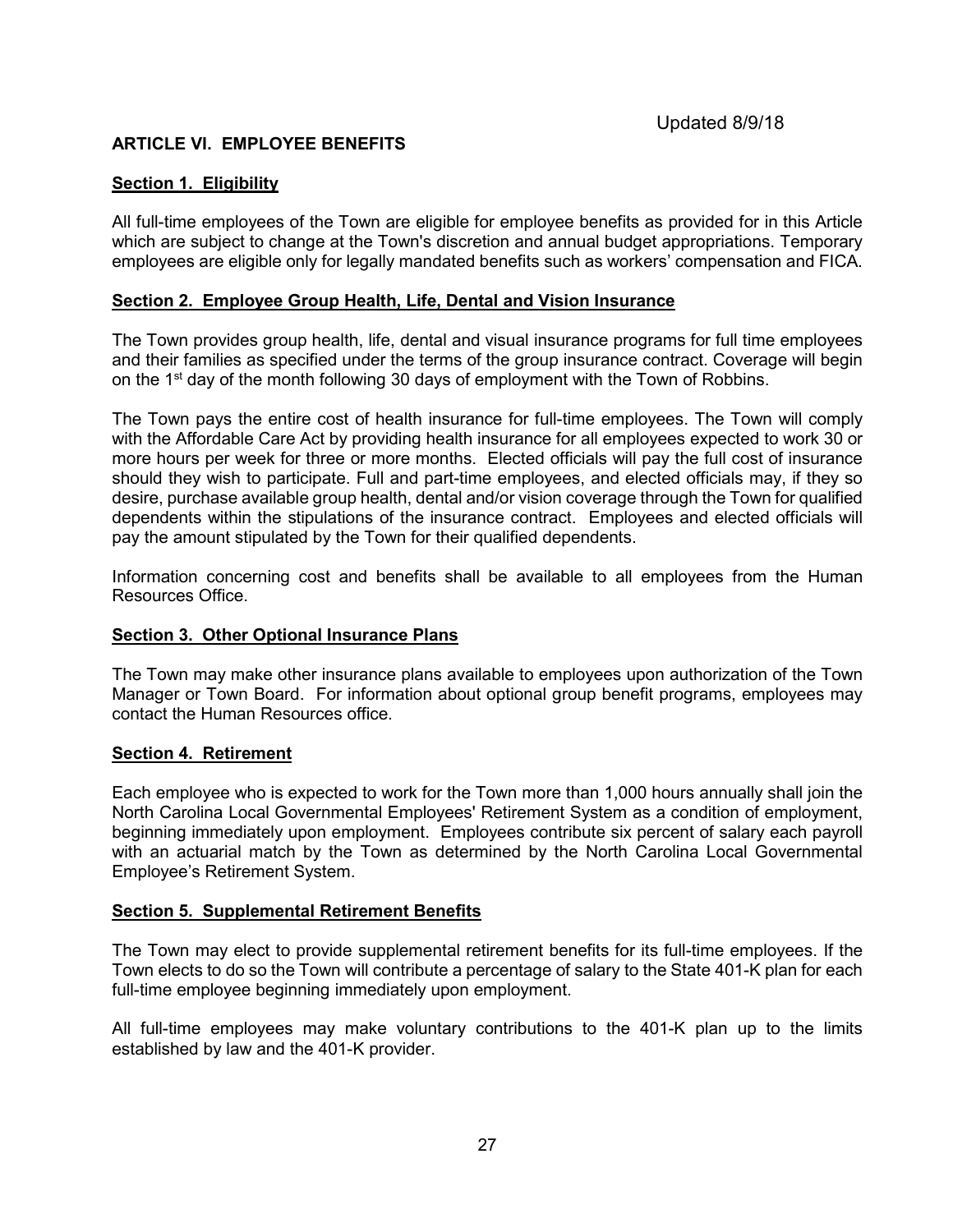Updated 8/9/18

## ARTICLE VI. EMPLOYEE BENEFITS

### Section 1. Eligibility

All full-time employees of the Town are eligible for employee benefits as provided for in this Article which are subject to change at the Town's discretion and annual budget appropriations. Temporary employees are eligible only for legally mandated benefits such as workers' compensation and FICA.

### Section 2. Employee Group Health, Life, Dental and Vision Insurance

The Town provides group health, life, dental and visual insurance programs for full time employees and their families as specified under the terms of the group insurance contract. Coverage will begin on the 1st day of the month following 30 days of employment with the Town of Robbins.

The Town pays the entire cost of health insurance for full-time employees. The Town will comply with the Affordable Care Act by providing health insurance for all employees expected to work 30 or more hours per week for three or more months. Elected officials will pay the full cost of insurance should they wish to participate. Full and part-time employees, and elected officials may, if they so desire, purchase available group health, dental and/or vision coverage through the Town for qualified dependents within the stipulations of the insurance contract. Employees and elected officials will pay the amount stipulated by the Town for their qualified dependents.

Information concerning cost and benefits shall be available to all employees from the Human Resources Office.

### Section 3. Other Optional Insurance Plans

The Town may make other insurance plans available to employees upon authorization of the Town Manager or Town Board. For information about optional group benefit programs, employees may contact the Human Resources office.

### Section 4. Retirement

Each employee who is expected to work for the Town more than 1,000 hours annually shall join the North Carolina Local Governmental Employees' Retirement System as a condition of employment, beginning immediately upon employment. Employees contribute six percent of salary each payroll with an actuarial match by the Town as determined by the North Carolina Local Governmental Employee's Retirement System.

### Section 5. Supplemental Retirement Benefits

The Town may elect to provide supplemental retirement benefits for its full-time employees. If the Town elects to do so the Town will contribute a percentage of salary to the State 401-K plan for each full-time employee beginning immediately upon employment.

All full-time employees may make voluntary contributions to the 401-K plan up to the limits established by law and the 401-K provider.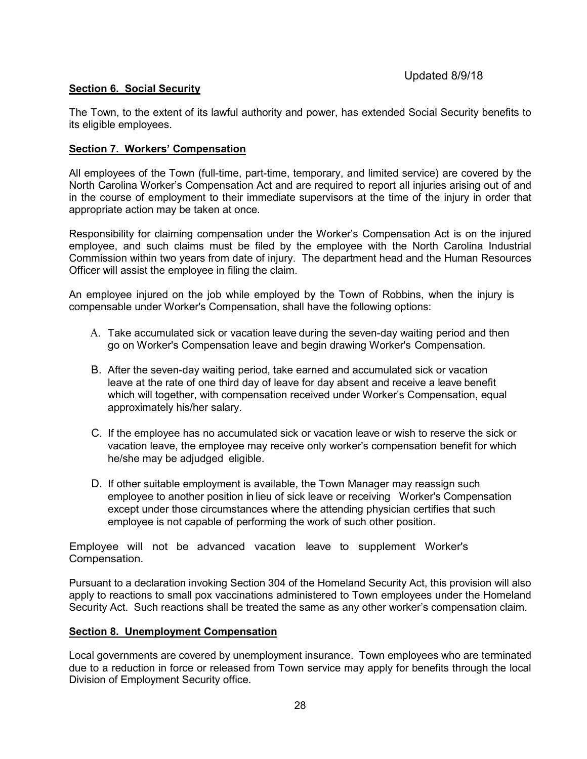Updated 8/9/18

**Section 6. Social Security**

The Town, to the extent of its lawful authority and power, has extended Social Security benefits to its eligible employees.

**Section 7. Workers' Compensation**

All employees of the Town (full-time, part-time, temporary, and limited service) are covered by the North Carolina Worker's Compensation Act and are required to report all injuries arising out of and in the course of employment to their immediate supervisors at the time of the injury in order that appropriate action may be taken at once.

Responsibility for claiming compensation under the Worker's Compensation Act is on the injured employee, and such claims must be filed by the employee with the North Carolina Industrial Commission within two years from date of injury. The department head and the Human Resources Officer will assist the employee in filing the claim.

An employee injured on the job while employed by the Town of Robbins, when the injury is compensable under Worker's Compensation, shall have the following options:

A. Take accumulated sick or vacation leave during the seven-day waiting period and then go on Worker's Compensation leave and begin drawing Worker's Compensation.

B. After the seven-day waiting period, take earned and accumulated sick or vacation leave at the rate of one third day of leave for day absent and receive a leave benefit which will together, with compensation received under Worker's Compensation, equal approximately his/her salary.

C. If the employee has no accumulated sick or vacation leave or wish to reserve the sick or vacation leave, the employee may receive only worker's compensation benefit for which he/she may be adjudged eligible.

D. If other suitable employment is available, the Town Manager may reassign such employee to another position in lieu of sick leave or receiving Worker's Compensation except under those circumstances where the attending physician certifies that such employee is not capable of performing the work of such other position.

Employee will not be advanced vacation leave to supplement Worker's Compensation.

Pursuant to a declaration invoking Section 304 of the Homeland Security Act, this provision will also apply to reactions to small pox vaccinations administered to Town employees under the Homeland Security Act. Such reactions shall be treated the same as any other worker's compensation claim.

**Section 8. Unemployment Compensation**

Local governments are covered by unemployment insurance. Town employees who are terminated due to a reduction in force or released from Town service may apply for benefits through the local Division of Employment Security office.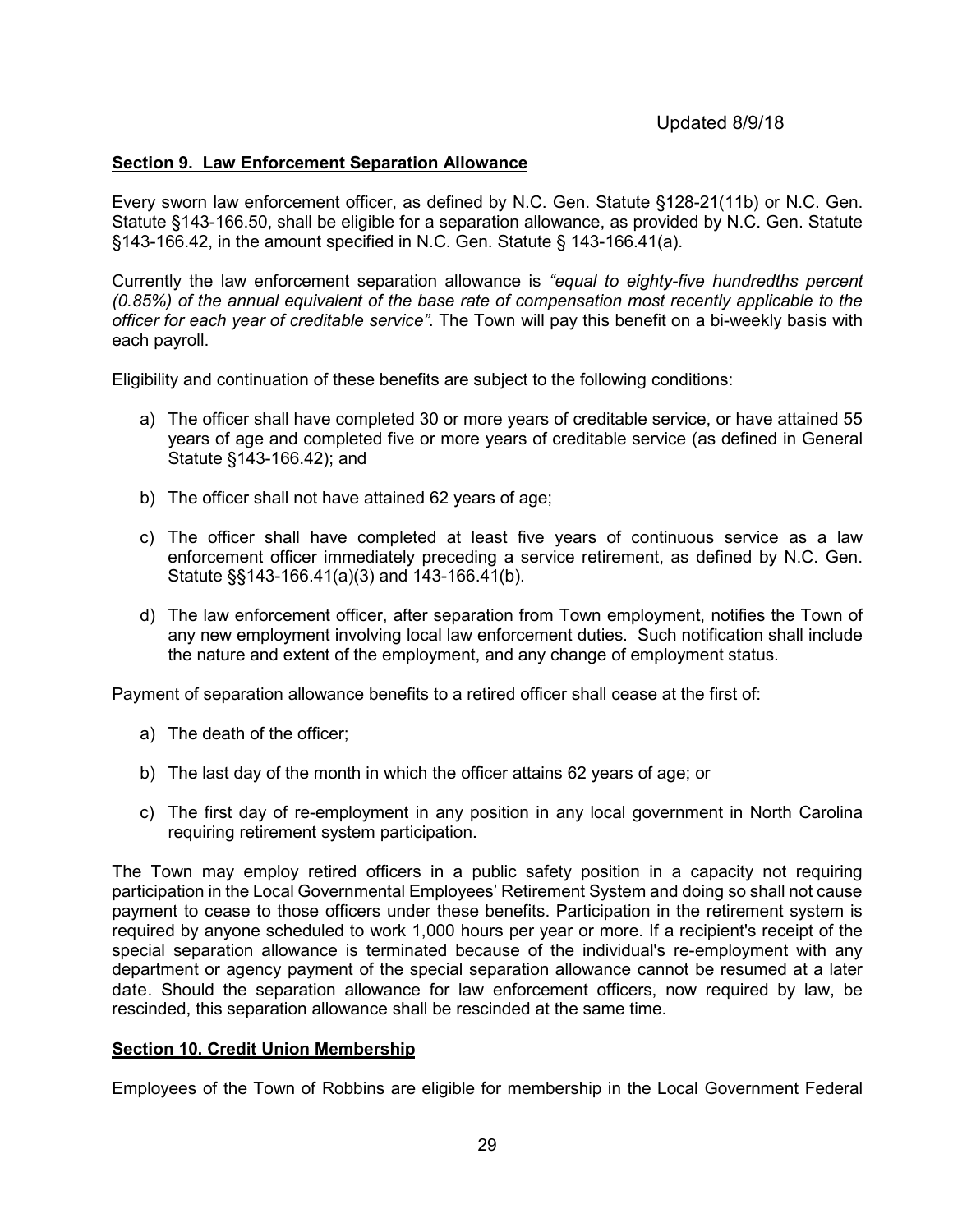Updated 8/9/18

**Section 9. Law Enforcement Separation Allowance**

Every sworn law enforcement officer, as defined by N.C. Gen. Statute §128-21(11b) or N.C. Gen. Statute §143-166.50, shall be eligible for a separation allowance, as provided by N.C. Gen. Statute §143-166.42, in the amount specified in N.C. Gen. Statute § 143-166.41(a).

Currently the law enforcement separation allowance is *"equal to eighty-five hundredths percent (0.85%) of the annual equivalent of the base rate of compensation most recently applicable to the officer for each year of creditable service"*. The Town will pay this benefit on a bi-weekly basis with each payroll.

Eligibility and continuation of these benefits are subject to the following conditions:

a) The officer shall have completed 30 or more years of creditable service, or have attained 55 years of age and completed five or more years of creditable service (as defined in General Statute §143-166.42); and

b) The officer shall not have attained 62 years of age;

c) The officer shall have completed at least five years of continuous service as a law enforcement officer immediately preceding a service retirement, as defined by N.C. Gen. Statute §§143-166.41(a)(3) and 143-166.41(b).

d) The law enforcement officer, after separation from Town employment, notifies the Town of any new employment involving local law enforcement duties. Such notification shall include the nature and extent of the employment, and any change of employment status.

Payment of separation allowance benefits to a retired officer shall cease at the first of:

a) The death of the officer;

b) The last day of the month in which the officer attains 62 years of age; or

c) The first day of re-employment in any position in any local government in North Carolina requiring retirement system participation.

The Town may employ retired officers in a public safety position in a capacity not requiring participation in the Local Governmental Employees' Retirement System and doing so shall not cause payment to cease to those officers under these benefits. Participation in the retirement system is required by anyone scheduled to work 1,000 hours per year or more. If a recipient's receipt of the special separation allowance is terminated because of the individual's re-employment with any department or agency payment of the special separation allowance cannot be resumed at a later date. Should the separation allowance for law enforcement officers, now required by law, be rescinded, this separation allowance shall be rescinded at the same time.

**Section 10. Credit Union Membership**

Employees of the Town of Robbins are eligible for membership in the Local Government Federal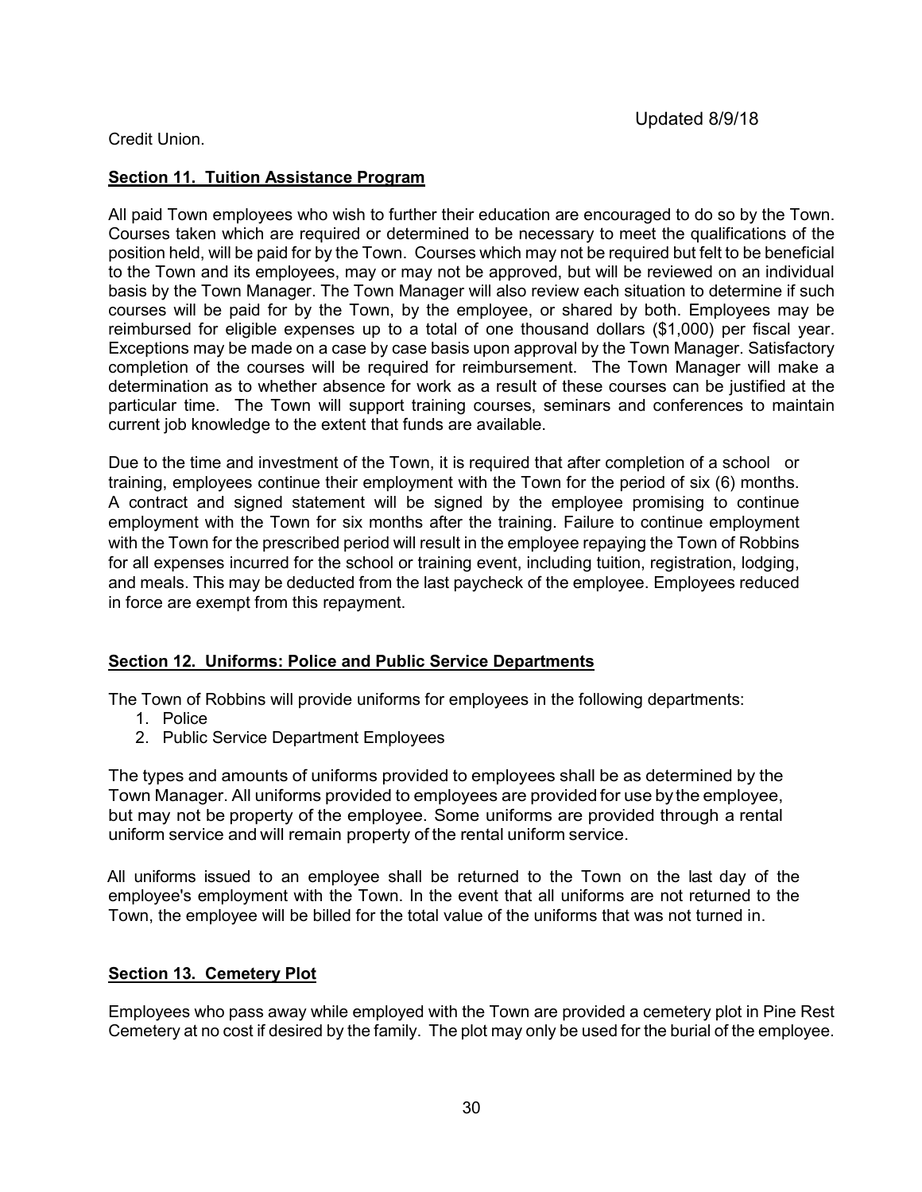Credit Union.

**Section 11. Tuition Assistance Program**

All paid Town employees who wish to further their education are encouraged to do so by the Town. Courses taken which are required or determined to be necessary to meet the qualifications of the position held, will be paid for by the Town. Courses which may not be required but felt to be beneficial to the Town and its employees, may or may not be approved, but will be reviewed on an individual basis by the Town Manager. The Town Manager will also review each situation to determine if such courses will be paid for by the Town, by the employee, or shared by both. Employees may be reimbursed for eligible expenses up to a total of one thousand dollars ($1,000) per fiscal year. Exceptions may be made on a case by case basis upon approval by the Town Manager. Satisfactory completion of the courses will be required for reimbursement. The Town Manager will make a determination as to whether absence for work as a result of these courses can be justified at the particular time. The Town will support training courses, seminars and conferences to maintain current job knowledge to the extent that funds are available.

Due to the time and investment of the Town, it is required that after completion of a school or training, employees continue their employment with the Town for the period of six (6) months. A contract and signed statement will be signed by the employee promising to continue employment with the Town for six months after the training. Failure to continue employment with the Town for the prescribed period will result in the employee repaying the Town of Robbins for all expenses incurred for the school or training event, including tuition, registration, lodging, and meals. This may be deducted from the last paycheck of the employee. Employees reduced in force are exempt from this repayment.

**Section 12. Uniforms: Police and Public Service Departments**

The Town of Robbins will provide uniforms for employees in the following departments:

1. Police
2. Public Service Department Employees

The types and amounts of uniforms provided to employees shall be as determined by the Town Manager. All uniforms provided to employees are provided for use by the employee, but may not be property of the employee. Some uniforms are provided through a rental uniform service and will remain property of the rental uniform service.

All uniforms issued to an employee shall be returned to the Town on the last day of the employee's employment with the Town. In the event that all uniforms are not returned to the Town, the employee will be billed for the total value of the uniforms that was not turned in.

**Section 13. Cemetery Plot**

Employees who pass away while employed with the Town are provided a cemetery plot in Pine Rest Cemetery at no cost if desired by the family. The plot may only be used for the burial of the employee.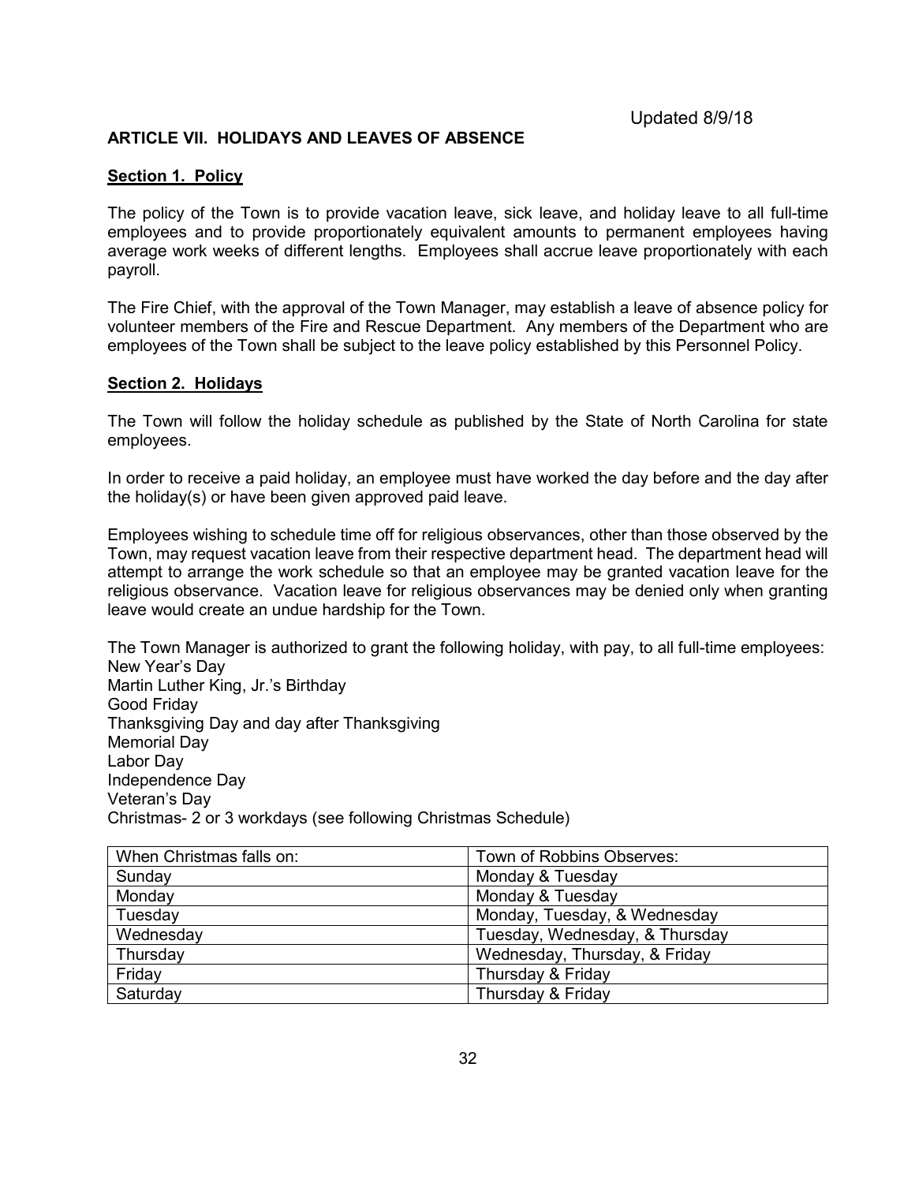Updated 8/9/18

## ARTICLE VII. HOLIDAYS AND LEAVES OF ABSENCE

### Section 1. Policy

The policy of the Town is to provide vacation leave, sick leave, and holiday leave to all full-time employees and to provide proportionately equivalent amounts to permanent employees having average work weeks of different lengths. Employees shall accrue leave proportionately with each payroll.

The Fire Chief, with the approval of the Town Manager, may establish a leave of absence policy for volunteer members of the Fire and Rescue Department. Any members of the Department who are employees of the Town shall be subject to the leave policy established by this Personnel Policy.

### Section 2. Holidays

The Town will follow the holiday schedule as published by the State of North Carolina for state employees.

In order to receive a paid holiday, an employee must have worked the day before and the day after the holiday(s) or have been given approved paid leave.

Employees wishing to schedule time off for religious observances, other than those observed by the Town, may request vacation leave from their respective department head. The department head will attempt to arrange the work schedule so that an employee may be granted vacation leave for the religious observance. Vacation leave for religious observances may be denied only when granting leave would create an undue hardship for the Town.

The Town Manager is authorized to grant the following holiday, with pay, to all full-time employees:
New Year's Day
Martin Luther King, Jr.'s Birthday
Good Friday
Thanksgiving Day and day after Thanksgiving
Memorial Day
Labor Day
Independence Day
Veteran's Day
Christmas- 2 or 3 workdays (see following Christmas Schedule)

| When Christmas falls on: | Town of Robbins Observes: |
|---|---|
| Sunday | Monday & Tuesday |
| Monday | Monday & Tuesday |
| Tuesday | Monday, Tuesday, & Wednesday |
| Wednesday | Tuesday, Wednesday, & Thursday |
| Thursday | Wednesday, Thursday, & Friday |
| Friday | Thursday & Friday |
| Saturday | Thursday & Friday |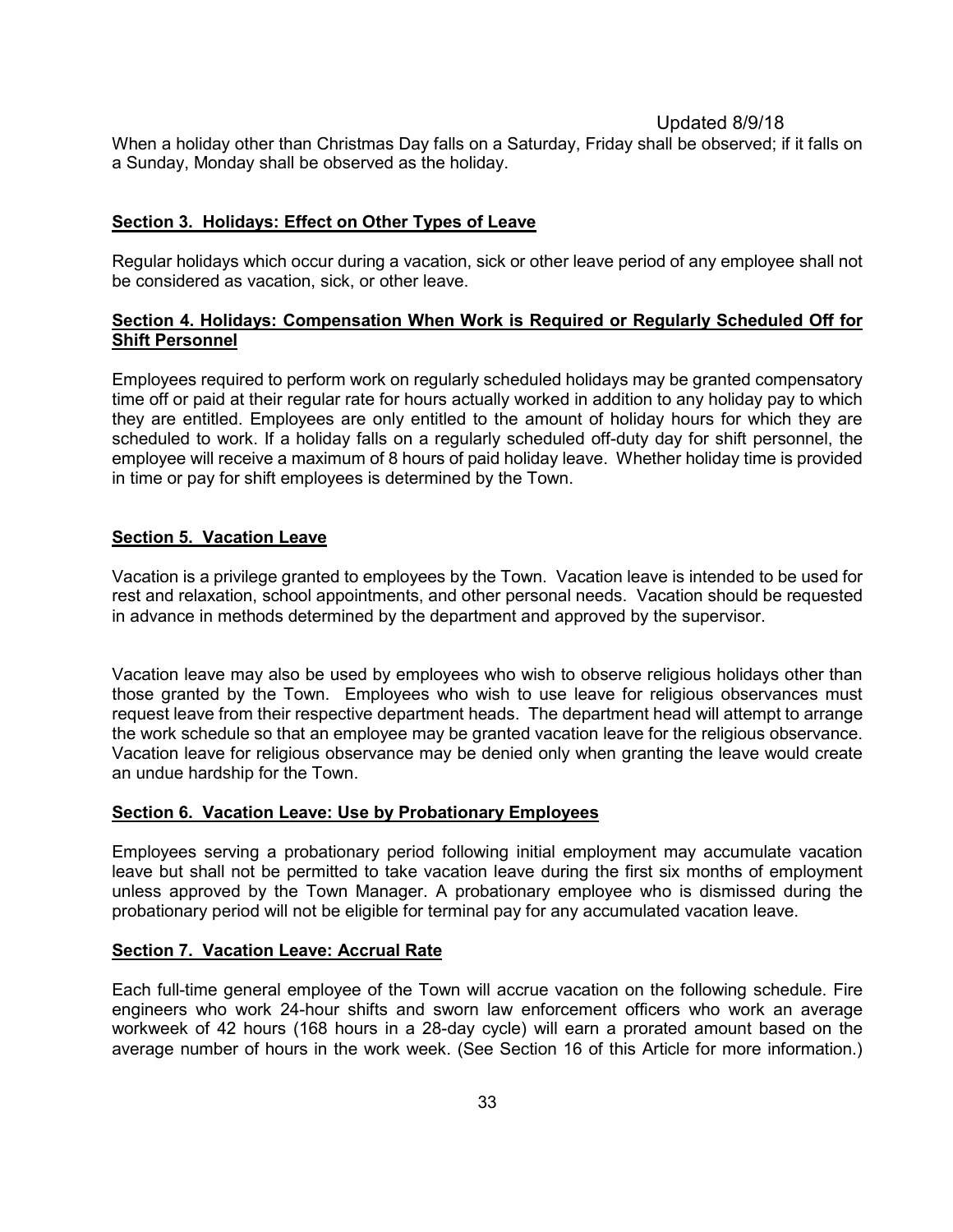Updated 8/9/18

When a holiday other than Christmas Day falls on a Saturday, Friday shall be observed; if it falls on a Sunday, Monday shall be observed as the holiday.

## Section 3. Holidays: Effect on Other Types of Leave

Regular holidays which occur during a vacation, sick or other leave period of any employee shall not be considered as vacation, sick, or other leave.

## Section 4. Holidays: Compensation When Work is Required or Regularly Scheduled Off for Shift Personnel

Employees required to perform work on regularly scheduled holidays may be granted compensatory time off or paid at their regular rate for hours actually worked in addition to any holiday pay to which they are entitled. Employees are only entitled to the amount of holiday hours for which they are scheduled to work. If a holiday falls on a regularly scheduled off-duty day for shift personnel, the employee will receive a maximum of 8 hours of paid holiday leave. Whether holiday time is provided in time or pay for shift employees is determined by the Town.

## Section 5. Vacation Leave

Vacation is a privilege granted to employees by the Town. Vacation leave is intended to be used for rest and relaxation, school appointments, and other personal needs. Vacation should be requested in advance in methods determined by the department and approved by the supervisor.

Vacation leave may also be used by employees who wish to observe religious holidays other than those granted by the Town. Employees who wish to use leave for religious observances must request leave from their respective department heads. The department head will attempt to arrange the work schedule so that an employee may be granted vacation leave for the religious observance. Vacation leave for religious observance may be denied only when granting the leave would create an undue hardship for the Town.

## Section 6. Vacation Leave: Use by Probationary Employees

Employees serving a probationary period following initial employment may accumulate vacation leave but shall not be permitted to take vacation leave during the first six months of employment unless approved by the Town Manager. A probationary employee who is dismissed during the probationary period will not be eligible for terminal pay for any accumulated vacation leave.

## Section 7. Vacation Leave: Accrual Rate

Each full-time general employee of the Town will accrue vacation on the following schedule. Fire engineers who work 24-hour shifts and sworn law enforcement officers who work an average workweek of 42 hours (168 hours in a 28-day cycle) will earn a prorated amount based on the average number of hours in the work week. (See Section 16 of this Article for more information.)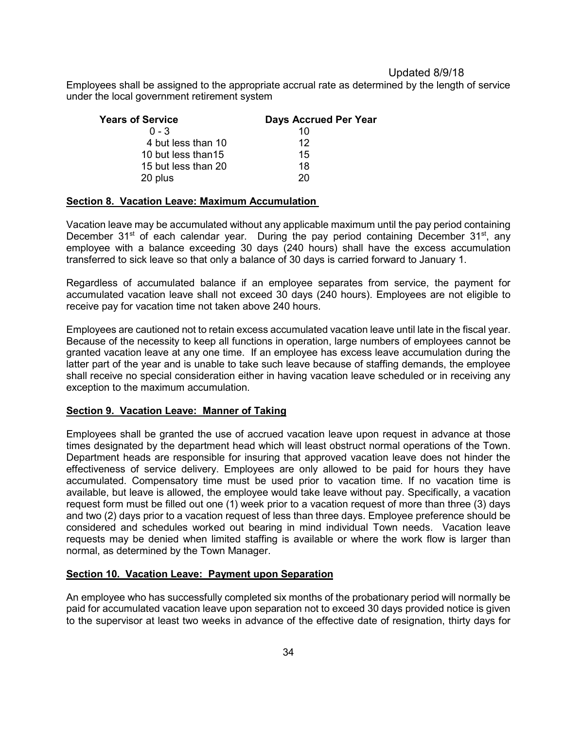Updated 8/9/18

Employees shall be assigned to the appropriate accrual rate as determined by the length of service under the local government retirement system

| Years of Service | Days Accrued Per Year |
|---|---|
| 0 - 3 | 10 |
| 4 but less than 10 | 12 |
| 10 but less than15 | 15 |
| 15 but less than 20 | 18 |
| 20 plus | 20 |

**Section 8. Vacation Leave: Maximum Accumulation**

Vacation leave may be accumulated without any applicable maximum until the pay period containing December 31st of each calendar year. During the pay period containing December 31st, any employee with a balance exceeding 30 days (240 hours) shall have the excess accumulation transferred to sick leave so that only a balance of 30 days is carried forward to January 1.

Regardless of accumulated balance if an employee separates from service, the payment for accumulated vacation leave shall not exceed 30 days (240 hours). Employees are not eligible to receive pay for vacation time not taken above 240 hours.

Employees are cautioned not to retain excess accumulated vacation leave until late in the fiscal year. Because of the necessity to keep all functions in operation, large numbers of employees cannot be granted vacation leave at any one time. If an employee has excess leave accumulation during the latter part of the year and is unable to take such leave because of staffing demands, the employee shall receive no special consideration either in having vacation leave scheduled or in receiving any exception to the maximum accumulation.

**Section 9. Vacation Leave: Manner of Taking**

Employees shall be granted the use of accrued vacation leave upon request in advance at those times designated by the department head which will least obstruct normal operations of the Town. Department heads are responsible for insuring that approved vacation leave does not hinder the effectiveness of service delivery. Employees are only allowed to be paid for hours they have accumulated. Compensatory time must be used prior to vacation time. If no vacation time is available, but leave is allowed, the employee would take leave without pay. Specifically, a vacation request form must be filled out one (1) week prior to a vacation request of more than three (3) days and two (2) days prior to a vacation request of less than three days. Employee preference should be considered and schedules worked out bearing in mind individual Town needs. Vacation leave requests may be denied when limited staffing is available or where the work flow is larger than normal, as determined by the Town Manager.

**Section 10. Vacation Leave: Payment upon Separation**

An employee who has successfully completed six months of the probationary period will normally be paid for accumulated vacation leave upon separation not to exceed 30 days provided notice is given to the supervisor at least two weeks in advance of the effective date of resignation, thirty days for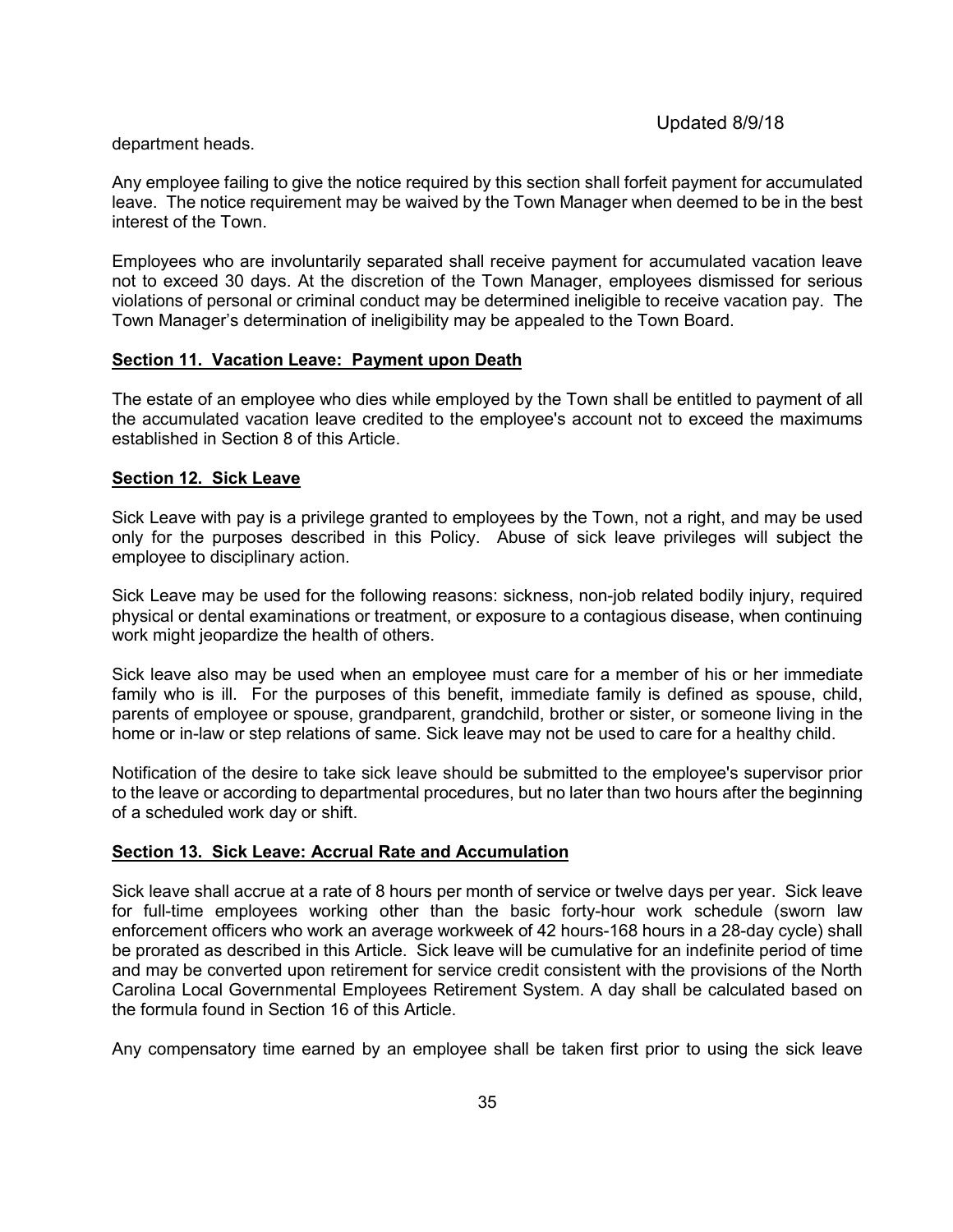department heads.

Any employee failing to give the notice required by this section shall forfeit payment for accumulated leave. The notice requirement may be waived by the Town Manager when deemed to be in the best interest of the Town.

Employees who are involuntarily separated shall receive payment for accumulated vacation leave not to exceed 30 days. At the discretion of the Town Manager, employees dismissed for serious violations of personal or criminal conduct may be determined ineligible to receive vacation pay. The Town Manager's determination of ineligibility may be appealed to the Town Board.

## Section 11. Vacation Leave: Payment upon Death

The estate of an employee who dies while employed by the Town shall be entitled to payment of all the accumulated vacation leave credited to the employee's account not to exceed the maximums established in Section 8 of this Article.

## Section 12. Sick Leave

Sick Leave with pay is a privilege granted to employees by the Town, not a right, and may be used only for the purposes described in this Policy. Abuse of sick leave privileges will subject the employee to disciplinary action.

Sick Leave may be used for the following reasons: sickness, non-job related bodily injury, required physical or dental examinations or treatment, or exposure to a contagious disease, when continuing work might jeopardize the health of others.

Sick leave also may be used when an employee must care for a member of his or her immediate family who is ill. For the purposes of this benefit, immediate family is defined as spouse, child, parents of employee or spouse, grandparent, grandchild, brother or sister, or someone living in the home or in-law or step relations of same. Sick leave may not be used to care for a healthy child.

Notification of the desire to take sick leave should be submitted to the employee's supervisor prior to the leave or according to departmental procedures, but no later than two hours after the beginning of a scheduled work day or shift.

## Section 13. Sick Leave: Accrual Rate and Accumulation

Sick leave shall accrue at a rate of 8 hours per month of service or twelve days per year. Sick leave for full-time employees working other than the basic forty-hour work schedule (sworn law enforcement officers who work an average workweek of 42 hours-168 hours in a 28-day cycle) shall be prorated as described in this Article. Sick leave will be cumulative for an indefinite period of time and may be converted upon retirement for service credit consistent with the provisions of the North Carolina Local Governmental Employees Retirement System. A day shall be calculated based on the formula found in Section 16 of this Article.

Any compensatory time earned by an employee shall be taken first prior to using the sick leave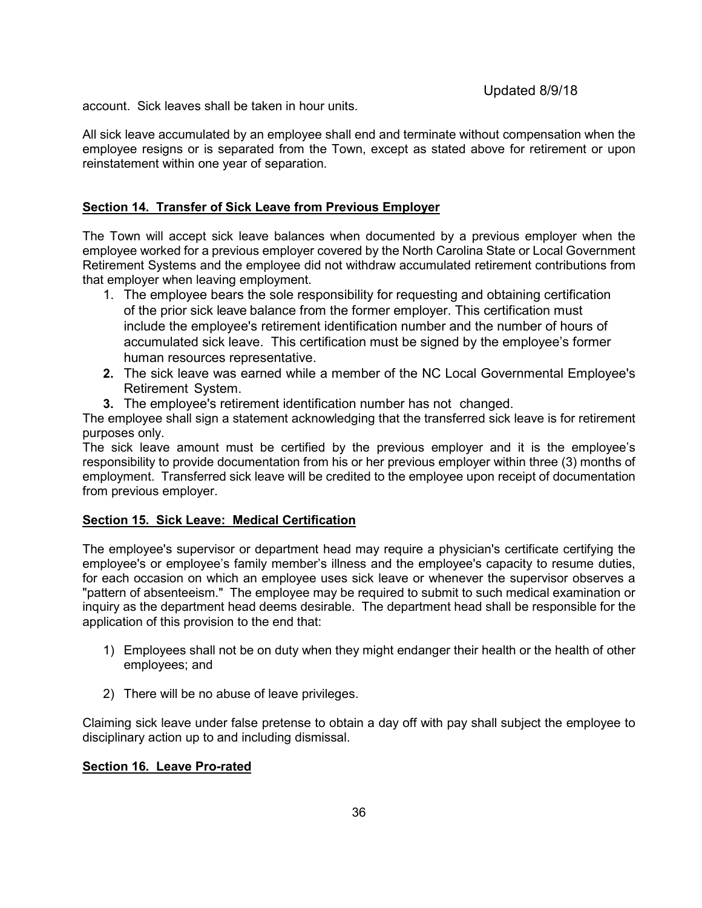account. Sick leaves shall be taken in hour units.

All sick leave accumulated by an employee shall end and terminate without compensation when the employee resigns or is separated from the Town, except as stated above for retirement or upon reinstatement within one year of separation.

## Section 14. Transfer of Sick Leave from Previous Employer

The Town will accept sick leave balances when documented by a previous employer when the employee worked for a previous employer covered by the North Carolina State or Local Government Retirement Systems and the employee did not withdraw accumulated retirement contributions from that employer when leaving employment.

1. The employee bears the sole responsibility for requesting and obtaining certification of the prior sick leave balance from the former employer. This certification must include the employee's retirement identification number and the number of hours of accumulated sick leave. This certification must be signed by the employee's former human resources representative.
2. The sick leave was earned while a member of the NC Local Governmental Employee's Retirement System.
3. The employee's retirement identification number has not changed.

The employee shall sign a statement acknowledging that the transferred sick leave is for retirement purposes only.

The sick leave amount must be certified by the previous employer and it is the employee's responsibility to provide documentation from his or her previous employer within three (3) months of employment. Transferred sick leave will be credited to the employee upon receipt of documentation from previous employer.

## Section 15. Sick Leave: Medical Certification

The employee's supervisor or department head may require a physician's certificate certifying the employee's or employee's family member's illness and the employee's capacity to resume duties, for each occasion on which an employee uses sick leave or whenever the supervisor observes a "pattern of absenteeism." The employee may be required to submit to such medical examination or inquiry as the department head deems desirable. The department head shall be responsible for the application of this provision to the end that:

1) Employees shall not be on duty when they might endanger their health or the health of other employees; and

2) There will be no abuse of leave privileges.

Claiming sick leave under false pretense to obtain a day off with pay shall subject the employee to disciplinary action up to and including dismissal.

## Section 16. Leave Pro-rated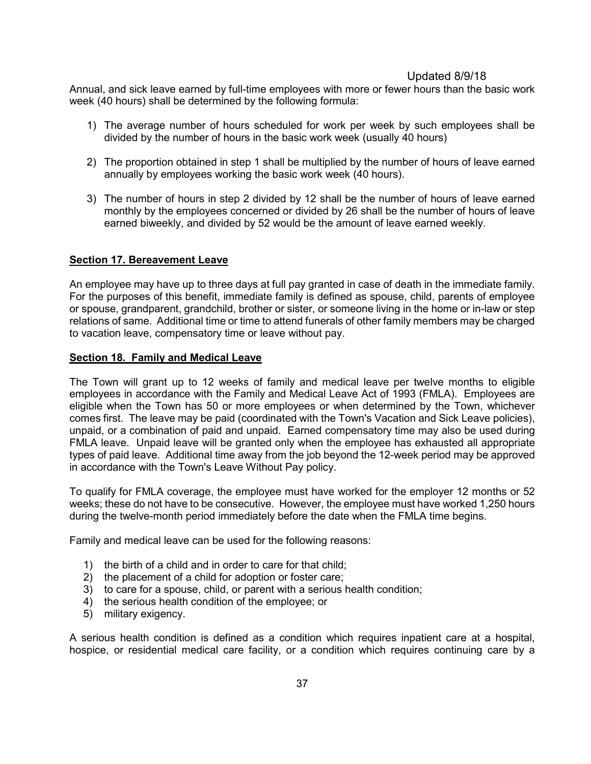Annual, and sick leave earned by full-time employees with more or fewer hours than the basic work week (40 hours) shall be determined by the following formula:

1) The average number of hours scheduled for work per week by such employees shall be divided by the number of hours in the basic work week (usually 40 hours)

2) The proportion obtained in step 1 shall be multiplied by the number of hours of leave earned annually by employees working the basic work week (40 hours).

3) The number of hours in step 2 divided by 12 shall be the number of hours of leave earned monthly by the employees concerned or divided by 26 shall be the number of hours of leave earned biweekly, and divided by 52 would be the amount of leave earned weekly.

## Section 17. Bereavement Leave

An employee may have up to three days at full pay granted in case of death in the immediate family. For the purposes of this benefit, immediate family is defined as spouse, child, parents of employee or spouse, grandparent, grandchild, brother or sister, or someone living in the home or in-law or step relations of same. Additional time or time to attend funerals of other family members may be charged to vacation leave, compensatory time or leave without pay.

## Section 18. Family and Medical Leave

The Town will grant up to 12 weeks of family and medical leave per twelve months to eligible employees in accordance with the Family and Medical Leave Act of 1993 (FMLA). Employees are eligible when the Town has 50 or more employees or when determined by the Town, whichever comes first. The leave may be paid (coordinated with the Town's Vacation and Sick Leave policies), unpaid, or a combination of paid and unpaid. Earned compensatory time may also be used during FMLA leave. Unpaid leave will be granted only when the employee has exhausted all appropriate types of paid leave. Additional time away from the job beyond the 12-week period may be approved in accordance with the Town's Leave Without Pay policy.

To qualify for FMLA coverage, the employee must have worked for the employer 12 months or 52 weeks; these do not have to be consecutive. However, the employee must have worked 1,250 hours during the twelve-month period immediately before the date when the FMLA time begins.

Family and medical leave can be used for the following reasons:

1) the birth of a child and in order to care for that child;
2) the placement of a child for adoption or foster care;
3) to care for a spouse, child, or parent with a serious health condition;
4) the serious health condition of the employee; or
5) military exigency.

A serious health condition is defined as a condition which requires inpatient care at a hospital, hospice, or residential medical care facility, or a condition which requires continuing care by a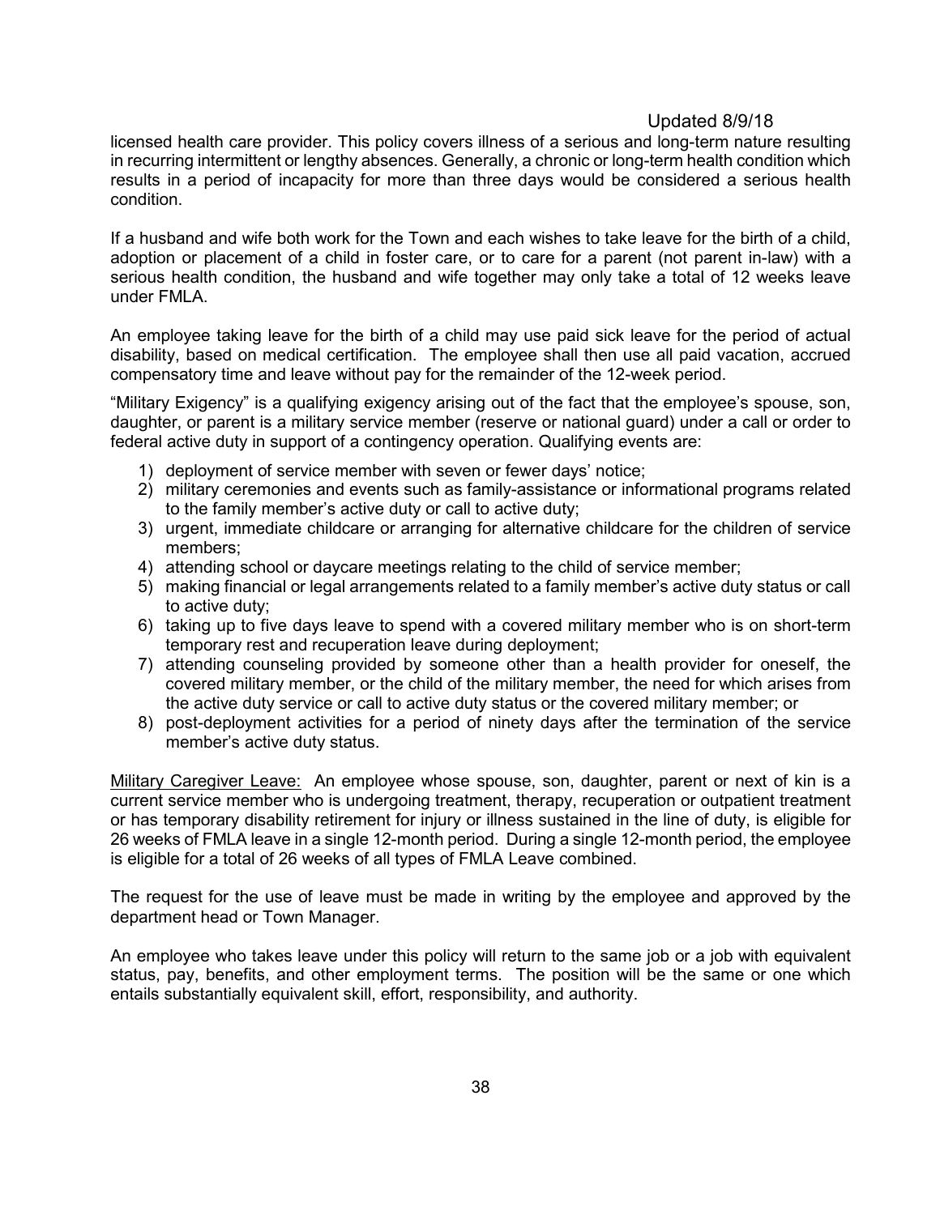licensed health care provider. This policy covers illness of a serious and long-term nature resulting in recurring intermittent or lengthy absences. Generally, a chronic or long-term health condition which results in a period of incapacity for more than three days would be considered a serious health condition.

If a husband and wife both work for the Town and each wishes to take leave for the birth of a child, adoption or placement of a child in foster care, or to care for a parent (not parent in-law) with a serious health condition, the husband and wife together may only take a total of 12 weeks leave under FMLA.

An employee taking leave for the birth of a child may use paid sick leave for the period of actual disability, based on medical certification. The employee shall then use all paid vacation, accrued compensatory time and leave without pay for the remainder of the 12-week period.

"Military Exigency" is a qualifying exigency arising out of the fact that the employee's spouse, son, daughter, or parent is a military service member (reserve or national guard) under a call or order to federal active duty in support of a contingency operation. Qualifying events are:

1) deployment of service member with seven or fewer days' notice;
2) military ceremonies and events such as family-assistance or informational programs related to the family member's active duty or call to active duty;
3) urgent, immediate childcare or arranging for alternative childcare for the children of service members;
4) attending school or daycare meetings relating to the child of service member;
5) making financial or legal arrangements related to a family member's active duty status or call to active duty;
6) taking up to five days leave to spend with a covered military member who is on short-term temporary rest and recuperation leave during deployment;
7) attending counseling provided by someone other than a health provider for oneself, the covered military member, or the child of the military member, the need for which arises from the active duty service or call to active duty status or the covered military member; or
8) post-deployment activities for a period of ninety days after the termination of the service member's active duty status.

<u>Military Caregiver Leave:</u> An employee whose spouse, son, daughter, parent or next of kin is a current service member who is undergoing treatment, therapy, recuperation or outpatient treatment or has temporary disability retirement for injury or illness sustained in the line of duty, is eligible for 26 weeks of FMLA leave in a single 12-month period. During a single 12-month period, the employee is eligible for a total of 26 weeks of all types of FMLA Leave combined.

The request for the use of leave must be made in writing by the employee and approved by the department head or Town Manager.

An employee who takes leave under this policy will return to the same job or a job with equivalent status, pay, benefits, and other employment terms. The position will be the same or one which entails substantially equivalent skill, effort, responsibility, and authority.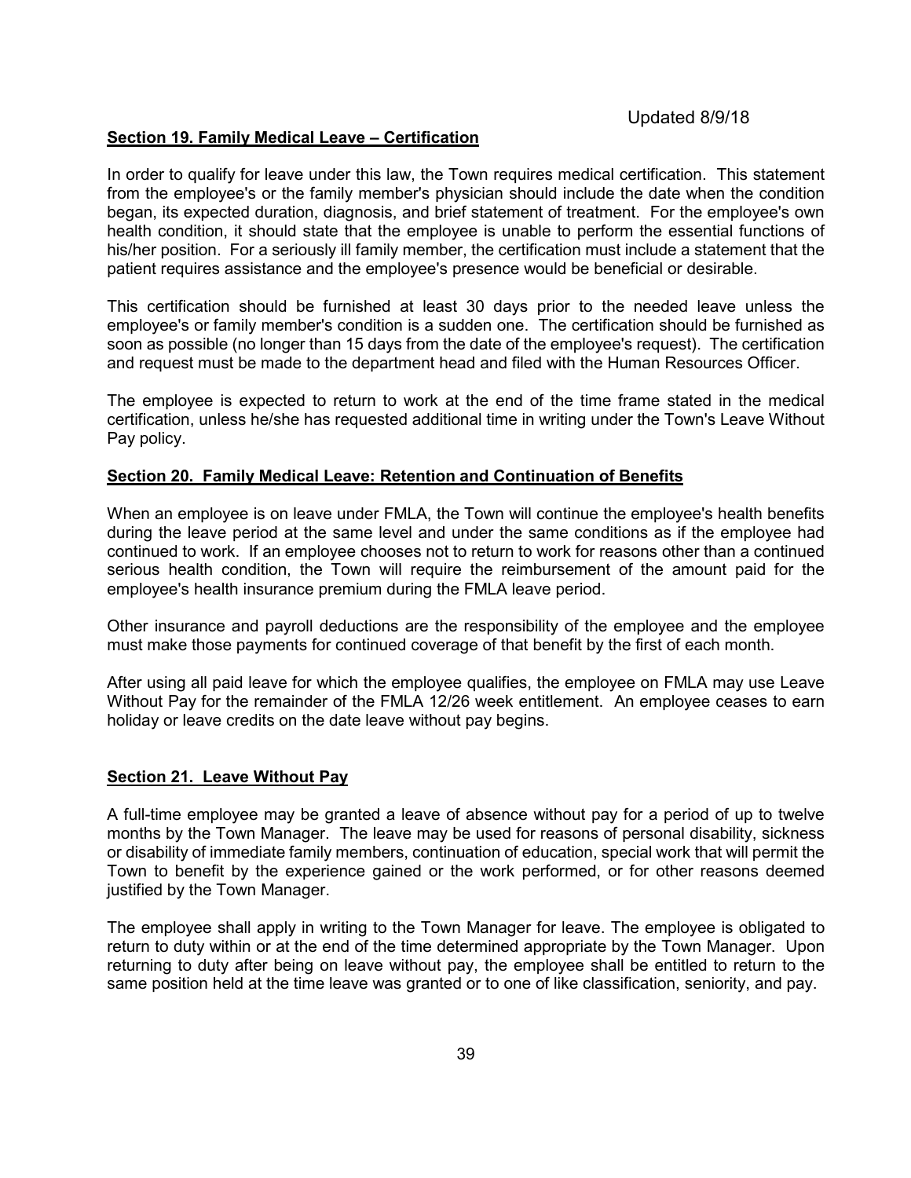Updated 8/9/18

**Section 19. Family Medical Leave – Certification**

In order to qualify for leave under this law, the Town requires medical certification. This statement from the employee's or the family member's physician should include the date when the condition began, its expected duration, diagnosis, and brief statement of treatment. For the employee's own health condition, it should state that the employee is unable to perform the essential functions of his/her position. For a seriously ill family member, the certification must include a statement that the patient requires assistance and the employee's presence would be beneficial or desirable.

This certification should be furnished at least 30 days prior to the needed leave unless the employee's or family member's condition is a sudden one. The certification should be furnished as soon as possible (no longer than 15 days from the date of the employee's request). The certification and request must be made to the department head and filed with the Human Resources Officer.

The employee is expected to return to work at the end of the time frame stated in the medical certification, unless he/she has requested additional time in writing under the Town's Leave Without Pay policy.

**Section 20. Family Medical Leave: Retention and Continuation of Benefits**

When an employee is on leave under FMLA, the Town will continue the employee's health benefits during the leave period at the same level and under the same conditions as if the employee had continued to work. If an employee chooses not to return to work for reasons other than a continued serious health condition, the Town will require the reimbursement of the amount paid for the employee's health insurance premium during the FMLA leave period.

Other insurance and payroll deductions are the responsibility of the employee and the employee must make those payments for continued coverage of that benefit by the first of each month.

After using all paid leave for which the employee qualifies, the employee on FMLA may use Leave Without Pay for the remainder of the FMLA 12/26 week entitlement. An employee ceases to earn holiday or leave credits on the date leave without pay begins.

**Section 21. Leave Without Pay**

A full-time employee may be granted a leave of absence without pay for a period of up to twelve months by the Town Manager. The leave may be used for reasons of personal disability, sickness or disability of immediate family members, continuation of education, special work that will permit the Town to benefit by the experience gained or the work performed, or for other reasons deemed justified by the Town Manager.

The employee shall apply in writing to the Town Manager for leave. The employee is obligated to return to duty within or at the end of the time determined appropriate by the Town Manager. Upon returning to duty after being on leave without pay, the employee shall be entitled to return to the same position held at the time leave was granted or to one of like classification, seniority, and pay.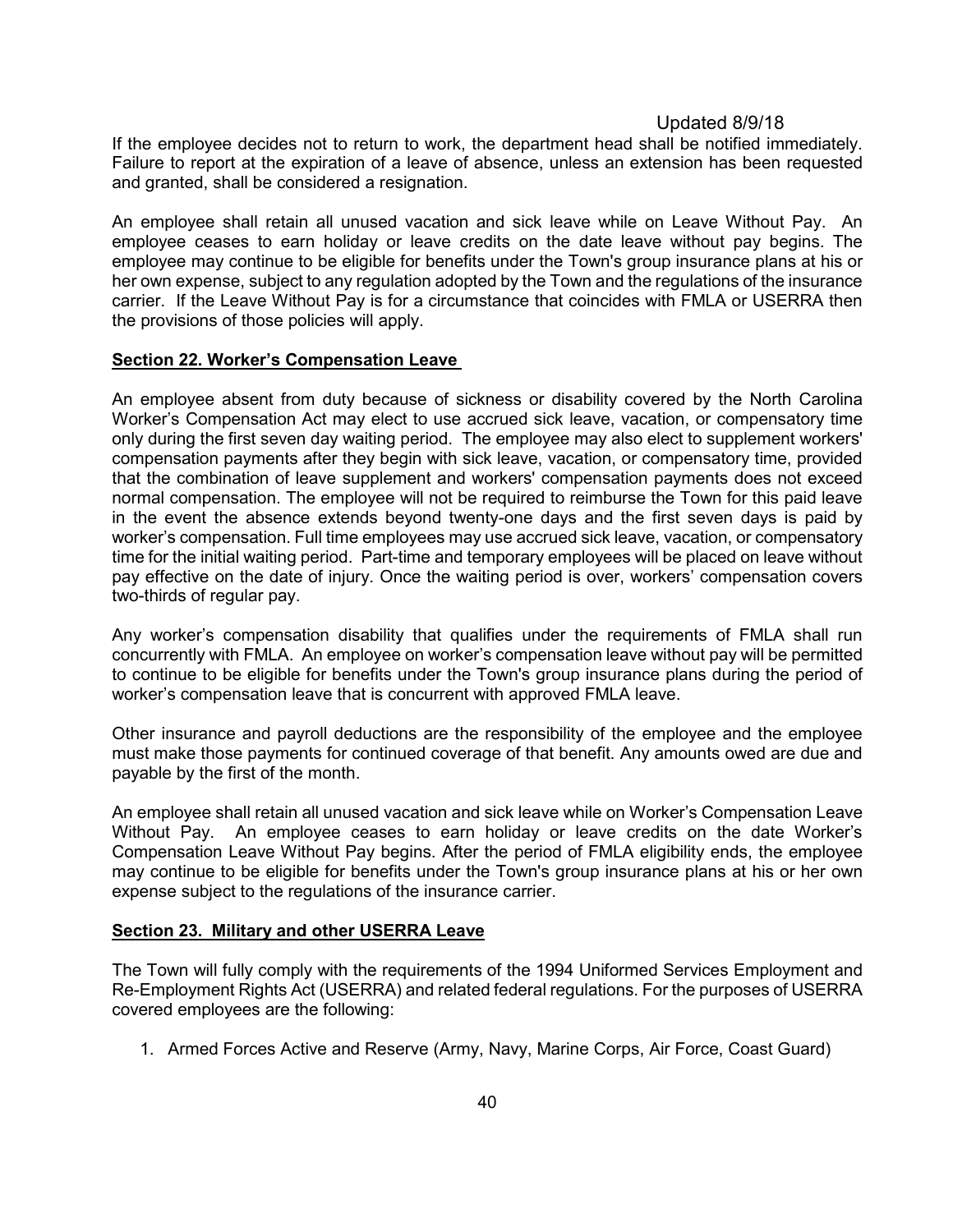If the employee decides not to return to work, the department head shall be notified immediately. Failure to report at the expiration of a leave of absence, unless an extension has been requested and granted, shall be considered a resignation.

An employee shall retain all unused vacation and sick leave while on Leave Without Pay. An employee ceases to earn holiday or leave credits on the date leave without pay begins. The employee may continue to be eligible for benefits under the Town's group insurance plans at his or her own expense, subject to any regulation adopted by the Town and the regulations of the insurance carrier. If the Leave Without Pay is for a circumstance that coincides with FMLA or USERRA then the provisions of those policies will apply.

## Section 22. Worker's Compensation Leave

An employee absent from duty because of sickness or disability covered by the North Carolina Worker's Compensation Act may elect to use accrued sick leave, vacation, or compensatory time only during the first seven day waiting period. The employee may also elect to supplement workers' compensation payments after they begin with sick leave, vacation, or compensatory time, provided that the combination of leave supplement and workers' compensation payments does not exceed normal compensation. The employee will not be required to reimburse the Town for this paid leave in the event the absence extends beyond twenty-one days and the first seven days is paid by worker's compensation. Full time employees may use accrued sick leave, vacation, or compensatory time for the initial waiting period. Part-time and temporary employees will be placed on leave without pay effective on the date of injury. Once the waiting period is over, workers' compensation covers two-thirds of regular pay.

Any worker's compensation disability that qualifies under the requirements of FMLA shall run concurrently with FMLA. An employee on worker's compensation leave without pay will be permitted to continue to be eligible for benefits under the Town's group insurance plans during the period of worker's compensation leave that is concurrent with approved FMLA leave.

Other insurance and payroll deductions are the responsibility of the employee and the employee must make those payments for continued coverage of that benefit. Any amounts owed are due and payable by the first of the month.

An employee shall retain all unused vacation and sick leave while on Worker's Compensation Leave Without Pay. An employee ceases to earn holiday or leave credits on the date Worker's Compensation Leave Without Pay begins. After the period of FMLA eligibility ends, the employee may continue to be eligible for benefits under the Town's group insurance plans at his or her own expense subject to the regulations of the insurance carrier.

## Section 23. Military and other USERRA Leave

The Town will fully comply with the requirements of the 1994 Uniformed Services Employment and Re-Employment Rights Act (USERRA) and related federal regulations. For the purposes of USERRA covered employees are the following:

1. Armed Forces Active and Reserve (Army, Navy, Marine Corps, Air Force, Coast Guard)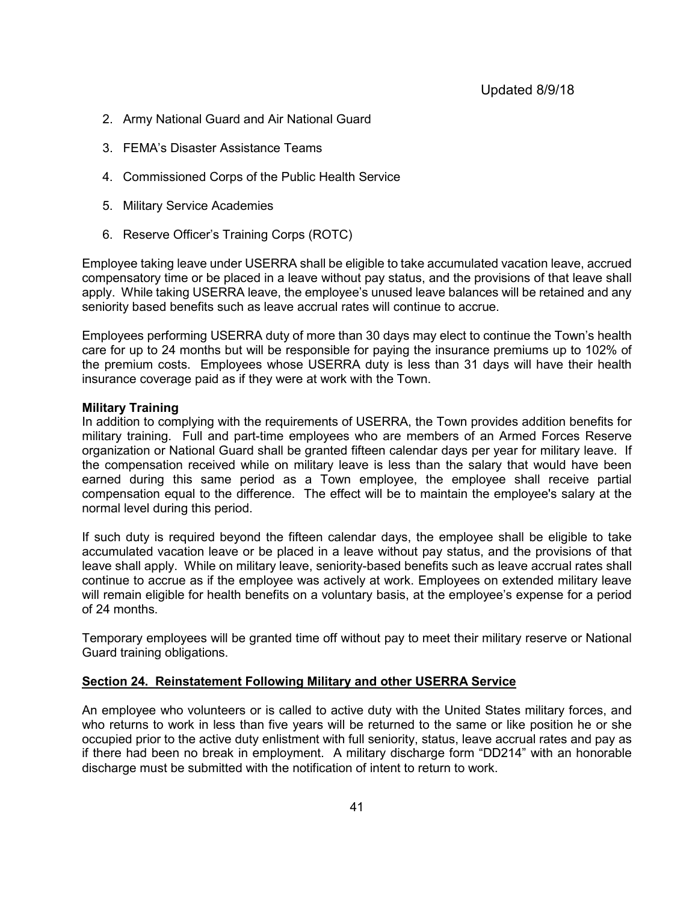2. Army National Guard and Air National Guard
3. FEMA's Disaster Assistance Teams
4. Commissioned Corps of the Public Health Service
5. Military Service Academies
6. Reserve Officer's Training Corps (ROTC)

Employee taking leave under USERRA shall be eligible to take accumulated vacation leave, accrued compensatory time or be placed in a leave without pay status, and the provisions of that leave shall apply. While taking USERRA leave, the employee's unused leave balances will be retained and any seniority based benefits such as leave accrual rates will continue to accrue.

Employees performing USERRA duty of more than 30 days may elect to continue the Town's health care for up to 24 months but will be responsible for paying the insurance premiums up to 102% of the premium costs. Employees whose USERRA duty is less than 31 days will have their health insurance coverage paid as if they were at work with the Town.

**Military Training**
In addition to complying with the requirements of USERRA, the Town provides addition benefits for military training. Full and part-time employees who are members of an Armed Forces Reserve organization or National Guard shall be granted fifteen calendar days per year for military leave. If the compensation received while on military leave is less than the salary that would have been earned during this same period as a Town employee, the employee shall receive partial compensation equal to the difference. The effect will be to maintain the employee's salary at the normal level during this period.

If such duty is required beyond the fifteen calendar days, the employee shall be eligible to take accumulated vacation leave or be placed in a leave without pay status, and the provisions of that leave shall apply. While on military leave, seniority-based benefits such as leave accrual rates shall continue to accrue as if the employee was actively at work. Employees on extended military leave will remain eligible for health benefits on a voluntary basis, at the employee's expense for a period of 24 months.

Temporary employees will be granted time off without pay to meet their military reserve or National Guard training obligations.

## Section 24. Reinstatement Following Military and other USERRA Service

An employee who volunteers or is called to active duty with the United States military forces, and who returns to work in less than five years will be returned to the same or like position he or she occupied prior to the active duty enlistment with full seniority, status, leave accrual rates and pay as if there had been no break in employment. A military discharge form "DD214" with an honorable discharge must be submitted with the notification of intent to return to work.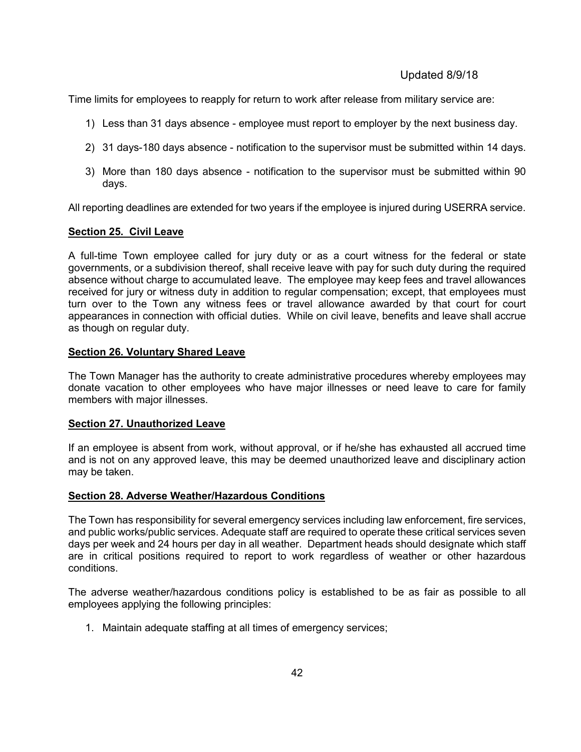Updated 8/9/18

Time limits for employees to reapply for return to work after release from military service are:

1) Less than 31 days absence - employee must report to employer by the next business day.
2) 31 days-180 days absence - notification to the supervisor must be submitted within 14 days.
3) More than 180 days absence - notification to the supervisor must be submitted within 90 days.

All reporting deadlines are extended for two years if the employee is injured during USERRA service.

## Section 25. Civil Leave

A full-time Town employee called for jury duty or as a court witness for the federal or state governments, or a subdivision thereof, shall receive leave with pay for such duty during the required absence without charge to accumulated leave. The employee may keep fees and travel allowances received for jury or witness duty in addition to regular compensation; except, that employees must turn over to the Town any witness fees or travel allowance awarded by that court for court appearances in connection with official duties. While on civil leave, benefits and leave shall accrue as though on regular duty.

## Section 26. Voluntary Shared Leave

The Town Manager has the authority to create administrative procedures whereby employees may donate vacation to other employees who have major illnesses or need leave to care for family members with major illnesses.

## Section 27. Unauthorized Leave

If an employee is absent from work, without approval, or if he/she has exhausted all accrued time and is not on any approved leave, this may be deemed unauthorized leave and disciplinary action may be taken.

## Section 28. Adverse Weather/Hazardous Conditions

The Town has responsibility for several emergency services including law enforcement, fire services, and public works/public services. Adequate staff are required to operate these critical services seven days per week and 24 hours per day in all weather. Department heads should designate which staff are in critical positions required to report to work regardless of weather or other hazardous conditions.

The adverse weather/hazardous conditions policy is established to be as fair as possible to all employees applying the following principles:

1. Maintain adequate staffing at all times of emergency services;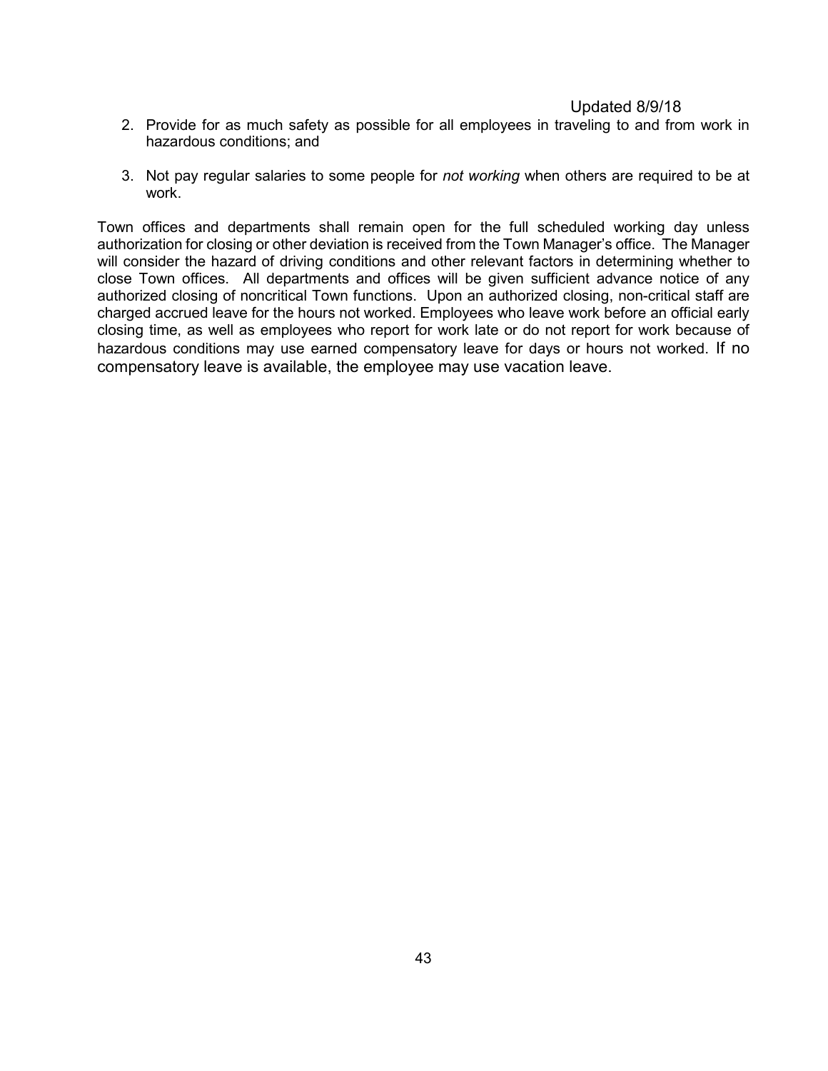Updated 8/9/18

2. Provide for as much safety as possible for all employees in traveling to and from work in hazardous conditions; and

3. Not pay regular salaries to some people for *not working* when others are required to be at work.

Town offices and departments shall remain open for the full scheduled working day unless authorization for closing or other deviation is received from the Town Manager's office. The Manager will consider the hazard of driving conditions and other relevant factors in determining whether to close Town offices. All departments and offices will be given sufficient advance notice of any authorized closing of noncritical Town functions. Upon an authorized closing, non-critical staff are charged accrued leave for the hours not worked. Employees who leave work before an official early closing time, as well as employees who report for work late or do not report for work because of hazardous conditions may use earned compensatory leave for days or hours not worked. If no compensatory leave is available, the employee may use vacation leave.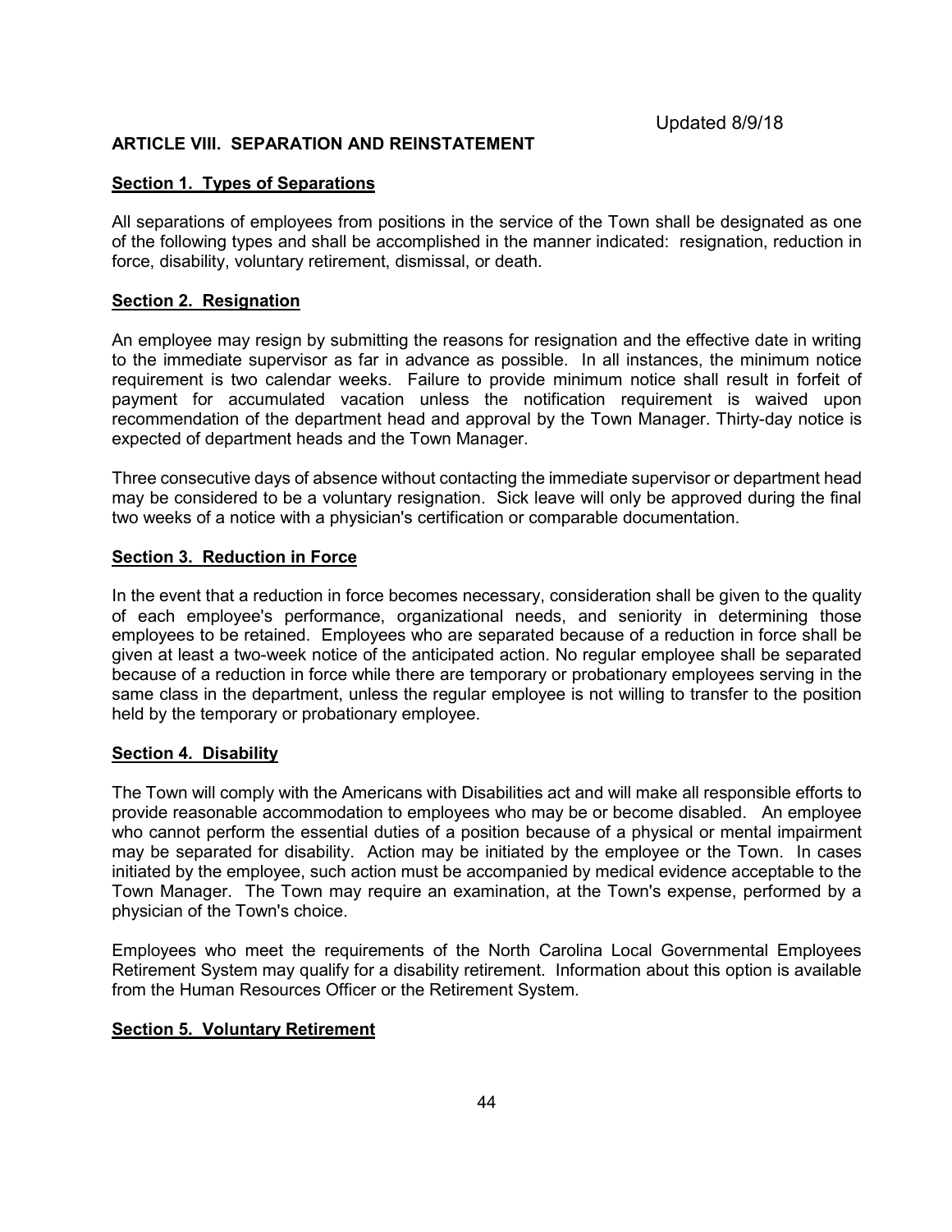Updated 8/9/18

## ARTICLE VIII. SEPARATION AND REINSTATEMENT

### Section 1. Types of Separations

All separations of employees from positions in the service of the Town shall be designated as one of the following types and shall be accomplished in the manner indicated: resignation, reduction in force, disability, voluntary retirement, dismissal, or death.

### Section 2. Resignation

An employee may resign by submitting the reasons for resignation and the effective date in writing to the immediate supervisor as far in advance as possible. In all instances, the minimum notice requirement is two calendar weeks. Failure to provide minimum notice shall result in forfeit of payment for accumulated vacation unless the notification requirement is waived upon recommendation of the department head and approval by the Town Manager. Thirty-day notice is expected of department heads and the Town Manager.

Three consecutive days of absence without contacting the immediate supervisor or department head may be considered to be a voluntary resignation. Sick leave will only be approved during the final two weeks of a notice with a physician's certification or comparable documentation.

### Section 3. Reduction in Force

In the event that a reduction in force becomes necessary, consideration shall be given to the quality of each employee's performance, organizational needs, and seniority in determining those employees to be retained. Employees who are separated because of a reduction in force shall be given at least a two-week notice of the anticipated action. No regular employee shall be separated because of a reduction in force while there are temporary or probationary employees serving in the same class in the department, unless the regular employee is not willing to transfer to the position held by the temporary or probationary employee.

### Section 4. Disability

The Town will comply with the Americans with Disabilities act and will make all responsible efforts to provide reasonable accommodation to employees who may be or become disabled. An employee who cannot perform the essential duties of a position because of a physical or mental impairment may be separated for disability. Action may be initiated by the employee or the Town. In cases initiated by the employee, such action must be accompanied by medical evidence acceptable to the Town Manager. The Town may require an examination, at the Town's expense, performed by a physician of the Town's choice.

Employees who meet the requirements of the North Carolina Local Governmental Employees Retirement System may qualify for a disability retirement. Information about this option is available from the Human Resources Officer or the Retirement System.

### Section 5. Voluntary Retirement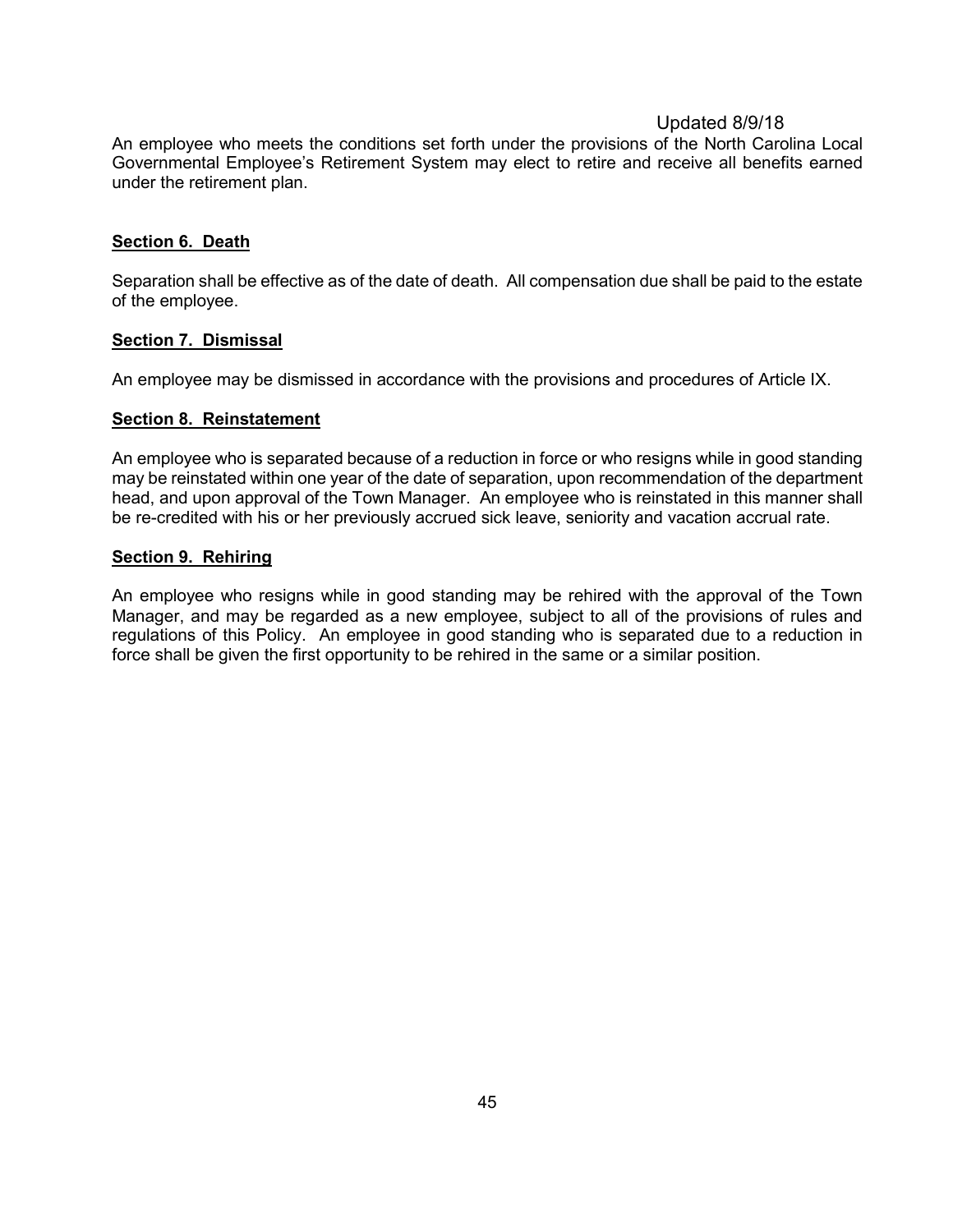Updated 8/9/18

An employee who meets the conditions set forth under the provisions of the North Carolina Local Governmental Employee's Retirement System may elect to retire and receive all benefits earned under the retirement plan.

## Section 6. Death

Separation shall be effective as of the date of death. All compensation due shall be paid to the estate of the employee.

## Section 7. Dismissal

An employee may be dismissed in accordance with the provisions and procedures of Article IX.

## Section 8. Reinstatement

An employee who is separated because of a reduction in force or who resigns while in good standing may be reinstated within one year of the date of separation, upon recommendation of the department head, and upon approval of the Town Manager. An employee who is reinstated in this manner shall be re-credited with his or her previously accrued sick leave, seniority and vacation accrual rate.

## Section 9. Rehiring

An employee who resigns while in good standing may be rehired with the approval of the Town Manager, and may be regarded as a new employee, subject to all of the provisions of rules and regulations of this Policy. An employee in good standing who is separated due to a reduction in force shall be given the first opportunity to be rehired in the same or a similar position.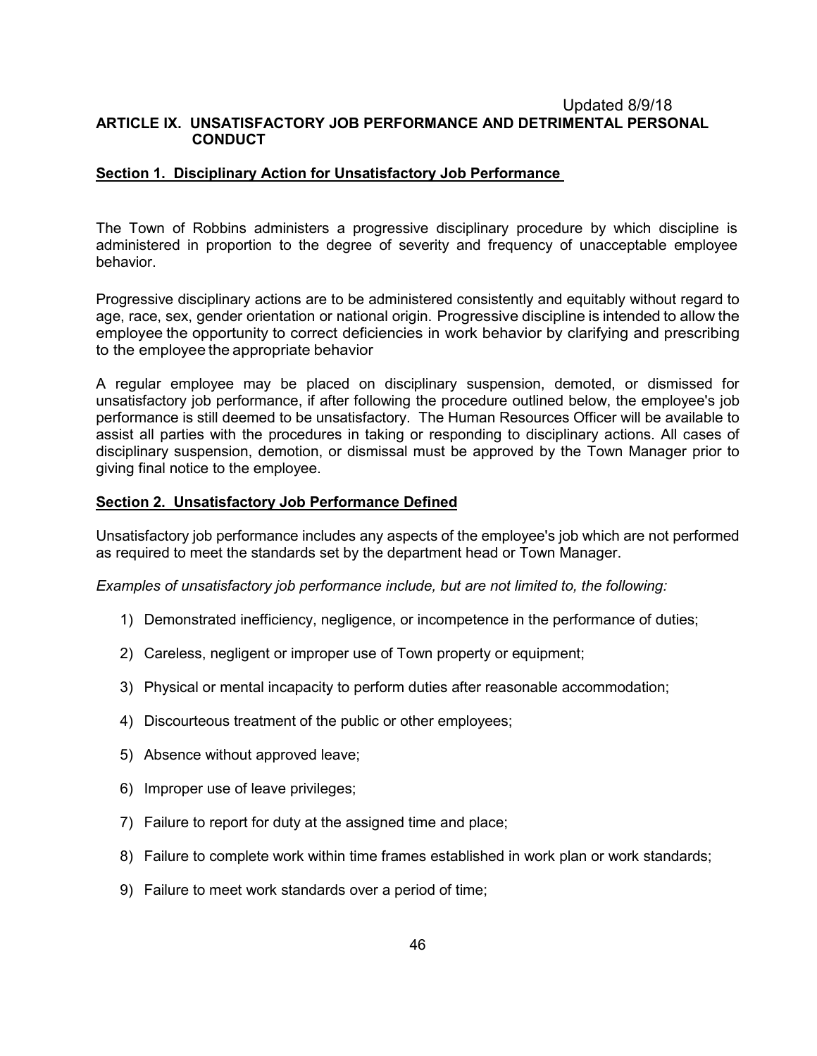Updated 8/9/18

## ARTICLE IX. UNSATISFACTORY JOB PERFORMANCE AND DETRIMENTAL PERSONAL CONDUCT

### Section 1. Disciplinary Action for Unsatisfactory Job Performance

The Town of Robbins administers a progressive disciplinary procedure by which discipline is administered in proportion to the degree of severity and frequency of unacceptable employee behavior.

Progressive disciplinary actions are to be administered consistently and equitably without regard to age, race, sex, gender orientation or national origin. Progressive discipline is intended to allow the employee the opportunity to correct deficiencies in work behavior by clarifying and prescribing to the employee the appropriate behavior

A regular employee may be placed on disciplinary suspension, demoted, or dismissed for unsatisfactory job performance, if after following the procedure outlined below, the employee's job performance is still deemed to be unsatisfactory. The Human Resources Officer will be available to assist all parties with the procedures in taking or responding to disciplinary actions. All cases of disciplinary suspension, demotion, or dismissal must be approved by the Town Manager prior to giving final notice to the employee.

### Section 2. Unsatisfactory Job Performance Defined

Unsatisfactory job performance includes any aspects of the employee's job which are not performed as required to meet the standards set by the department head or Town Manager.

*Examples of unsatisfactory job performance include, but are not limited to, the following:*

1) Demonstrated inefficiency, negligence, or incompetence in the performance of duties;
2) Careless, negligent or improper use of Town property or equipment;
3) Physical or mental incapacity to perform duties after reasonable accommodation;
4) Discourteous treatment of the public or other employees;
5) Absence without approved leave;
6) Improper use of leave privileges;
7) Failure to report for duty at the assigned time and place;
8) Failure to complete work within time frames established in work plan or work standards;
9) Failure to meet work standards over a period of time;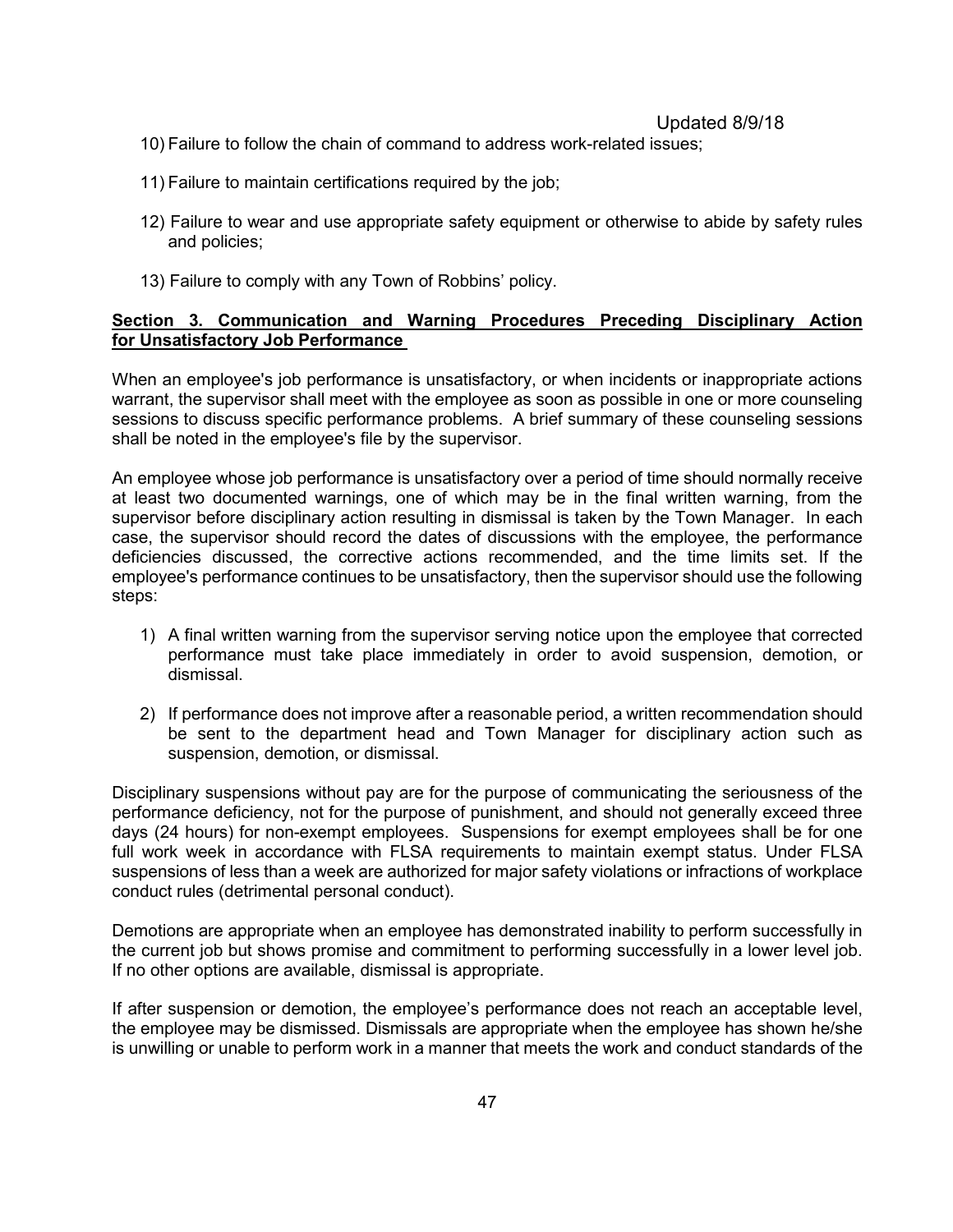10) Failure to follow the chain of command to address work-related issues;

11) Failure to maintain certifications required by the job;

12) Failure to wear and use appropriate safety equipment or otherwise to abide by safety rules and policies;

13) Failure to comply with any Town of Robbins' policy.

**Section 3. Communication and Warning Procedures Preceding Disciplinary Action for Unsatisfactory Job Performance**

When an employee's job performance is unsatisfactory, or when incidents or inappropriate actions warrant, the supervisor shall meet with the employee as soon as possible in one or more counseling sessions to discuss specific performance problems. A brief summary of these counseling sessions shall be noted in the employee's file by the supervisor.

An employee whose job performance is unsatisfactory over a period of time should normally receive at least two documented warnings, one of which may be in the final written warning, from the supervisor before disciplinary action resulting in dismissal is taken by the Town Manager. In each case, the supervisor should record the dates of discussions with the employee, the performance deficiencies discussed, the corrective actions recommended, and the time limits set. If the employee's performance continues to be unsatisfactory, then the supervisor should use the following steps:

1) A final written warning from the supervisor serving notice upon the employee that corrected performance must take place immediately in order to avoid suspension, demotion, or dismissal.

2) If performance does not improve after a reasonable period, a written recommendation should be sent to the department head and Town Manager for disciplinary action such as suspension, demotion, or dismissal.

Disciplinary suspensions without pay are for the purpose of communicating the seriousness of the performance deficiency, not for the purpose of punishment, and should not generally exceed three days (24 hours) for non-exempt employees. Suspensions for exempt employees shall be for one full work week in accordance with FLSA requirements to maintain exempt status. Under FLSA suspensions of less than a week are authorized for major safety violations or infractions of workplace conduct rules (detrimental personal conduct).

Demotions are appropriate when an employee has demonstrated inability to perform successfully in the current job but shows promise and commitment to performing successfully in a lower level job. If no other options are available, dismissal is appropriate.

If after suspension or demotion, the employee's performance does not reach an acceptable level, the employee may be dismissed. Dismissals are appropriate when the employee has shown he/she is unwilling or unable to perform work in a manner that meets the work and conduct standards of the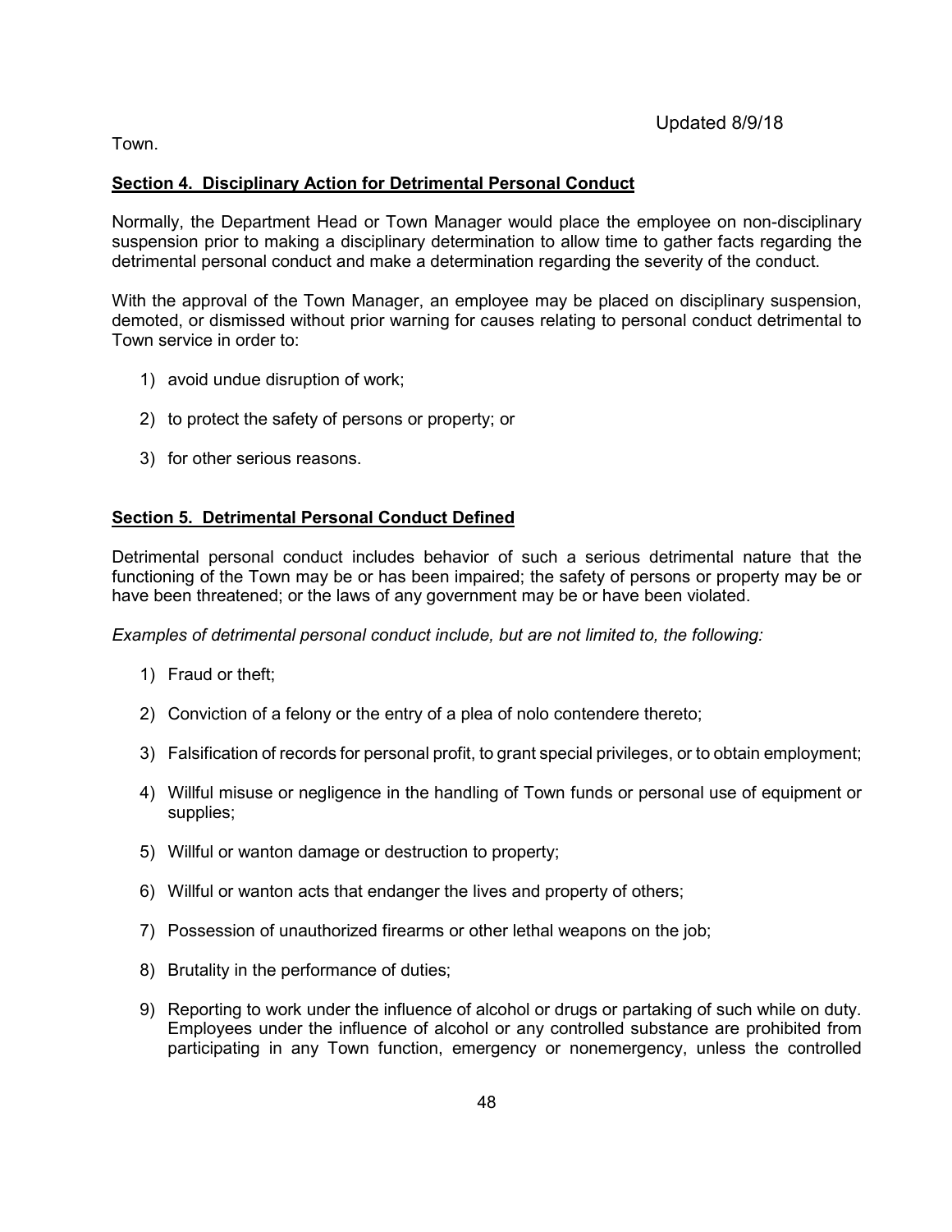Town.

## Section 4. Disciplinary Action for Detrimental Personal Conduct

Normally, the Department Head or Town Manager would place the employee on non-disciplinary suspension prior to making a disciplinary determination to allow time to gather facts regarding the detrimental personal conduct and make a determination regarding the severity of the conduct.

With the approval of the Town Manager, an employee may be placed on disciplinary suspension, demoted, or dismissed without prior warning for causes relating to personal conduct detrimental to Town service in order to:

1) avoid undue disruption of work;
2) to protect the safety of persons or property; or
3) for other serious reasons.

## Section 5. Detrimental Personal Conduct Defined

Detrimental personal conduct includes behavior of such a serious detrimental nature that the functioning of the Town may be or has been impaired; the safety of persons or property may be or have been threatened; or the laws of any government may be or have been violated.

*Examples of detrimental personal conduct include, but are not limited to, the following:*

1) Fraud or theft;
2) Conviction of a felony or the entry of a plea of nolo contendere thereto;
3) Falsification of records for personal profit, to grant special privileges, or to obtain employment;
4) Willful misuse or negligence in the handling of Town funds or personal use of equipment or supplies;
5) Willful or wanton damage or destruction to property;
6) Willful or wanton acts that endanger the lives and property of others;
7) Possession of unauthorized firearms or other lethal weapons on the job;
8) Brutality in the performance of duties;
9) Reporting to work under the influence of alcohol or drugs or partaking of such while on duty. Employees under the influence of alcohol or any controlled substance are prohibited from participating in any Town function, emergency or nonemergency, unless the controlled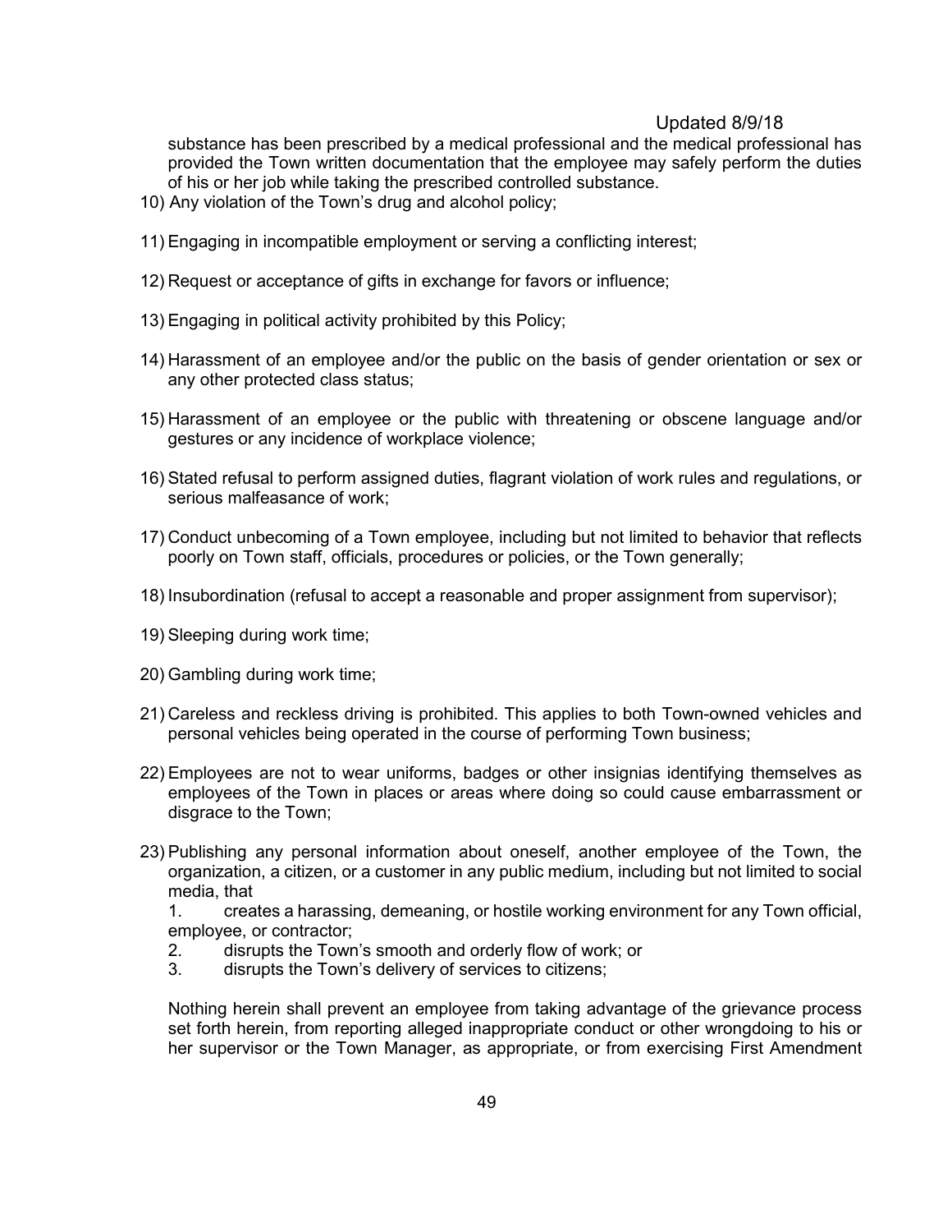substance has been prescribed by a medical professional and the medical professional has provided the Town written documentation that the employee may safely perform the duties of his or her job while taking the prescribed controlled substance.

10) Any violation of the Town's drug and alcohol policy;

11) Engaging in incompatible employment or serving a conflicting interest;

12) Request or acceptance of gifts in exchange for favors or influence;

13) Engaging in political activity prohibited by this Policy;

14) Harassment of an employee and/or the public on the basis of gender orientation or sex or any other protected class status;

15) Harassment of an employee or the public with threatening or obscene language and/or gestures or any incidence of workplace violence;

16) Stated refusal to perform assigned duties, flagrant violation of work rules and regulations, or serious malfeasance of work;

17) Conduct unbecoming of a Town employee, including but not limited to behavior that reflects poorly on Town staff, officials, procedures or policies, or the Town generally;

18) Insubordination (refusal to accept a reasonable and proper assignment from supervisor);

19) Sleeping during work time;

20) Gambling during work time;

21) Careless and reckless driving is prohibited. This applies to both Town-owned vehicles and personal vehicles being operated in the course of performing Town business;

22) Employees are not to wear uniforms, badges or other insignias identifying themselves as employees of the Town in places or areas where doing so could cause embarrassment or disgrace to the Town;

23) Publishing any personal information about oneself, another employee of the Town, the organization, a citizen, or a customer in any public medium, including but not limited to social media, that

    1. creates a harassing, demeaning, or hostile working environment for any Town official, employee, or contractor;
    2. disrupts the Town's smooth and orderly flow of work; or
    3. disrupts the Town's delivery of services to citizens;

    Nothing herein shall prevent an employee from taking advantage of the grievance process set forth herein, from reporting alleged inappropriate conduct or other wrongdoing to his or her supervisor or the Town Manager, as appropriate, or from exercising First Amendment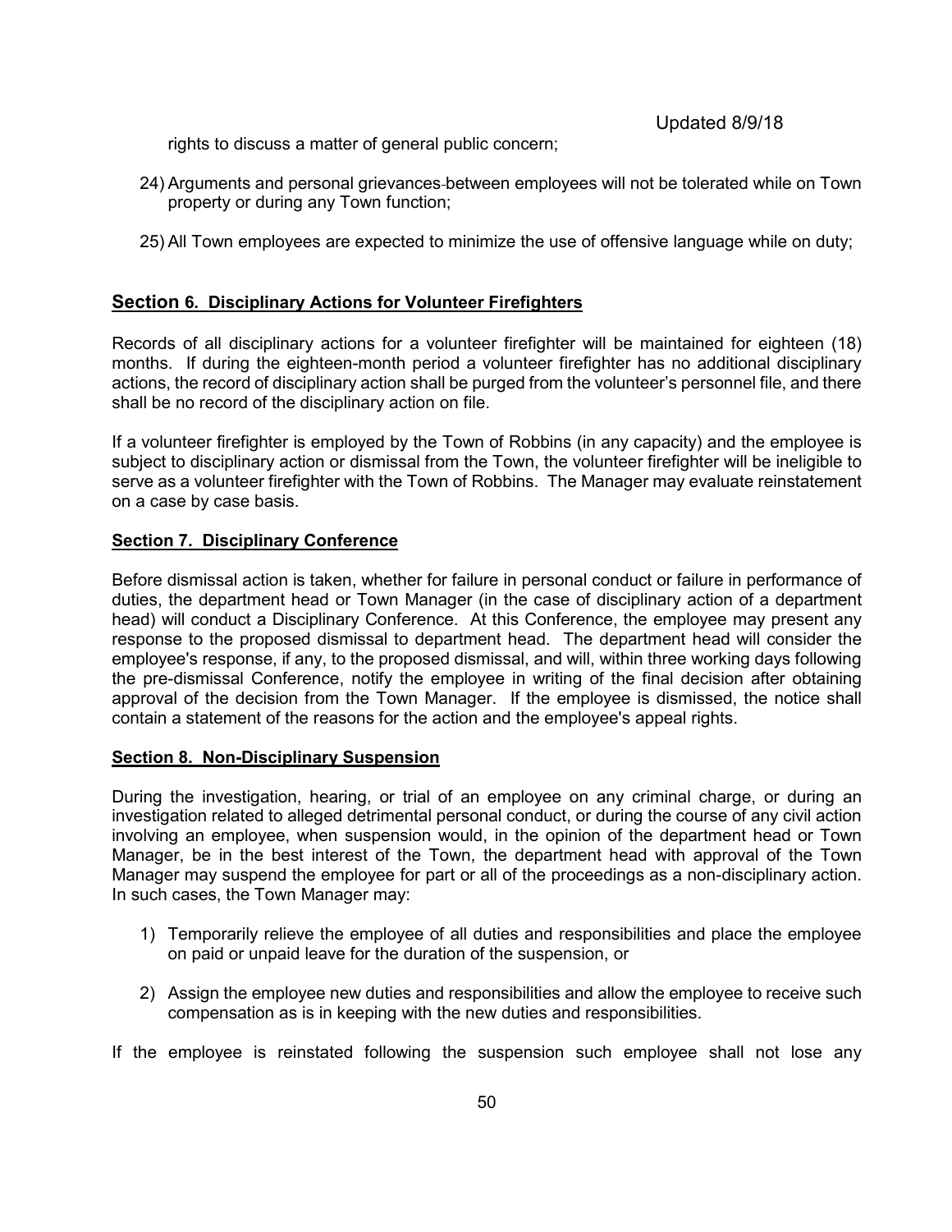rights to discuss a matter of general public concern;

24) Arguments and personal grievances between employees will not be tolerated while on Town property or during any Town function;

25) All Town employees are expected to minimize the use of offensive language while on duty;

## Section 6. Disciplinary Actions for Volunteer Firefighters

Records of all disciplinary actions for a volunteer firefighter will be maintained for eighteen (18) months. If during the eighteen-month period a volunteer firefighter has no additional disciplinary actions, the record of disciplinary action shall be purged from the volunteer's personnel file, and there shall be no record of the disciplinary action on file.

If a volunteer firefighter is employed by the Town of Robbins (in any capacity) and the employee is subject to disciplinary action or dismissal from the Town, the volunteer firefighter will be ineligible to serve as a volunteer firefighter with the Town of Robbins. The Manager may evaluate reinstatement on a case by case basis.

## Section 7. Disciplinary Conference

Before dismissal action is taken, whether for failure in personal conduct or failure in performance of duties, the department head or Town Manager (in the case of disciplinary action of a department head) will conduct a Disciplinary Conference. At this Conference, the employee may present any response to the proposed dismissal to department head. The department head will consider the employee's response, if any, to the proposed dismissal, and will, within three working days following the pre-dismissal Conference, notify the employee in writing of the final decision after obtaining approval of the decision from the Town Manager. If the employee is dismissed, the notice shall contain a statement of the reasons for the action and the employee's appeal rights.

## Section 8. Non-Disciplinary Suspension

During the investigation, hearing, or trial of an employee on any criminal charge, or during an investigation related to alleged detrimental personal conduct, or during the course of any civil action involving an employee, when suspension would, in the opinion of the department head or Town Manager, be in the best interest of the Town, the department head with approval of the Town Manager may suspend the employee for part or all of the proceedings as a non-disciplinary action. In such cases, the Town Manager may:

1) Temporarily relieve the employee of all duties and responsibilities and place the employee on paid or unpaid leave for the duration of the suspension, or

2) Assign the employee new duties and responsibilities and allow the employee to receive such compensation as is in keeping with the new duties and responsibilities.

If the employee is reinstated following the suspension such employee shall not lose any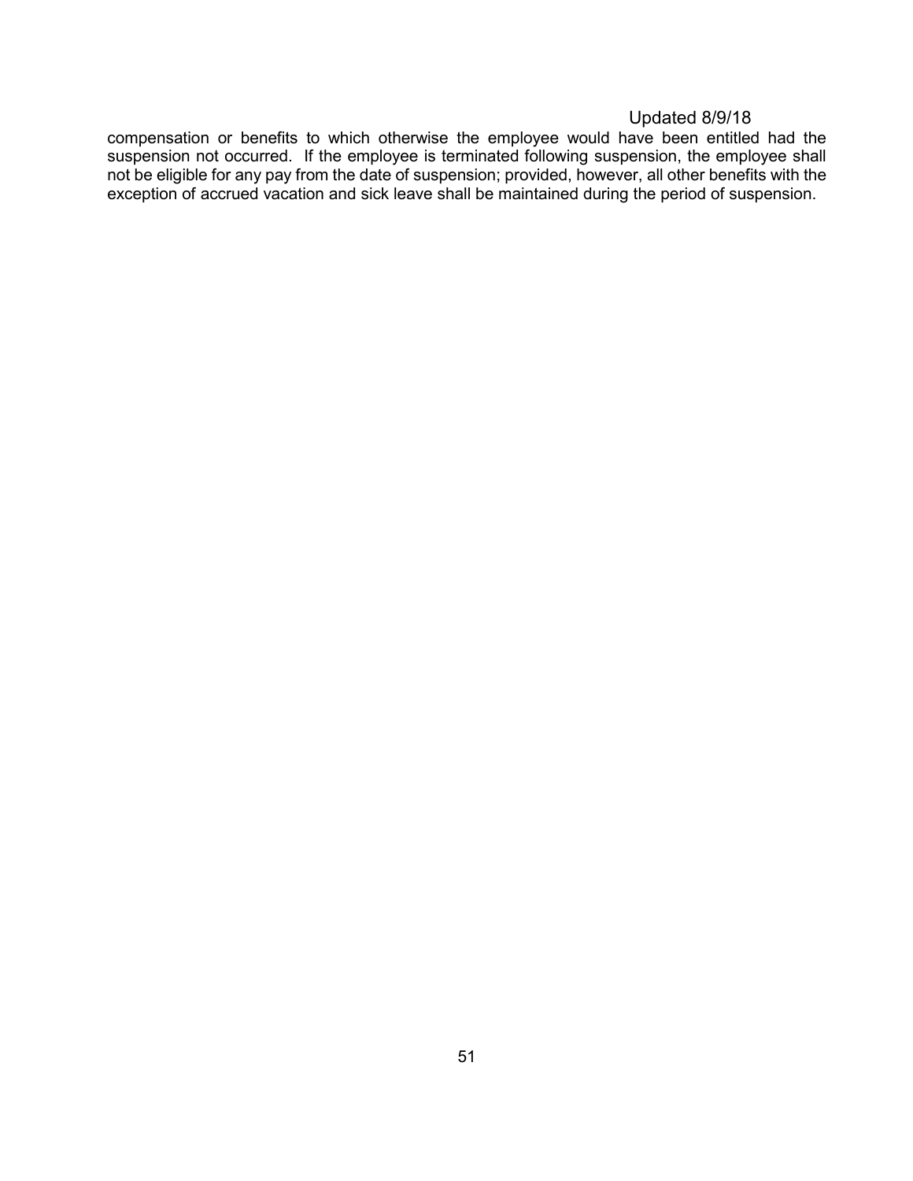compensation or benefits to which otherwise the employee would have been entitled had the suspension not occurred. If the employee is terminated following suspension, the employee shall not be eligible for any pay from the date of suspension; provided, however, all other benefits with the exception of accrued vacation and sick leave shall be maintained during the period of suspension.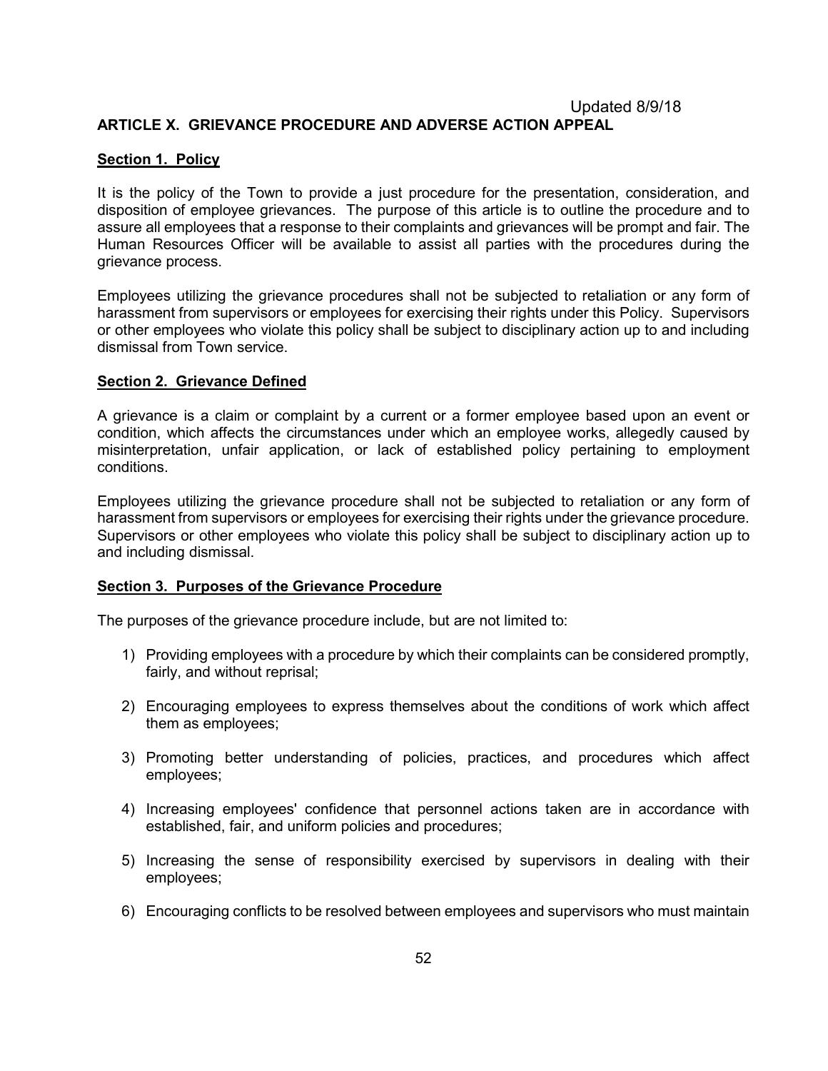Updated 8/9/18

## ARTICLE X. GRIEVANCE PROCEDURE AND ADVERSE ACTION APPEAL

### Section 1. Policy

It is the policy of the Town to provide a just procedure for the presentation, consideration, and disposition of employee grievances. The purpose of this article is to outline the procedure and to assure all employees that a response to their complaints and grievances will be prompt and fair. The Human Resources Officer will be available to assist all parties with the procedures during the grievance process.

Employees utilizing the grievance procedures shall not be subjected to retaliation or any form of harassment from supervisors or employees for exercising their rights under this Policy. Supervisors or other employees who violate this policy shall be subject to disciplinary action up to and including dismissal from Town service.

### Section 2. Grievance Defined

A grievance is a claim or complaint by a current or a former employee based upon an event or condition, which affects the circumstances under which an employee works, allegedly caused by misinterpretation, unfair application, or lack of established policy pertaining to employment conditions.

Employees utilizing the grievance procedure shall not be subjected to retaliation or any form of harassment from supervisors or employees for exercising their rights under the grievance procedure. Supervisors or other employees who violate this policy shall be subject to disciplinary action up to and including dismissal.

### Section 3. Purposes of the Grievance Procedure

The purposes of the grievance procedure include, but are not limited to:

1) Providing employees with a procedure by which their complaints can be considered promptly, fairly, and without reprisal;

2) Encouraging employees to express themselves about the conditions of work which affect them as employees;

3) Promoting better understanding of policies, practices, and procedures which affect employees;

4) Increasing employees' confidence that personnel actions taken are in accordance with established, fair, and uniform policies and procedures;

5) Increasing the sense of responsibility exercised by supervisors in dealing with their employees;

6) Encouraging conflicts to be resolved between employees and supervisors who must maintain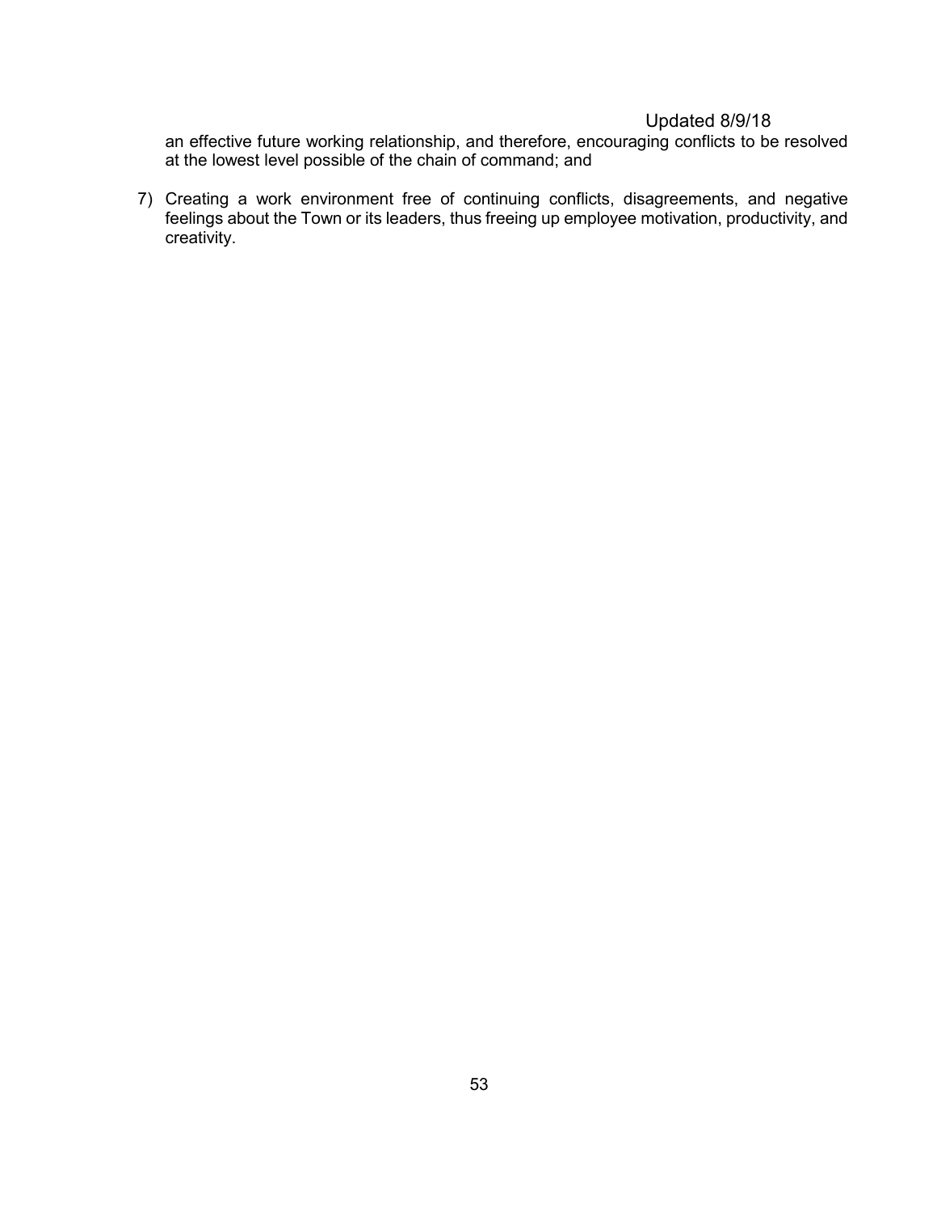an effective future working relationship, and therefore, encouraging conflicts to be resolved at the lowest level possible of the chain of command; and

7) Creating a work environment free of continuing conflicts, disagreements, and negative feelings about the Town or its leaders, thus freeing up employee motivation, productivity, and creativity.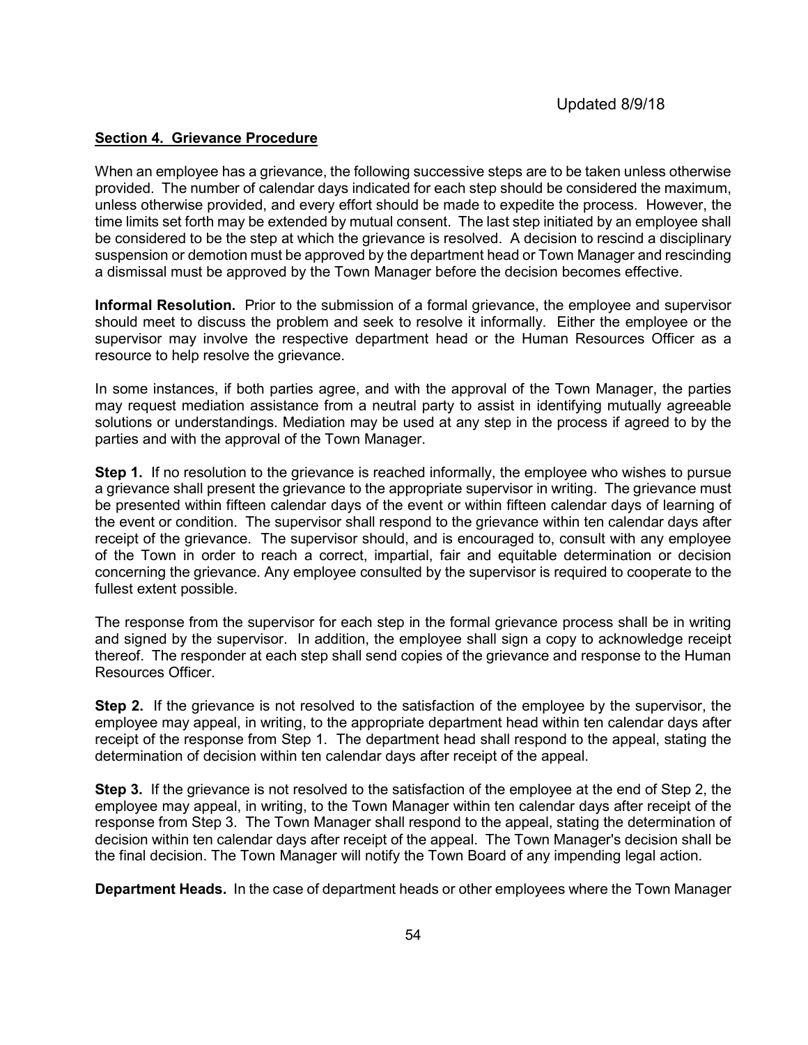Updated 8/9/18

**Section 4. Grievance Procedure**

When an employee has a grievance, the following successive steps are to be taken unless otherwise provided. The number of calendar days indicated for each step should be considered the maximum, unless otherwise provided, and every effort should be made to expedite the process. However, the time limits set forth may be extended by mutual consent. The last step initiated by an employee shall be considered to be the step at which the grievance is resolved. A decision to rescind a disciplinary suspension or demotion must be approved by the department head or Town Manager and rescinding a dismissal must be approved by the Town Manager before the decision becomes effective.

**Informal Resolution.** Prior to the submission of a formal grievance, the employee and supervisor should meet to discuss the problem and seek to resolve it informally. Either the employee or the supervisor may involve the respective department head or the Human Resources Officer as a resource to help resolve the grievance.

In some instances, if both parties agree, and with the approval of the Town Manager, the parties may request mediation assistance from a neutral party to assist in identifying mutually agreeable solutions or understandings. Mediation may be used at any step in the process if agreed to by the parties and with the approval of the Town Manager.

**Step 1.** If no resolution to the grievance is reached informally, the employee who wishes to pursue a grievance shall present the grievance to the appropriate supervisor in writing. The grievance must be presented within fifteen calendar days of the event or within fifteen calendar days of learning of the event or condition. The supervisor shall respond to the grievance within ten calendar days after receipt of the grievance. The supervisor should, and is encouraged to, consult with any employee of the Town in order to reach a correct, impartial, fair and equitable determination or decision concerning the grievance. Any employee consulted by the supervisor is required to cooperate to the fullest extent possible.

The response from the supervisor for each step in the formal grievance process shall be in writing and signed by the supervisor. In addition, the employee shall sign a copy to acknowledge receipt thereof. The responder at each step shall send copies of the grievance and response to the Human Resources Officer.

**Step 2.** If the grievance is not resolved to the satisfaction of the employee by the supervisor, the employee may appeal, in writing, to the appropriate department head within ten calendar days after receipt of the response from Step 1. The department head shall respond to the appeal, stating the determination of decision within ten calendar days after receipt of the appeal.

**Step 3.** If the grievance is not resolved to the satisfaction of the employee at the end of Step 2, the employee may appeal, in writing, to the Town Manager within ten calendar days after receipt of the response from Step 3. The Town Manager shall respond to the appeal, stating the determination of decision within ten calendar days after receipt of the appeal. The Town Manager's decision shall be the final decision. The Town Manager will notify the Town Board of any impending legal action.

**Department Heads.** In the case of department heads or other employees where the Town Manager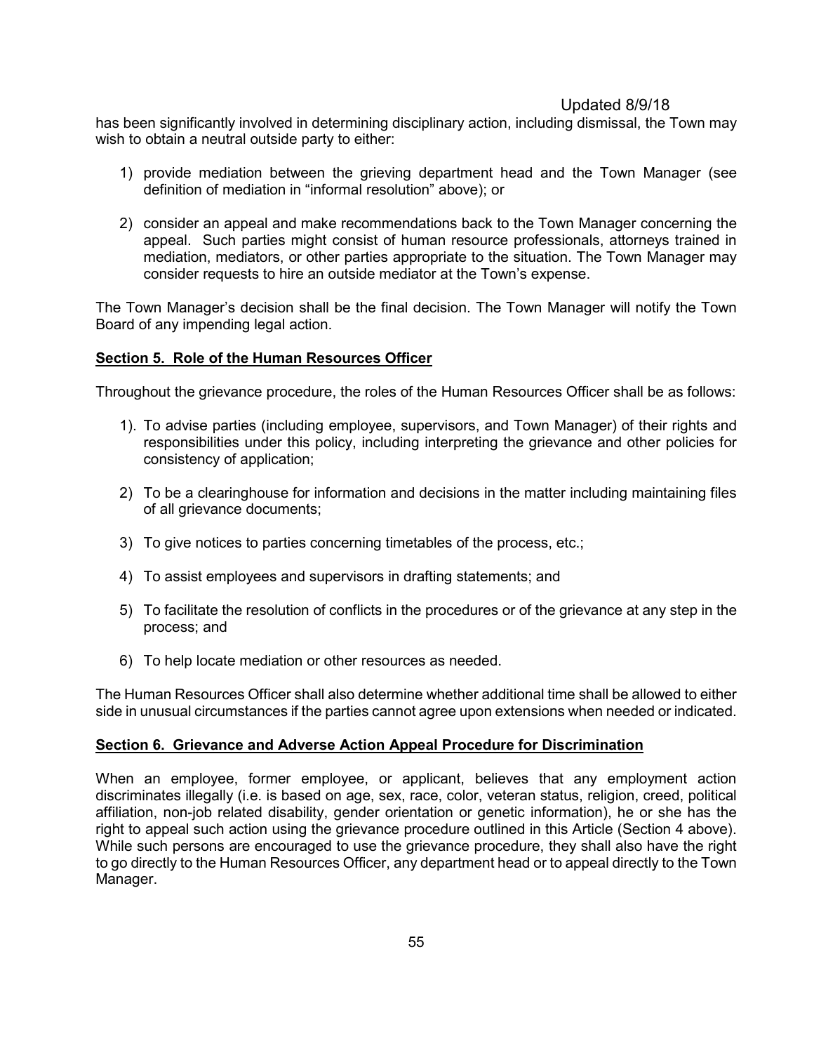has been significantly involved in determining disciplinary action, including dismissal, the Town may wish to obtain a neutral outside party to either:

1) provide mediation between the grieving department head and the Town Manager (see definition of mediation in "informal resolution" above); or

2) consider an appeal and make recommendations back to the Town Manager concerning the appeal. Such parties might consist of human resource professionals, attorneys trained in mediation, mediators, or other parties appropriate to the situation. The Town Manager may consider requests to hire an outside mediator at the Town's expense.

The Town Manager's decision shall be the final decision. The Town Manager will notify the Town Board of any impending legal action.

**Section 5. Role of the Human Resources Officer**

Throughout the grievance procedure, the roles of the Human Resources Officer shall be as follows:

1). To advise parties (including employee, supervisors, and Town Manager) of their rights and responsibilities under this policy, including interpreting the grievance and other policies for consistency of application;

2) To be a clearinghouse for information and decisions in the matter including maintaining files of all grievance documents;

3) To give notices to parties concerning timetables of the process, etc.;

4) To assist employees and supervisors in drafting statements; and

5) To facilitate the resolution of conflicts in the procedures or of the grievance at any step in the process; and

6) To help locate mediation or other resources as needed.

The Human Resources Officer shall also determine whether additional time shall be allowed to either side in unusual circumstances if the parties cannot agree upon extensions when needed or indicated.

**Section 6. Grievance and Adverse Action Appeal Procedure for Discrimination**

When an employee, former employee, or applicant, believes that any employment action discriminates illegally (i.e. is based on age, sex, race, color, veteran status, religion, creed, political affiliation, non-job related disability, gender orientation or genetic information), he or she has the right to appeal such action using the grievance procedure outlined in this Article (Section 4 above). While such persons are encouraged to use the grievance procedure, they shall also have the right to go directly to the Human Resources Officer, any department head or to appeal directly to the Town Manager.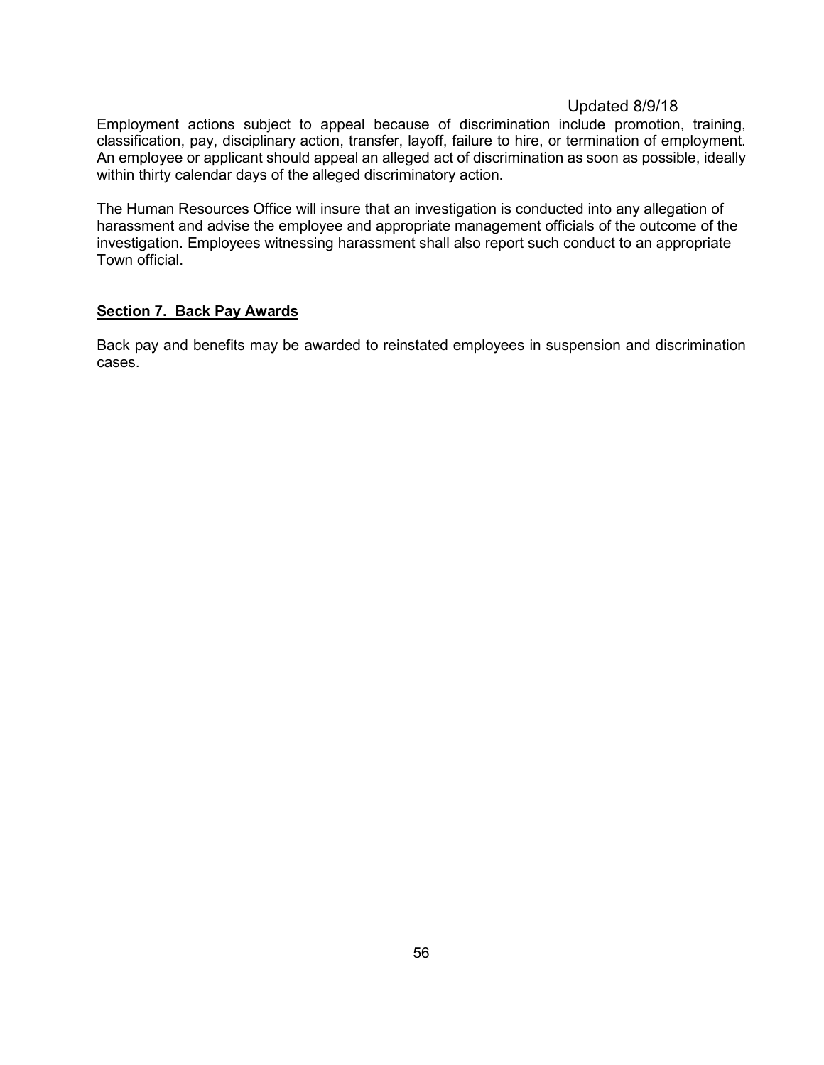Updated 8/9/18

Employment actions subject to appeal because of discrimination include promotion, training, classification, pay, disciplinary action, transfer, layoff, failure to hire, or termination of employment. An employee or applicant should appeal an alleged act of discrimination as soon as possible, ideally within thirty calendar days of the alleged discriminatory action.

The Human Resources Office will insure that an investigation is conducted into any allegation of harassment and advise the employee and appropriate management officials of the outcome of the investigation. Employees witnessing harassment shall also report such conduct to an appropriate Town official.

**Section 7. Back Pay Awards**

Back pay and benefits may be awarded to reinstated employees in suspension and discrimination cases.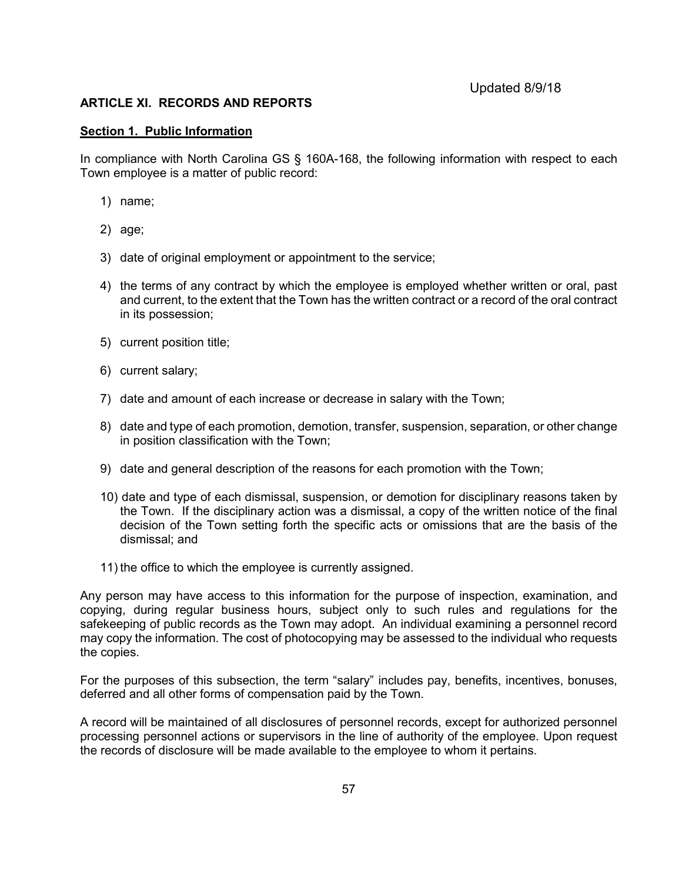Updated 8/9/18

## ARTICLE XI. RECORDS AND REPORTS

### Section 1. Public Information

In compliance with North Carolina GS § 160A-168, the following information with respect to each Town employee is a matter of public record:

1) name;

2) age;

3) date of original employment or appointment to the service;

4) the terms of any contract by which the employee is employed whether written or oral, past and current, to the extent that the Town has the written contract or a record of the oral contract in its possession;

5) current position title;

6) current salary;

7) date and amount of each increase or decrease in salary with the Town;

8) date and type of each promotion, demotion, transfer, suspension, separation, or other change in position classification with the Town;

9) date and general description of the reasons for each promotion with the Town;

10) date and type of each dismissal, suspension, or demotion for disciplinary reasons taken by the Town. If the disciplinary action was a dismissal, a copy of the written notice of the final decision of the Town setting forth the specific acts or omissions that are the basis of the dismissal; and

11) the office to which the employee is currently assigned.

Any person may have access to this information for the purpose of inspection, examination, and copying, during regular business hours, subject only to such rules and regulations for the safekeeping of public records as the Town may adopt. An individual examining a personnel record may copy the information. The cost of photocopying may be assessed to the individual who requests the copies.

For the purposes of this subsection, the term "salary" includes pay, benefits, incentives, bonuses, deferred and all other forms of compensation paid by the Town.

A record will be maintained of all disclosures of personnel records, except for authorized personnel processing personnel actions or supervisors in the line of authority of the employee. Upon request the records of disclosure will be made available to the employee to whom it pertains.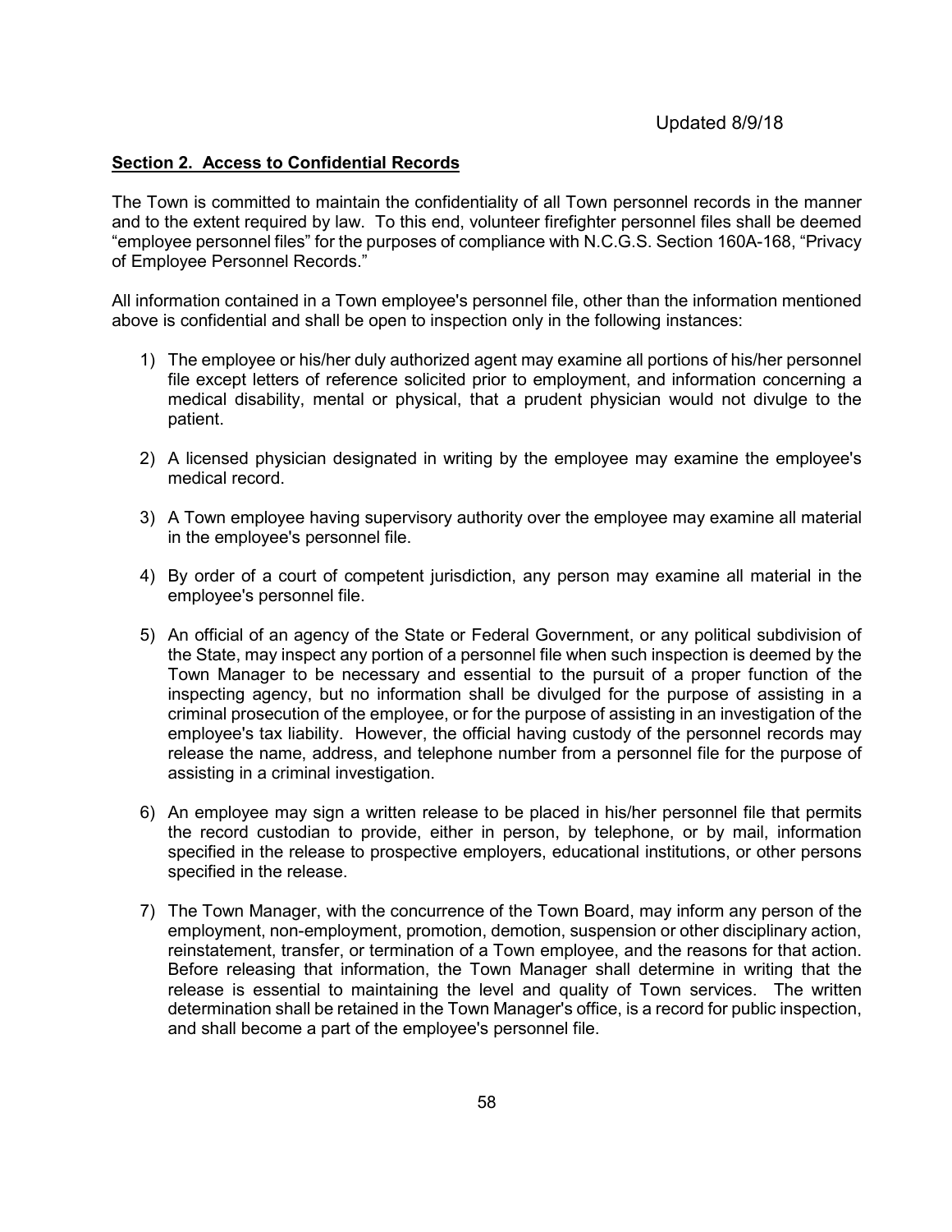Updated 8/9/18

**Section 2. Access to Confidential Records**

The Town is committed to maintain the confidentiality of all Town personnel records in the manner and to the extent required by law. To this end, volunteer firefighter personnel files shall be deemed "employee personnel files" for the purposes of compliance with N.C.G.S. Section 160A-168, "Privacy of Employee Personnel Records."

All information contained in a Town employee's personnel file, other than the information mentioned above is confidential and shall be open to inspection only in the following instances:

1) The employee or his/her duly authorized agent may examine all portions of his/her personnel file except letters of reference solicited prior to employment, and information concerning a medical disability, mental or physical, that a prudent physician would not divulge to the patient.

2) A licensed physician designated in writing by the employee may examine the employee's medical record.

3) A Town employee having supervisory authority over the employee may examine all material in the employee's personnel file.

4) By order of a court of competent jurisdiction, any person may examine all material in the employee's personnel file.

5) An official of an agency of the State or Federal Government, or any political subdivision of the State, may inspect any portion of a personnel file when such inspection is deemed by the Town Manager to be necessary and essential to the pursuit of a proper function of the inspecting agency, but no information shall be divulged for the purpose of assisting in a criminal prosecution of the employee, or for the purpose of assisting in an investigation of the employee's tax liability. However, the official having custody of the personnel records may release the name, address, and telephone number from a personnel file for the purpose of assisting in a criminal investigation.

6) An employee may sign a written release to be placed in his/her personnel file that permits the record custodian to provide, either in person, by telephone, or by mail, information specified in the release to prospective employers, educational institutions, or other persons specified in the release.

7) The Town Manager, with the concurrence of the Town Board, may inform any person of the employment, non-employment, promotion, demotion, suspension or other disciplinary action, reinstatement, transfer, or termination of a Town employee, and the reasons for that action. Before releasing that information, the Town Manager shall determine in writing that the release is essential to maintaining the level and quality of Town services. The written determination shall be retained in the Town Manager's office, is a record for public inspection, and shall become a part of the employee's personnel file.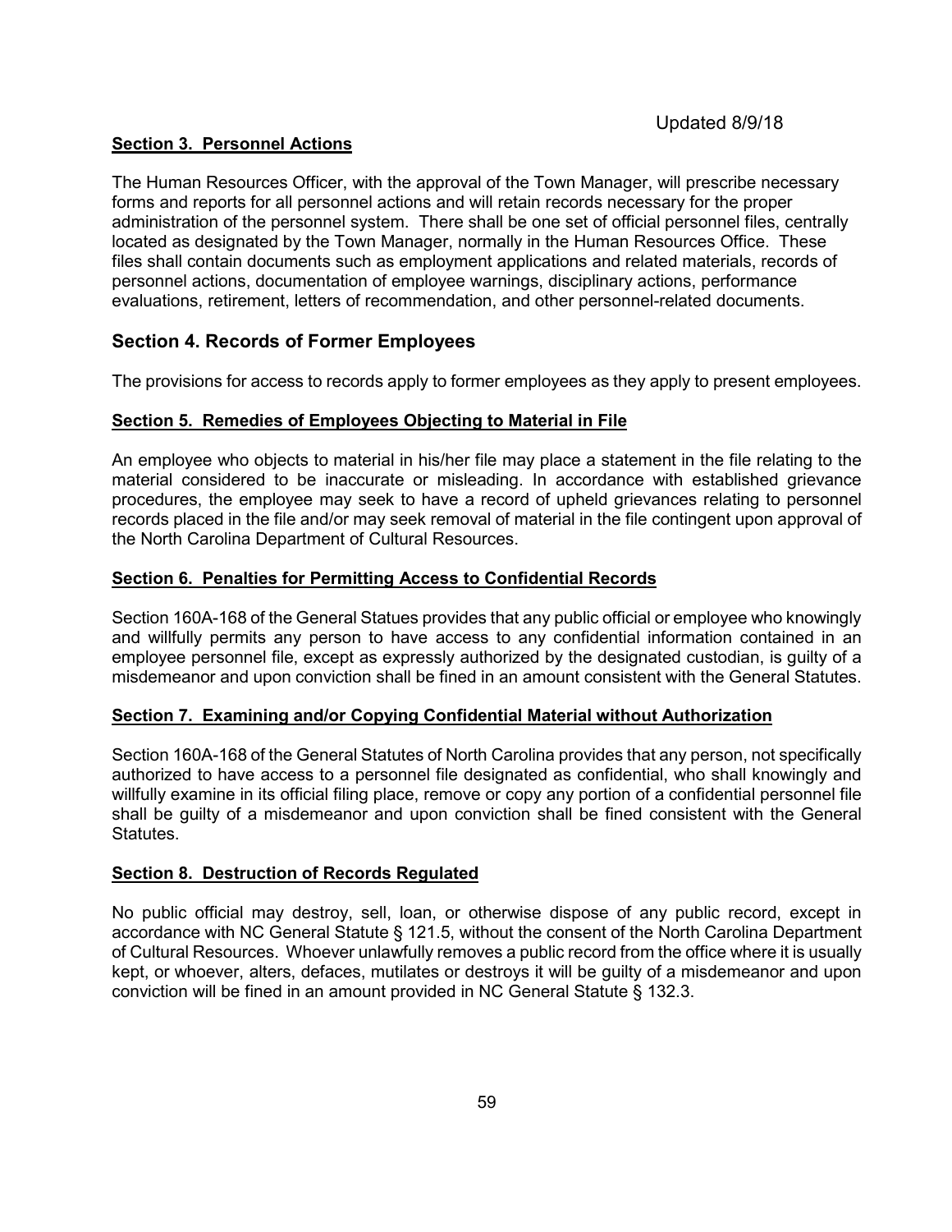Updated 8/9/18

## Section 3. Personnel Actions

The Human Resources Officer, with the approval of the Town Manager, will prescribe necessary forms and reports for all personnel actions and will retain records necessary for the proper administration of the personnel system. There shall be one set of official personnel files, centrally located as designated by the Town Manager, normally in the Human Resources Office. These files shall contain documents such as employment applications and related materials, records of personnel actions, documentation of employee warnings, disciplinary actions, performance evaluations, retirement, letters of recommendation, and other personnel-related documents.

## Section 4. Records of Former Employees

The provisions for access to records apply to former employees as they apply to present employees.

## Section 5. Remedies of Employees Objecting to Material in File

An employee who objects to material in his/her file may place a statement in the file relating to the material considered to be inaccurate or misleading. In accordance with established grievance procedures, the employee may seek to have a record of upheld grievances relating to personnel records placed in the file and/or may seek removal of material in the file contingent upon approval of the North Carolina Department of Cultural Resources.

## Section 6. Penalties for Permitting Access to Confidential Records

Section 160A-168 of the General Statues provides that any public official or employee who knowingly and willfully permits any person to have access to any confidential information contained in an employee personnel file, except as expressly authorized by the designated custodian, is guilty of a misdemeanor and upon conviction shall be fined in an amount consistent with the General Statutes.

## Section 7. Examining and/or Copying Confidential Material without Authorization

Section 160A-168 of the General Statutes of North Carolina provides that any person, not specifically authorized to have access to a personnel file designated as confidential, who shall knowingly and willfully examine in its official filing place, remove or copy any portion of a confidential personnel file shall be guilty of a misdemeanor and upon conviction shall be fined consistent with the General Statutes.

## Section 8. Destruction of Records Regulated

No public official may destroy, sell, loan, or otherwise dispose of any public record, except in accordance with NC General Statute § 121.5, without the consent of the North Carolina Department of Cultural Resources. Whoever unlawfully removes a public record from the office where it is usually kept, or whoever, alters, defaces, mutilates or destroys it will be guilty of a misdemeanor and upon conviction will be fined in an amount provided in NC General Statute § 132.3.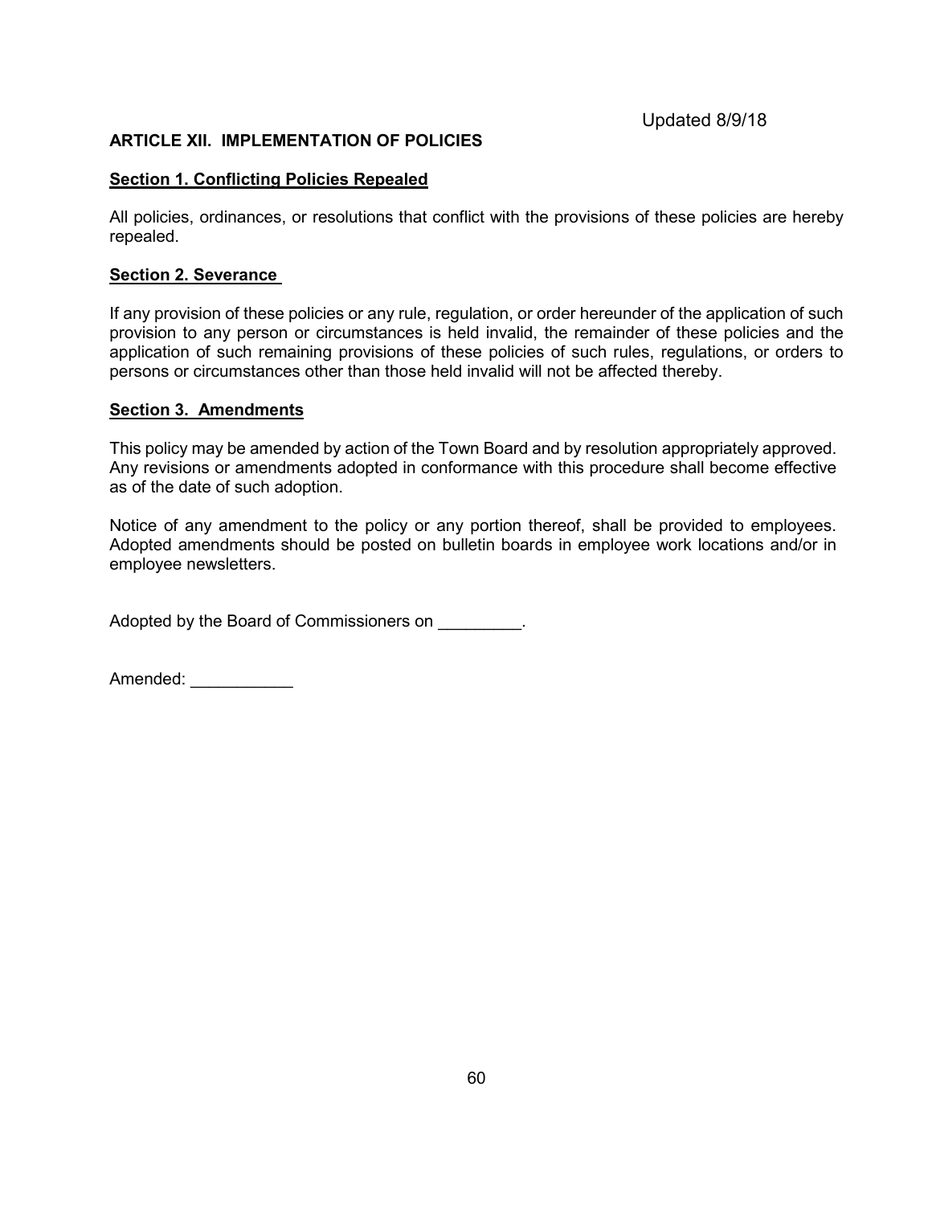Updated 8/9/18

## ARTICLE XII. IMPLEMENTATION OF POLICIES

### Section 1. Conflicting Policies Repealed

All policies, ordinances, or resolutions that conflict with the provisions of these policies are hereby repealed.

### Section 2. Severance

If any provision of these policies or any rule, regulation, or order hereunder of the application of such provision to any person or circumstances is held invalid, the remainder of these policies and the application of such remaining provisions of these policies of such rules, regulations, or orders to persons or circumstances other than those held invalid will not be affected thereby.

### Section 3. Amendments

This policy may be amended by action of the Town Board and by resolution appropriately approved. Any revisions or amendments adopted in conformance with this procedure shall become effective as of the date of such adoption.

Notice of any amendment to the policy or any portion thereof, shall be provided to employees. Adopted amendments should be posted on bulletin boards in employee work locations and/or in employee newsletters.

Adopted by the Board of Commissioners on _________.

Amended: ___________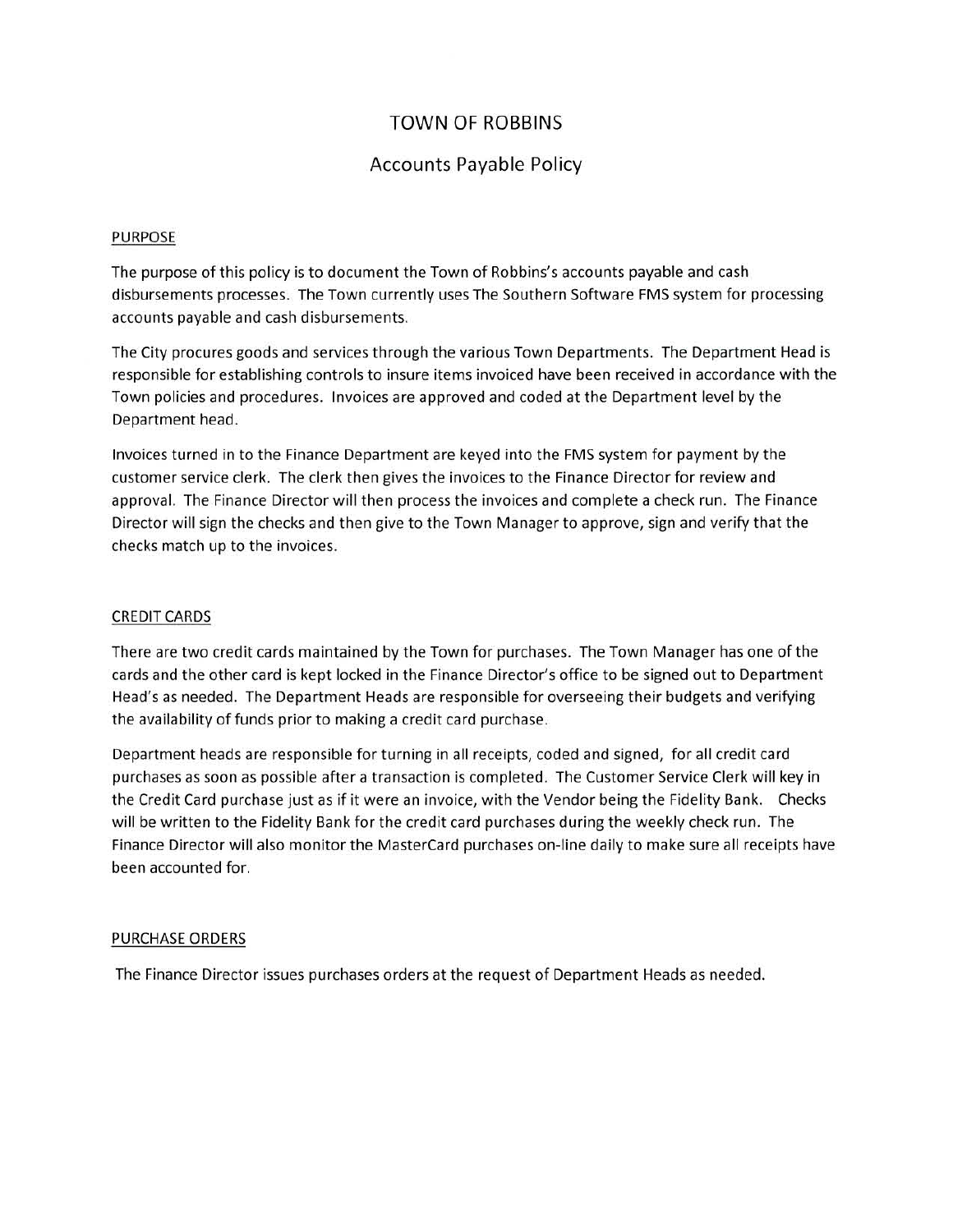# TOWN OF ROBBINS

## Accounts Payable Policy

### PURPOSE

The purpose of this policy is to document the Town of Robbins's accounts payable and cash disbursements processes. The Town currently uses The Southern Software FMS system for processing accounts payable and cash disbursements.

The City procures goods and services through the various Town Departments. The Department Head is responsible for establishing controls to insure items invoiced have been received in accordance with the Town policies and procedures. Invoices are approved and coded at the Department level by the Department head.

Invoices turned in to the Finance Department are keyed into the FMS system for payment by the customer service clerk. The clerk then gives the invoices to the Finance Director for review and approval. The Finance Director will then process the invoices and complete a check run. The Finance Director will sign the checks and then give to the Town Manager to approve, sign and verify that the checks match up to the invoices.

### CREDIT CARDS

There are two credit cards maintained by the Town for purchases. The Town Manager has one of the cards and the other card is kept locked in the Finance Director's office to be signed out to Department Head's as needed. The Department Heads are responsible for overseeing their budgets and verifying the availability of funds prior to making a credit card purchase.

Department heads are responsible for turning in all receipts, coded and signed, for all credit card purchases as soon as possible after a transaction is completed. The Customer Service Clerk will key in the Credit Card purchase just as if it were an invoice, with the Vendor being the Fidelity Bank. Checks will be written to the Fidelity Bank for the credit card purchases during the weekly check run. The Finance Director will also monitor the MasterCard purchases on-line daily to make sure all receipts have been accounted for.

### PURCHASE ORDERS

The Finance Director issues purchases orders at the request of Department Heads as needed.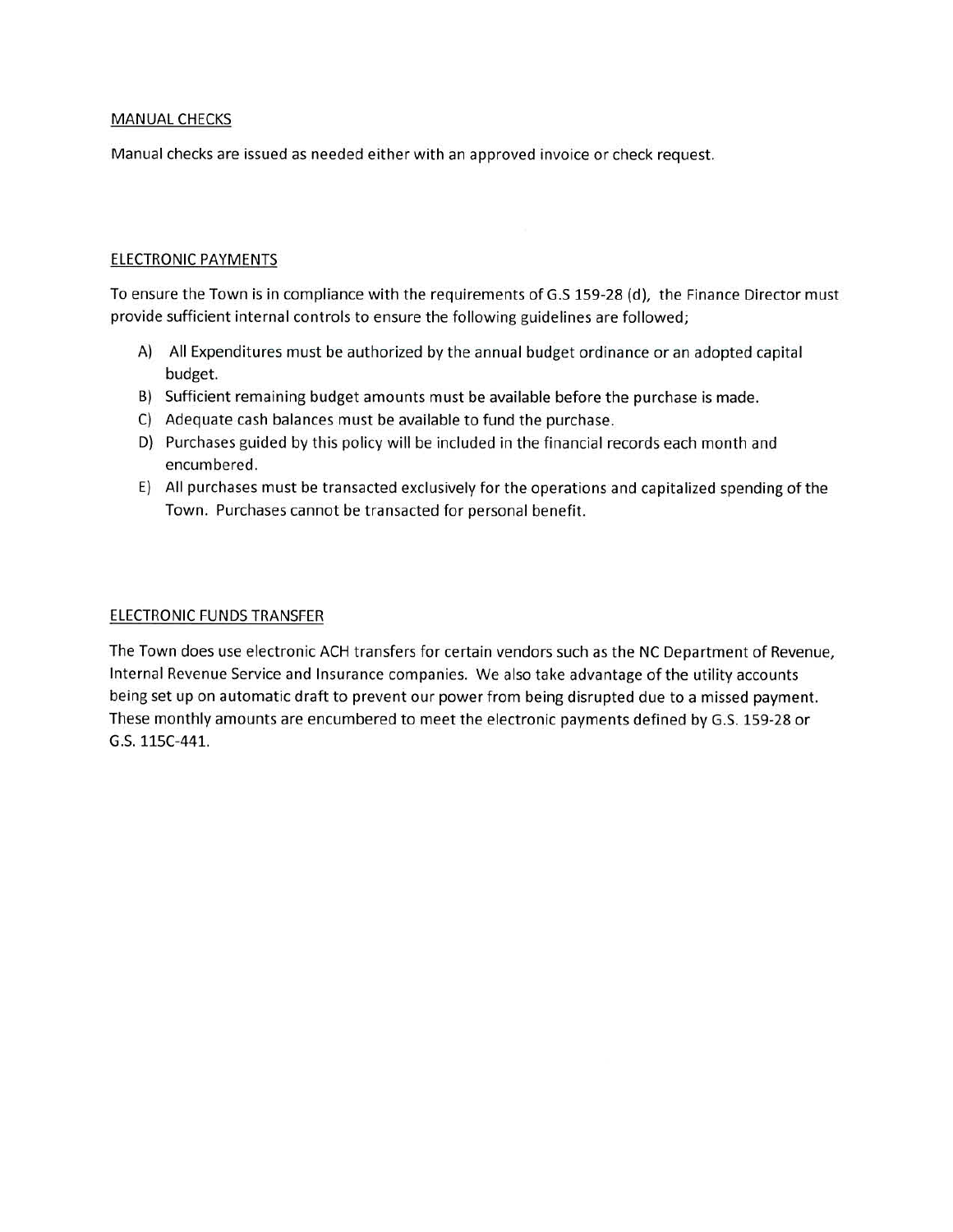## MANUAL CHECKS

Manual checks are issued as needed either with an approved invoice or check request.

## ELECTRONIC PAYMENTS

To ensure the Town is in compliance with the requirements of G.S 159-28 (d), the Finance Director must provide sufficient internal controls to ensure the following guidelines are followed;

A) All Expenditures must be authorized by the annual budget ordinance or an adopted capital budget.
B) Sufficient remaining budget amounts must be available before the purchase is made.
C) Adequate cash balances must be available to fund the purchase.
D) Purchases guided by this policy will be included in the financial records each month and encumbered.
E) All purchases must be transacted exclusively for the operations and capitalized spending of the Town. Purchases cannot be transacted for personal benefit.

## ELECTRONIC FUNDS TRANSFER

The Town does use electronic ACH transfers for certain vendors such as the NC Department of Revenue, Internal Revenue Service and Insurance companies. We also take advantage of the utility accounts being set up on automatic draft to prevent our power from being disrupted due to a missed payment. These monthly amounts are encumbered to meet the electronic payments defined by G.S. 159-28 or G.S. 115C-441.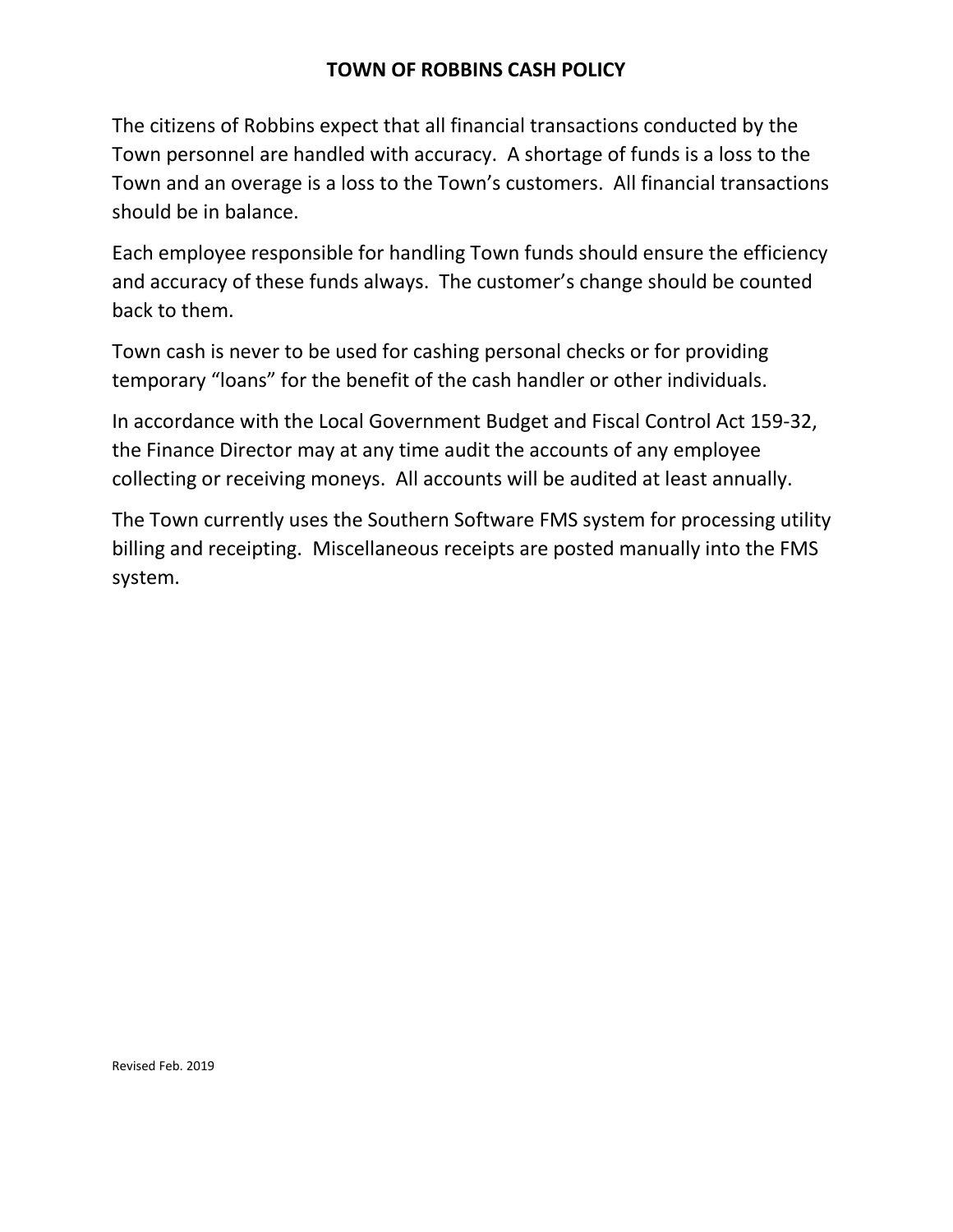# TOWN OF ROBBINS CASH POLICY

The citizens of Robbins expect that all financial transactions conducted by the Town personnel are handled with accuracy. A shortage of funds is a loss to the Town and an overage is a loss to the Town's customers. All financial transactions should be in balance.

Each employee responsible for handling Town funds should ensure the efficiency and accuracy of these funds always. The customer's change should be counted back to them.

Town cash is never to be used for cashing personal checks or for providing temporary "loans" for the benefit of the cash handler or other individuals.

In accordance with the Local Government Budget and Fiscal Control Act 159-32, the Finance Director may at any time audit the accounts of any employee collecting or receiving moneys. All accounts will be audited at least annually.

The Town currently uses the Southern Software FMS system for processing utility billing and receipting. Miscellaneous receipts are posted manually into the FMS system.

Revised Feb. 2019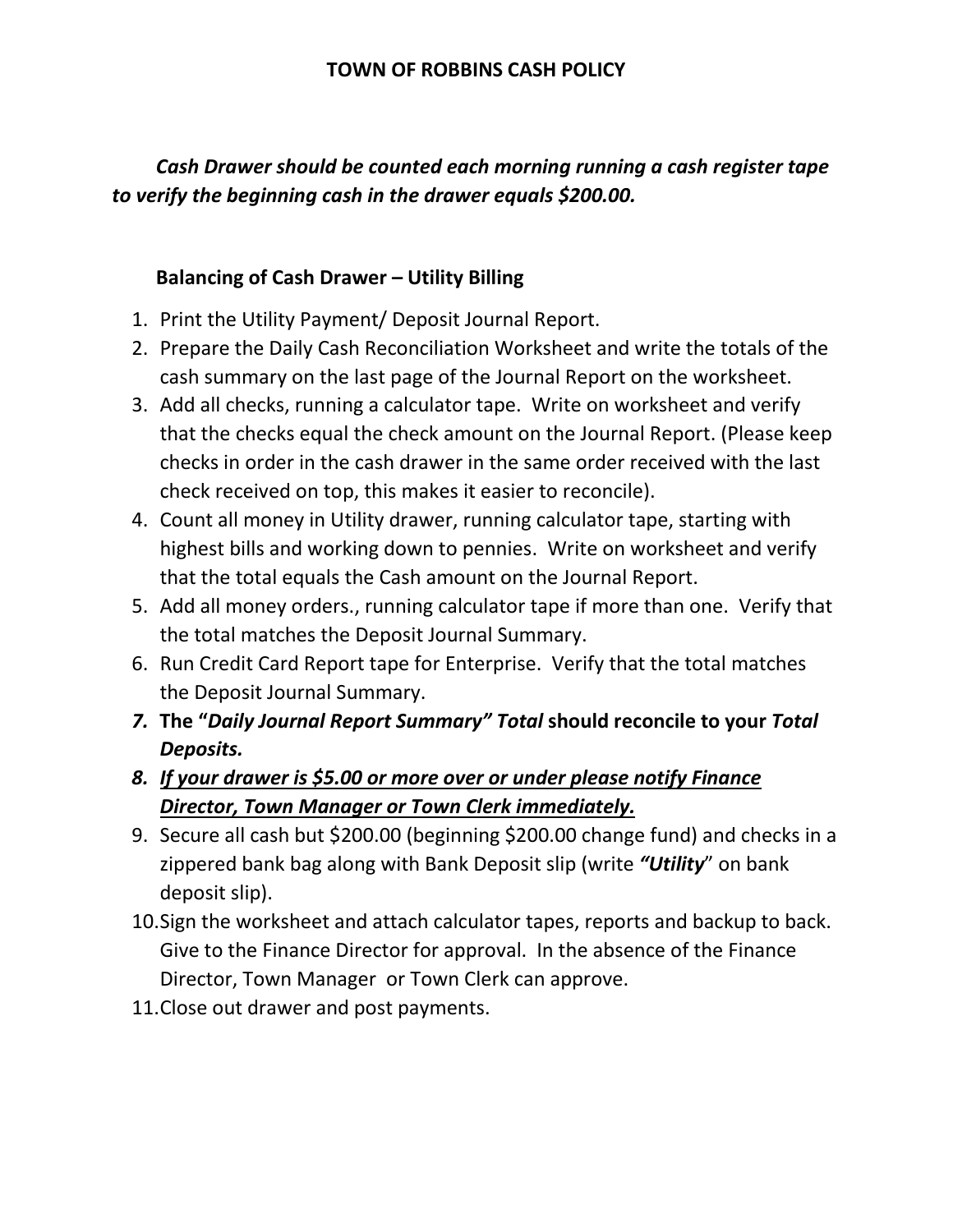# TOWN OF ROBBINS CASH POLICY

***Cash Drawer should be counted each morning running a cash register tape to verify the beginning cash in the drawer equals $200.00.***

**Balancing of Cash Drawer – Utility Billing**

1. Print the Utility Payment/ Deposit Journal Report.
2. Prepare the Daily Cash Reconciliation Worksheet and write the totals of the cash summary on the last page of the Journal Report on the worksheet.
3. Add all checks, running a calculator tape. Write on worksheet and verify that the checks equal the check amount on the Journal Report. (Please keep checks in order in the cash drawer in the same order received with the last check received on top, this makes it easier to reconcile).
4. Count all money in Utility drawer, running calculator tape, starting with highest bills and working down to pennies. Write on worksheet and verify that the total equals the Cash amount on the Journal Report.
5. Add all money orders., running calculator tape if more than one. Verify that the total matches the Deposit Journal Summary.
6. Run Credit Card Report tape for Enterprise. Verify that the total matches the Deposit Journal Summary.
7. **The "*Daily Journal Report Summary" Total* should reconcile to your *Total Deposits.***
8. ***<u>If your drawer is $5.00 or more over or under please notify Finance Director, Town Manager or Town Clerk immediately.</u>***
9. Secure all cash but $200.00 (beginning $200.00 change fund) and checks in a zippered bank bag along with Bank Deposit slip (write ***"Utility***" on bank deposit slip).
10. Sign the worksheet and attach calculator tapes, reports and backup to back. Give to the Finance Director for approval. In the absence of the Finance Director, Town Manager or Town Clerk can approve.
11. Close out drawer and post payments.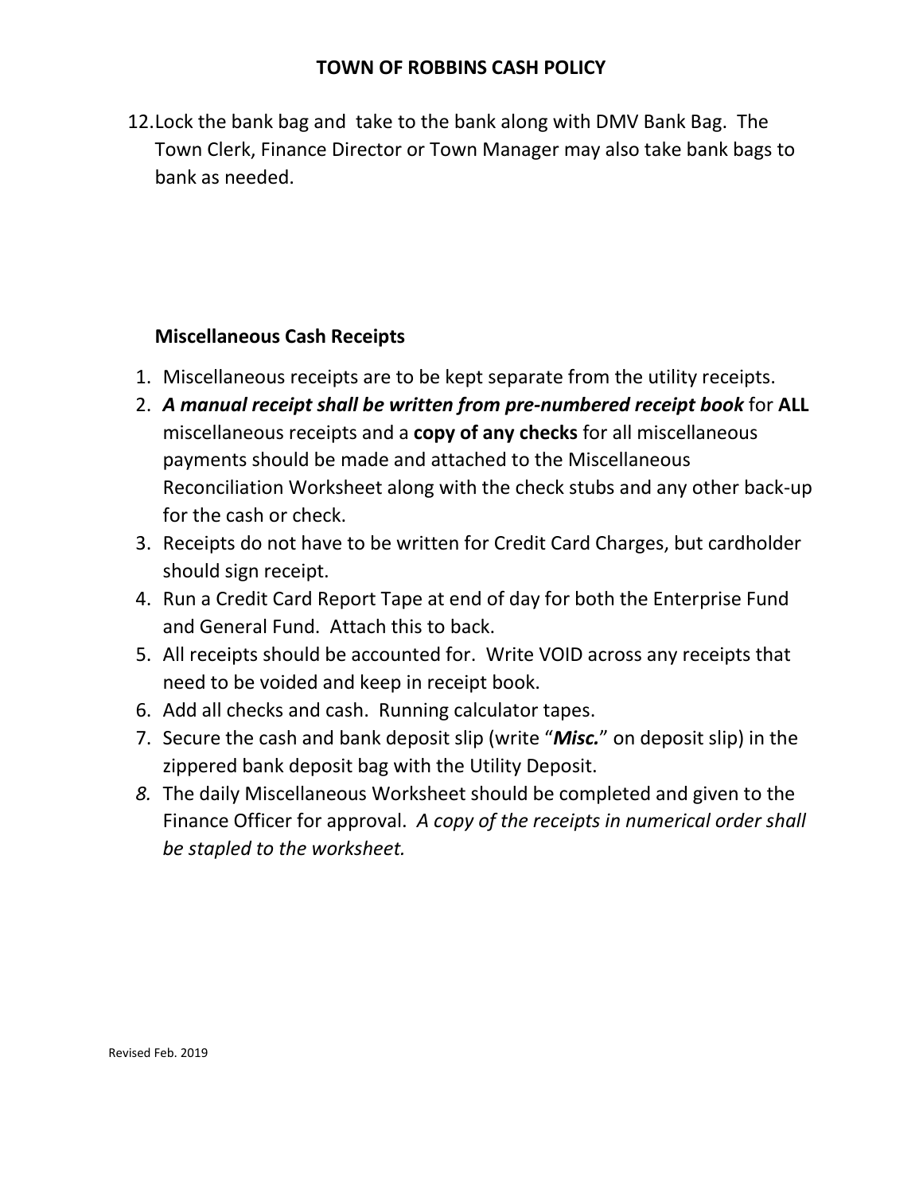12. Lock the bank bag and take to the bank along with DMV Bank Bag. The Town Clerk, Finance Director or Town Manager may also take bank bags to bank as needed.

**Miscellaneous Cash Receipts**

1. Miscellaneous receipts are to be kept separate from the utility receipts.
2. ***A manual receipt shall be written from pre-numbered receipt book*** for **ALL** miscellaneous receipts and a **copy of any checks** for all miscellaneous payments should be made and attached to the Miscellaneous Reconciliation Worksheet along with the check stubs and any other back-up for the cash or check.
3. Receipts do not have to be written for Credit Card Charges, but cardholder should sign receipt.
4. Run a Credit Card Report Tape at end of day for both the Enterprise Fund and General Fund. Attach this to back.
5. All receipts should be accounted for. Write VOID across any receipts that need to be voided and keep in receipt book.
6. Add all checks and cash. Running calculator tapes.
7. Secure the cash and bank deposit slip (write "***Misc.***" on deposit slip) in the zippered bank deposit bag with the Utility Deposit.
8. The daily Miscellaneous Worksheet should be completed and given to the Finance Officer for approval. *A copy of the receipts in numerical order shall be stapled to the worksheet.*